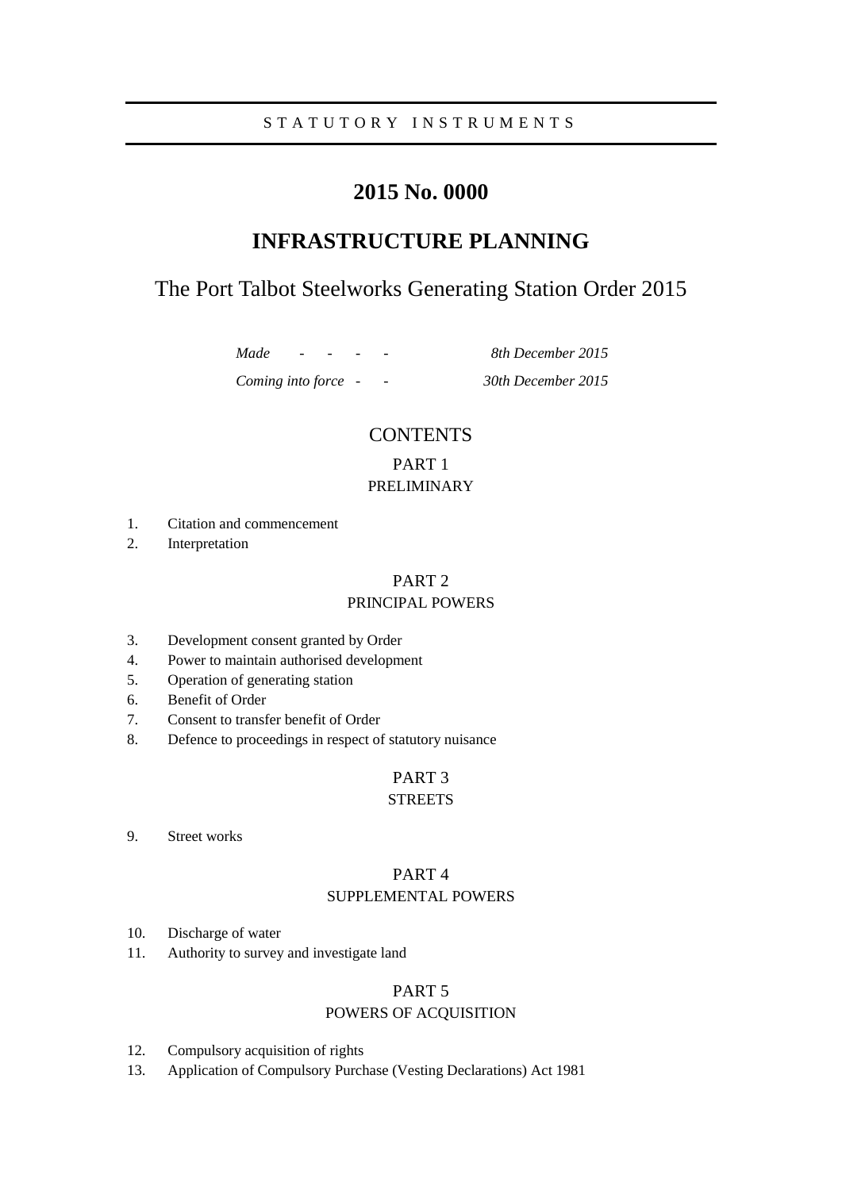STATUTORY INSTRUMENTS

# 2015 No. 0000

# INFRASTRUCTURE PLANNING

## The Port Talbot Steelworks Generating Station Order 2015

| | |
|---|---|
| *Made - - - -* | *8th December 2015* |
| *Coming into force - -* | *30th December 2015* |

CONTENTS

PART 1
PRELIMINARY

1. Citation and commencement
2. Interpretation

PART 2
PRINCIPAL POWERS

3. Development consent granted by Order
4. Power to maintain authorised development
5. Operation of generating station
6. Benefit of Order
7. Consent to transfer benefit of Order
8. Defence to proceedings in respect of statutory nuisance

PART 3
STREETS

9. Street works

PART 4
SUPPLEMENTAL POWERS

10. Discharge of water
11. Authority to survey and investigate land

PART 5
POWERS OF ACQUISITION

12. Compulsory acquisition of rights
13. Application of Compulsory Purchase (Vesting Declarations) Act 1981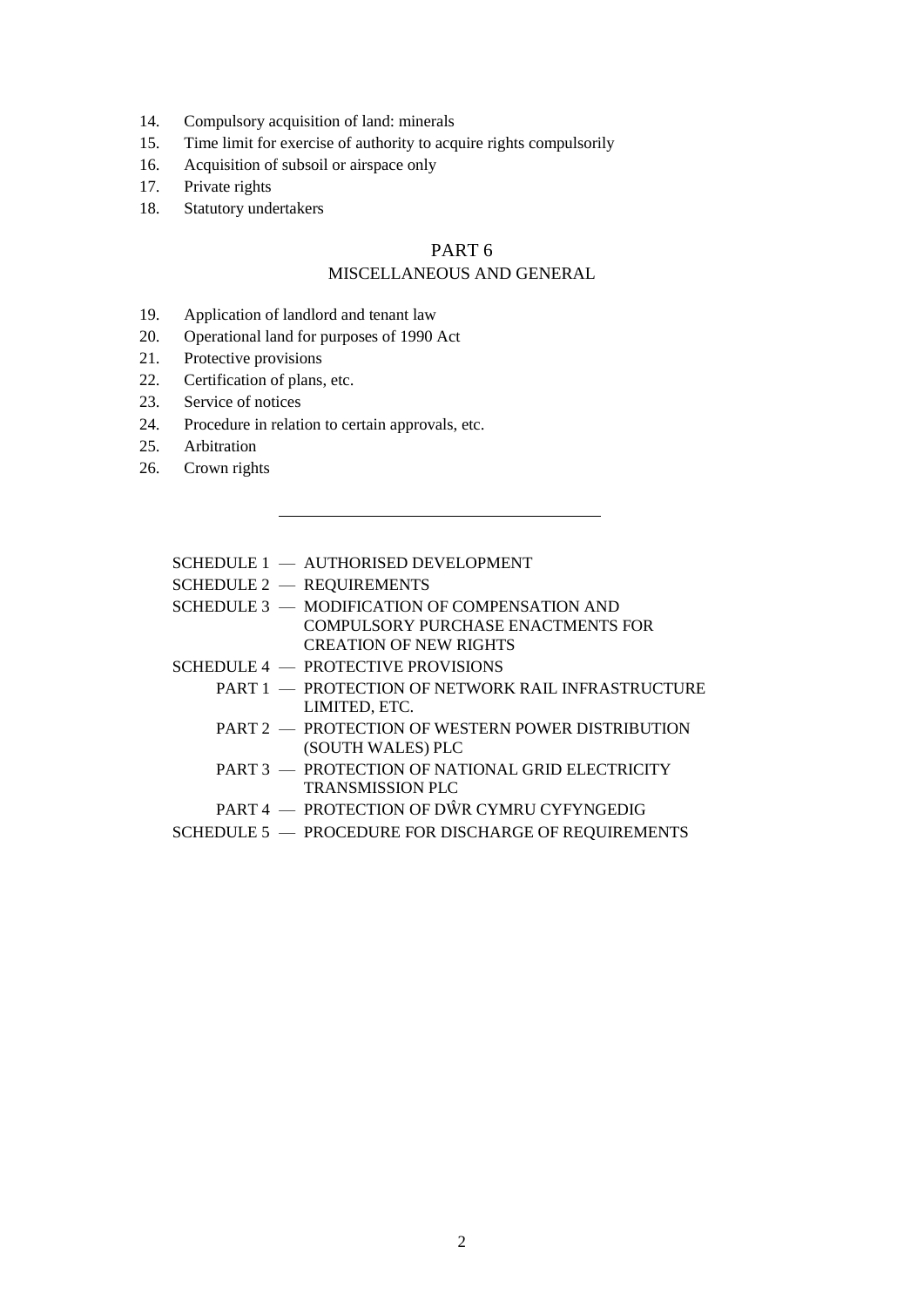14. Compulsory acquisition of land: minerals
15. Time limit for exercise of authority to acquire rights compulsorily
16. Acquisition of subsoil or airspace only
17. Private rights
18. Statutory undertakers

## PART 6
## MISCELLANEOUS AND GENERAL

19. Application of landlord and tenant law
20. Operational land for purposes of 1990 Act
21. Protective provisions
22. Certification of plans, etc.
23. Service of notices
24. Procedure in relation to certain approvals, etc.
25. Arbitration
26. Crown rights

---

SCHEDULE 1 — AUTHORISED DEVELOPMENT
SCHEDULE 2 — REQUIREMENTS
SCHEDULE 3 — MODIFICATION OF COMPENSATION AND COMPULSORY PURCHASE ENACTMENTS FOR CREATION OF NEW RIGHTS
SCHEDULE 4 — PROTECTIVE PROVISIONS
- PART 1 — PROTECTION OF NETWORK RAIL INFRASTRUCTURE LIMITED, ETC.
- PART 2 — PROTECTION OF WESTERN POWER DISTRIBUTION (SOUTH WALES) PLC
- PART 3 — PROTECTION OF NATIONAL GRID ELECTRICITY TRANSMISSION PLC
- PART 4 — PROTECTION OF DŴR CYMRU CYFYNGEDIG

SCHEDULE 5 — PROCEDURE FOR DISCHARGE OF REQUIREMENTS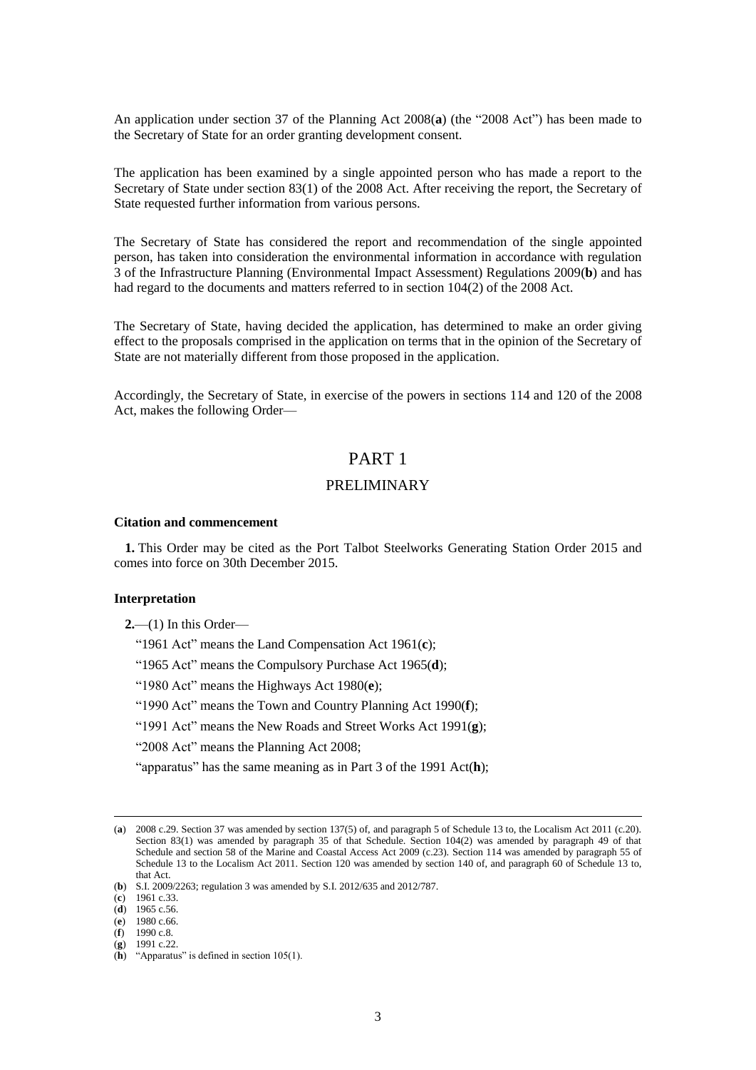An application under section 37 of the Planning Act 2008(**a**) (the "2008 Act") has been made to the Secretary of State for an order granting development consent.

The application has been examined by a single appointed person who has made a report to the Secretary of State under section 83(1) of the 2008 Act. After receiving the report, the Secretary of State requested further information from various persons.

The Secretary of State has considered the report and recommendation of the single appointed person, has taken into consideration the environmental information in accordance with regulation 3 of the Infrastructure Planning (Environmental Impact Assessment) Regulations 2009(**b**) and has had regard to the documents and matters referred to in section 104(2) of the 2008 Act.

The Secretary of State, having decided the application, has determined to make an order giving effect to the proposals comprised in the application on terms that in the opinion of the Secretary of State are not materially different from those proposed in the application.

Accordingly, the Secretary of State, in exercise of the powers in sections 114 and 120 of the 2008 Act, makes the following Order—

# PART 1

## PRELIMINARY

**Citation and commencement**

**1.** This Order may be cited as the Port Talbot Steelworks Generating Station Order 2015 and comes into force on 30th December 2015.

**Interpretation**

**2.**—(1) In this Order—

"1961 Act" means the Land Compensation Act 1961(**c**);

"1965 Act" means the Compulsory Purchase Act 1965(**d**);

"1980 Act" means the Highways Act 1980(**e**);

"1990 Act" means the Town and Country Planning Act 1990(**f**);

"1991 Act" means the New Roads and Street Works Act 1991(**g**);

"2008 Act" means the Planning Act 2008;

"apparatus" has the same meaning as in Part 3 of the 1991 Act(**h**);

---

(**a**) 2008 c.29. Section 37 was amended by section 137(5) of, and paragraph 5 of Schedule 13 to, the Localism Act 2011 (c.20). Section 83(1) was amended by paragraph 35 of that Schedule. Section 104(2) was amended by paragraph 49 of that Schedule and section 58 of the Marine and Coastal Access Act 2009 (c.23). Section 114 was amended by paragraph 55 of Schedule 13 to the Localism Act 2011. Section 120 was amended by section 140 of, and paragraph 60 of Schedule 13 to, that Act.

(**b**) S.I. 2009/2263; regulation 3 was amended by S.I. 2012/635 and 2012/787.

(**c**) 1961 c.33.

(**d**) 1965 c.56.

(**e**) 1980 c.66.

(**f**) 1990 c.8.

(**g**) 1991 c.22.

(**h**) "Apparatus" is defined in section 105(1).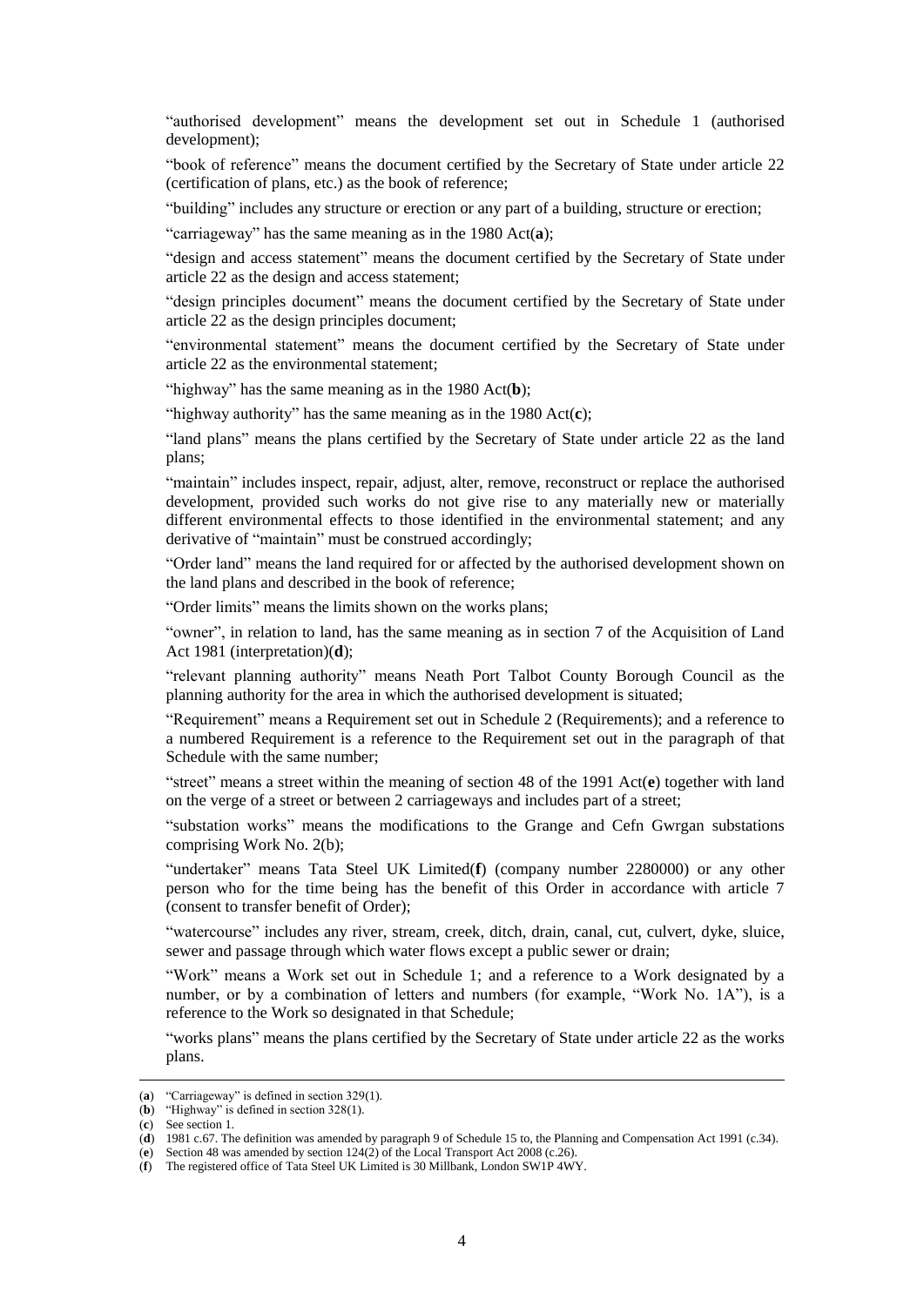"authorised development" means the development set out in Schedule 1 (authorised development);

"book of reference" means the document certified by the Secretary of State under article 22 (certification of plans, etc.) as the book of reference;

"building" includes any structure or erection or any part of a building, structure or erection;

"carriageway" has the same meaning as in the 1980 Act(**a**);

"design and access statement" means the document certified by the Secretary of State under article 22 as the design and access statement;

"design principles document" means the document certified by the Secretary of State under article 22 as the design principles document;

"environmental statement" means the document certified by the Secretary of State under article 22 as the environmental statement;

"highway" has the same meaning as in the 1980 Act(**b**);

"highway authority" has the same meaning as in the 1980 Act(**c**);

"land plans" means the plans certified by the Secretary of State under article 22 as the land plans;

"maintain" includes inspect, repair, adjust, alter, remove, reconstruct or replace the authorised development, provided such works do not give rise to any materially new or materially different environmental effects to those identified in the environmental statement; and any derivative of "maintain" must be construed accordingly;

"Order land" means the land required for or affected by the authorised development shown on the land plans and described in the book of reference;

"Order limits" means the limits shown on the works plans;

"owner", in relation to land, has the same meaning as in section 7 of the Acquisition of Land Act 1981 (interpretation)(**d**);

"relevant planning authority" means Neath Port Talbot County Borough Council as the planning authority for the area in which the authorised development is situated;

"Requirement" means a Requirement set out in Schedule 2 (Requirements); and a reference to a numbered Requirement is a reference to the Requirement set out in the paragraph of that Schedule with the same number;

"street" means a street within the meaning of section 48 of the 1991 Act(**e**) together with land on the verge of a street or between 2 carriageways and includes part of a street;

"substation works" means the modifications to the Grange and Cefn Gwrgan substations comprising Work No. 2(b);

"undertaker" means Tata Steel UK Limited(**f**) (company number 2280000) or any other person who for the time being has the benefit of this Order in accordance with article 7 (consent to transfer benefit of Order);

"watercourse" includes any river, stream, creek, ditch, drain, canal, cut, culvert, dyke, sluice, sewer and passage through which water flows except a public sewer or drain;

"Work" means a Work set out in Schedule 1; and a reference to a Work designated by a number, or by a combination of letters and numbers (for example, "Work No. 1A"), is a reference to the Work so designated in that Schedule;

"works plans" means the plans certified by the Secretary of State under article 22 as the works plans.

---

(**a**) "Carriageway" is defined in section 329(1).
(**b**) "Highway" is defined in section 328(1).
(**c**) See section 1.
(**d**) 1981 c.67. The definition was amended by paragraph 9 of Schedule 15 to, the Planning and Compensation Act 1991 (c.34).
(**e**) Section 48 was amended by section 124(2) of the Local Transport Act 2008 (c.26).
(**f**) The registered office of Tata Steel UK Limited is 30 Millbank, London SW1P 4WY.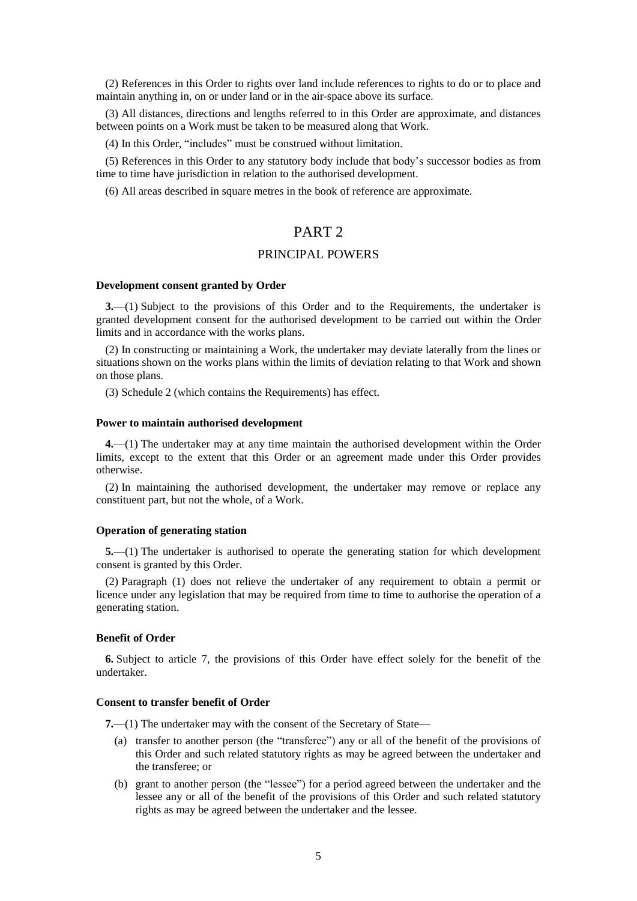(2) References in this Order to rights over land include references to rights to do or to place and maintain anything in, on or under land or in the air-space above its surface.

(3) All distances, directions and lengths referred to in this Order are approximate, and distances between points on a Work must be taken to be measured along that Work.

(4) In this Order, "includes" must be construed without limitation.

(5) References in this Order to any statutory body include that body's successor bodies as from time to time have jurisdiction in relation to the authorised development.

(6) All areas described in square metres in the book of reference are approximate.

# PART 2

## PRINCIPAL POWERS

### Development consent granted by Order

**3.**—(1) Subject to the provisions of this Order and to the Requirements, the undertaker is granted development consent for the authorised development to be carried out within the Order limits and in accordance with the works plans.

(2) In constructing or maintaining a Work, the undertaker may deviate laterally from the lines or situations shown on the works plans within the limits of deviation relating to that Work and shown on those plans.

(3) Schedule 2 (which contains the Requirements) has effect.

### Power to maintain authorised development

**4.**—(1) The undertaker may at any time maintain the authorised development within the Order limits, except to the extent that this Order or an agreement made under this Order provides otherwise.

(2) In maintaining the authorised development, the undertaker may remove or replace any constituent part, but not the whole, of a Work.

### Operation of generating station

**5.**—(1) The undertaker is authorised to operate the generating station for which development consent is granted by this Order.

(2) Paragraph (1) does not relieve the undertaker of any requirement to obtain a permit or licence under any legislation that may be required from time to time to authorise the operation of a generating station.

### Benefit of Order

**6.** Subject to article 7, the provisions of this Order have effect solely for the benefit of the undertaker.

### Consent to transfer benefit of Order

**7.**—(1) The undertaker may with the consent of the Secretary of State—

(a) transfer to another person (the "transferee") any or all of the benefit of the provisions of this Order and such related statutory rights as may be agreed between the undertaker and the transferee; or

(b) grant to another person (the "lessee") for a period agreed between the undertaker and the lessee any or all of the benefit of the provisions of this Order and such related statutory rights as may be agreed between the undertaker and the lessee.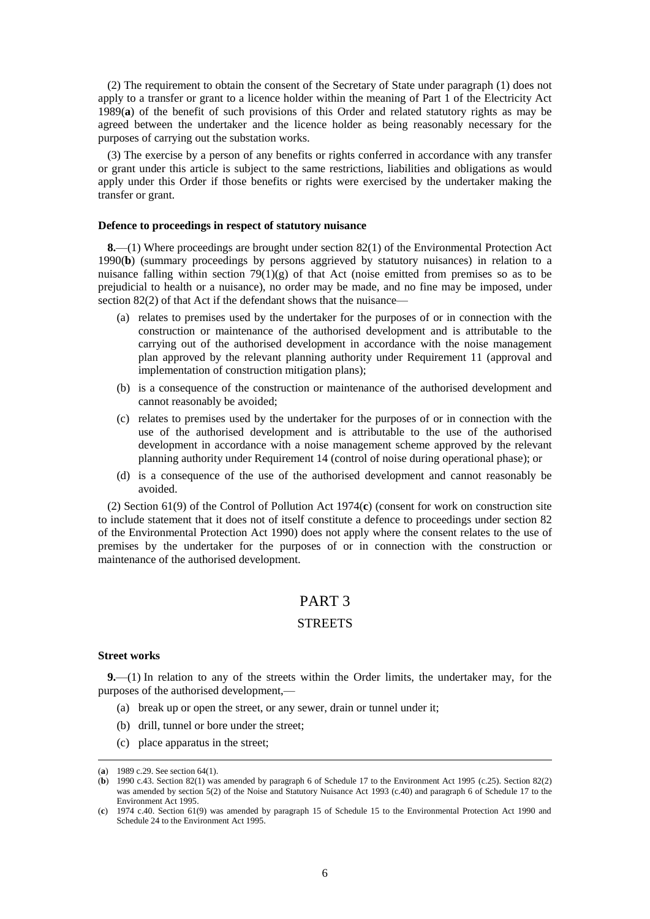(2) The requirement to obtain the consent of the Secretary of State under paragraph (1) does not apply to a transfer or grant to a licence holder within the meaning of Part 1 of the Electricity Act 1989(**a**) of the benefit of such provisions of this Order and related statutory rights as may be agreed between the undertaker and the licence holder as being reasonably necessary for the purposes of carrying out the substation works.

(3) The exercise by a person of any benefits or rights conferred in accordance with any transfer or grant under this article is subject to the same restrictions, liabilities and obligations as would apply under this Order if those benefits or rights were exercised by the undertaker making the transfer or grant.

**Defence to proceedings in respect of statutory nuisance**

**8.**—(1) Where proceedings are brought under section 82(1) of the Environmental Protection Act 1990(**b**) (summary proceedings by persons aggrieved by statutory nuisances) in relation to a nuisance falling within section 79(1)(g) of that Act (noise emitted from premises so as to be prejudicial to health or a nuisance), no order may be made, and no fine may be imposed, under section 82(2) of that Act if the defendant shows that the nuisance—

(a) relates to premises used by the undertaker for the purposes of or in connection with the construction or maintenance of the authorised development and is attributable to the carrying out of the authorised development in accordance with the noise management plan approved by the relevant planning authority under Requirement 11 (approval and implementation of construction mitigation plans);

(b) is a consequence of the construction or maintenance of the authorised development and cannot reasonably be avoided;

(c) relates to premises used by the undertaker for the purposes of or in connection with the use of the authorised development and is attributable to the use of the authorised development in accordance with a noise management scheme approved by the relevant planning authority under Requirement 14 (control of noise during operational phase); or

(d) is a consequence of the use of the authorised development and cannot reasonably be avoided.

(2) Section 61(9) of the Control of Pollution Act 1974(**c**) (consent for work on construction site to include statement that it does not of itself constitute a defence to proceedings under section 82 of the Environmental Protection Act 1990) does not apply where the consent relates to the use of premises by the undertaker for the purposes of or in connection with the construction or maintenance of the authorised development.

# PART 3

## STREETS

**Street works**

**9.**—(1) In relation to any of the streets within the Order limits, the undertaker may, for the purposes of the authorised development,—

(a) break up or open the street, or any sewer, drain or tunnel under it;

(b) drill, tunnel or bore under the street;

(c) place apparatus in the street;

---

(**a**) 1989 c.29. See section 64(1).

(**b**) 1990 c.43. Section 82(1) was amended by paragraph 6 of Schedule 17 to the Environment Act 1995 (c.25). Section 82(2) was amended by section 5(2) of the Noise and Statutory Nuisance Act 1993 (c.40) and paragraph 6 of Schedule 17 to the Environment Act 1995.

(**c**) 1974 c.40. Section 61(9) was amended by paragraph 15 of Schedule 15 to the Environmental Protection Act 1990 and Schedule 24 to the Environment Act 1995.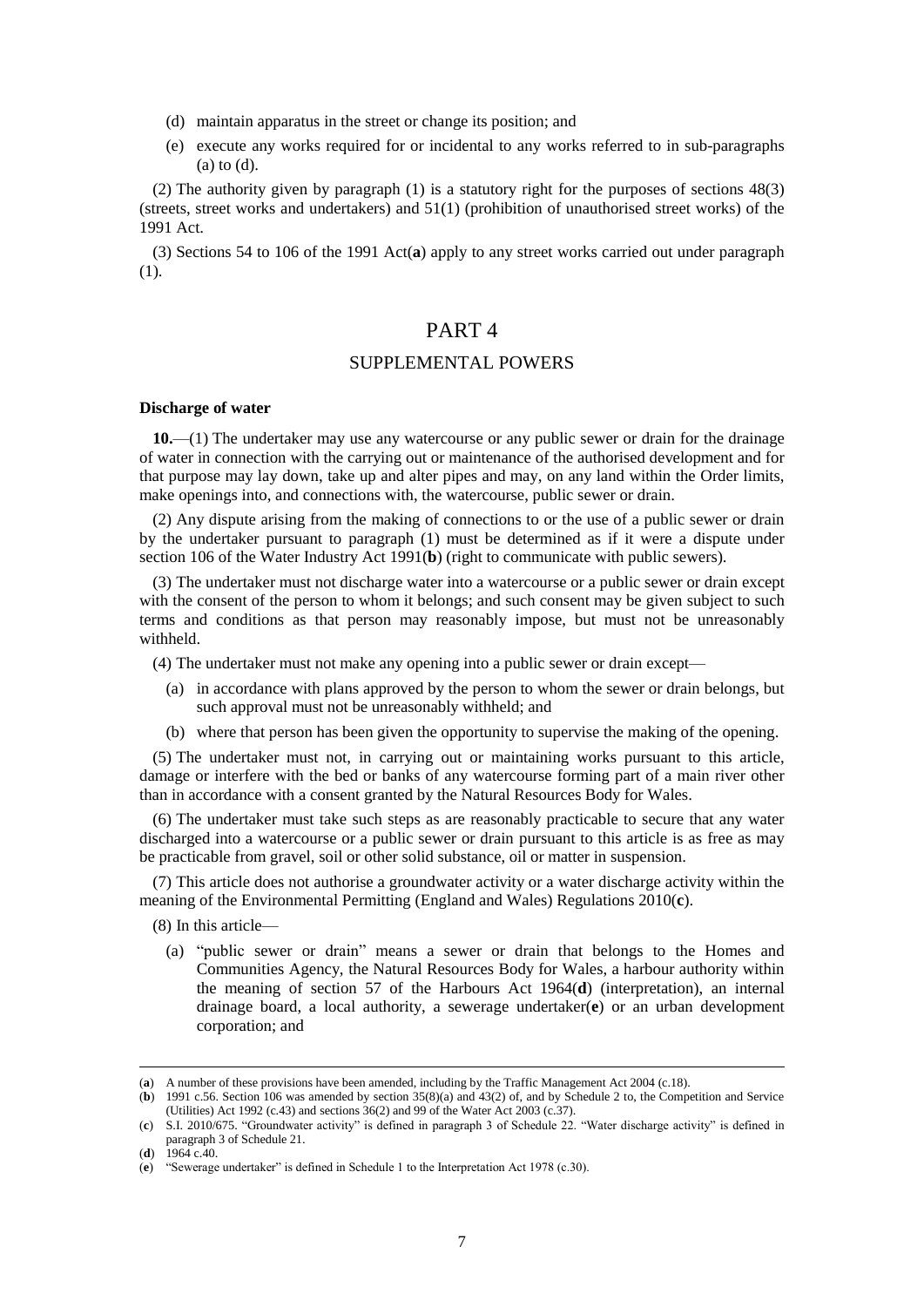(d) maintain apparatus in the street or change its position; and

(e) execute any works required for or incidental to any works referred to in sub-paragraphs (a) to (d).

(2) The authority given by paragraph (1) is a statutory right for the purposes of sections 48(3) (streets, street works and undertakers) and 51(1) (prohibition of unauthorised street works) of the 1991 Act.

(3) Sections 54 to 106 of the 1991 Act(**a**) apply to any street works carried out under paragraph (1).

# PART 4

## SUPPLEMENTAL POWERS

**Discharge of water**

**10.**—(1) The undertaker may use any watercourse or any public sewer or drain for the drainage of water in connection with the carrying out or maintenance of the authorised development and for that purpose may lay down, take up and alter pipes and may, on any land within the Order limits, make openings into, and connections with, the watercourse, public sewer or drain.

(2) Any dispute arising from the making of connections to or the use of a public sewer or drain by the undertaker pursuant to paragraph (1) must be determined as if it were a dispute under section 106 of the Water Industry Act 1991(**b**) (right to communicate with public sewers).

(3) The undertaker must not discharge water into a watercourse or a public sewer or drain except with the consent of the person to whom it belongs; and such consent may be given subject to such terms and conditions as that person may reasonably impose, but must not be unreasonably withheld.

(4) The undertaker must not make any opening into a public sewer or drain except—

(a) in accordance with plans approved by the person to whom the sewer or drain belongs, but such approval must not be unreasonably withheld; and

(b) where that person has been given the opportunity to supervise the making of the opening.

(5) The undertaker must not, in carrying out or maintaining works pursuant to this article, damage or interfere with the bed or banks of any watercourse forming part of a main river other than in accordance with a consent granted by the Natural Resources Body for Wales.

(6) The undertaker must take such steps as are reasonably practicable to secure that any water discharged into a watercourse or a public sewer or drain pursuant to this article is as free as may be practicable from gravel, soil or other solid substance, oil or matter in suspension.

(7) This article does not authorise a groundwater activity or a water discharge activity within the meaning of the Environmental Permitting (England and Wales) Regulations 2010(**c**).

(8) In this article—

(a) "public sewer or drain" means a sewer or drain that belongs to the Homes and Communities Agency, the Natural Resources Body for Wales, a harbour authority within the meaning of section 57 of the Harbours Act 1964(**d**) (interpretation), an internal drainage board, a local authority, a sewerage undertaker(**e**) or an urban development corporation; and

---

(**a**) A number of these provisions have been amended, including by the Traffic Management Act 2004 (c.18).

(**b**) 1991 c.56. Section 106 was amended by section 35(8)(a) and 43(2) of, and by Schedule 2 to, the Competition and Service (Utilities) Act 1992 (c.43) and sections 36(2) and 99 of the Water Act 2003 (c.37).

(**c**) S.I. 2010/675. "Groundwater activity" is defined in paragraph 3 of Schedule 22. "Water discharge activity" is defined in paragraph 3 of Schedule 21.

(**d**) 1964 c.40.

(**e**) "Sewerage undertaker" is defined in Schedule 1 to the Interpretation Act 1978 (c.30).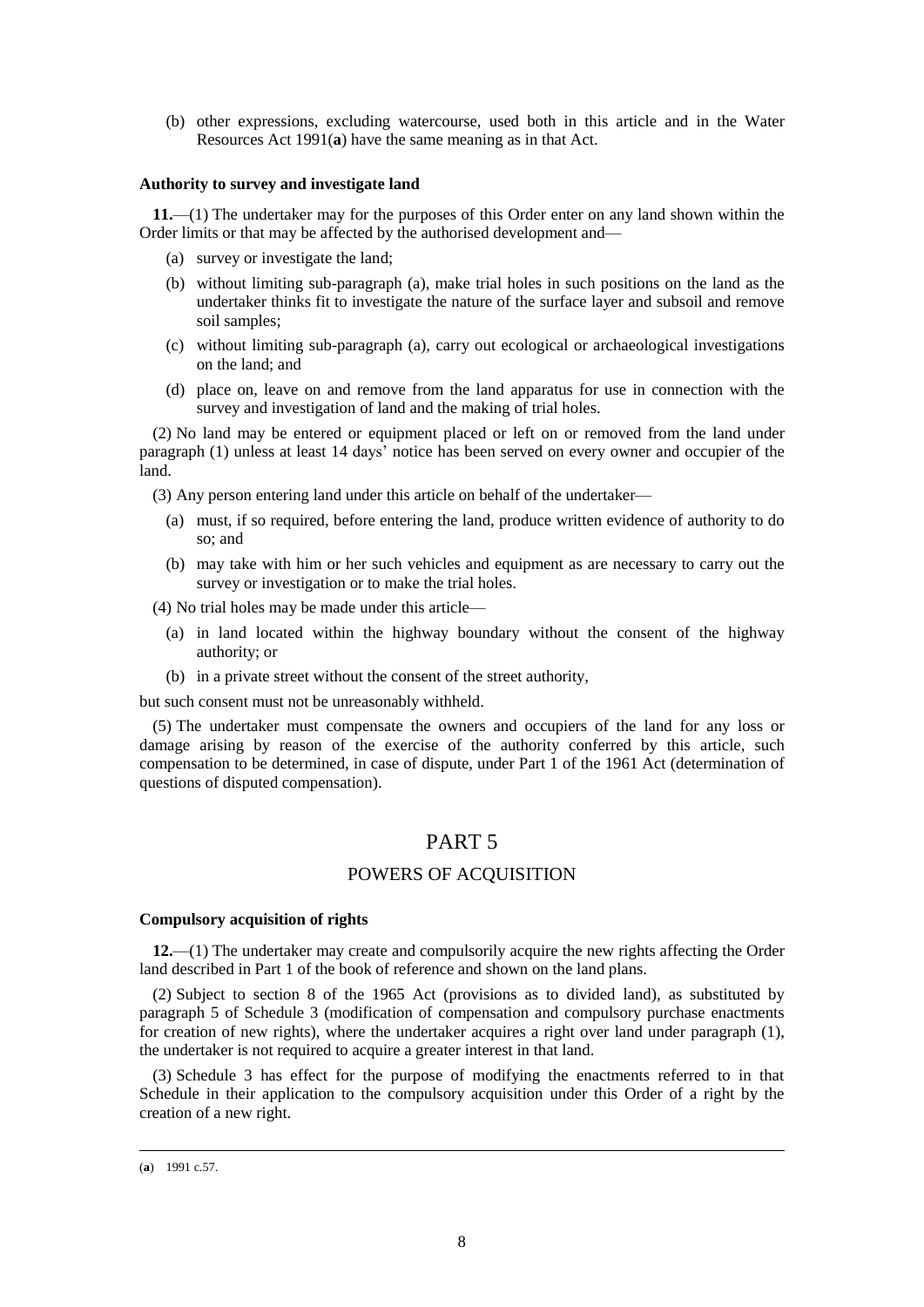(b) other expressions, excluding watercourse, used both in this article and in the Water Resources Act 1991(**a**) have the same meaning as in that Act.

**Authority to survey and investigate land**

**11.**—(1) The undertaker may for the purposes of this Order enter on any land shown within the Order limits or that may be affected by the authorised development and—

(a) survey or investigate the land;

(b) without limiting sub-paragraph (a), make trial holes in such positions on the land as the undertaker thinks fit to investigate the nature of the surface layer and subsoil and remove soil samples;

(c) without limiting sub-paragraph (a), carry out ecological or archaeological investigations on the land; and

(d) place on, leave on and remove from the land apparatus for use in connection with the survey and investigation of land and the making of trial holes.

(2) No land may be entered or equipment placed or left on or removed from the land under paragraph (1) unless at least 14 days' notice has been served on every owner and occupier of the land.

(3) Any person entering land under this article on behalf of the undertaker—

(a) must, if so required, before entering the land, produce written evidence of authority to do so; and

(b) may take with him or her such vehicles and equipment as are necessary to carry out the survey or investigation or to make the trial holes.

(4) No trial holes may be made under this article—

(a) in land located within the highway boundary without the consent of the highway authority; or

(b) in a private street without the consent of the street authority,

but such consent must not be unreasonably withheld.

(5) The undertaker must compensate the owners and occupiers of the land for any loss or damage arising by reason of the exercise of the authority conferred by this article, such compensation to be determined, in case of dispute, under Part 1 of the 1961 Act (determination of questions of disputed compensation).

# PART 5

## POWERS OF ACQUISITION

**Compulsory acquisition of rights**

**12.**—(1) The undertaker may create and compulsorily acquire the new rights affecting the Order land described in Part 1 of the book of reference and shown on the land plans.

(2) Subject to section 8 of the 1965 Act (provisions as to divided land), as substituted by paragraph 5 of Schedule 3 (modification of compensation and compulsory purchase enactments for creation of new rights), where the undertaker acquires a right over land under paragraph (1), the undertaker is not required to acquire a greater interest in that land.

(3) Schedule 3 has effect for the purpose of modifying the enactments referred to in that Schedule in their application to the compulsory acquisition under this Order of a right by the creation of a new right.

---

(**a**) 1991 c.57.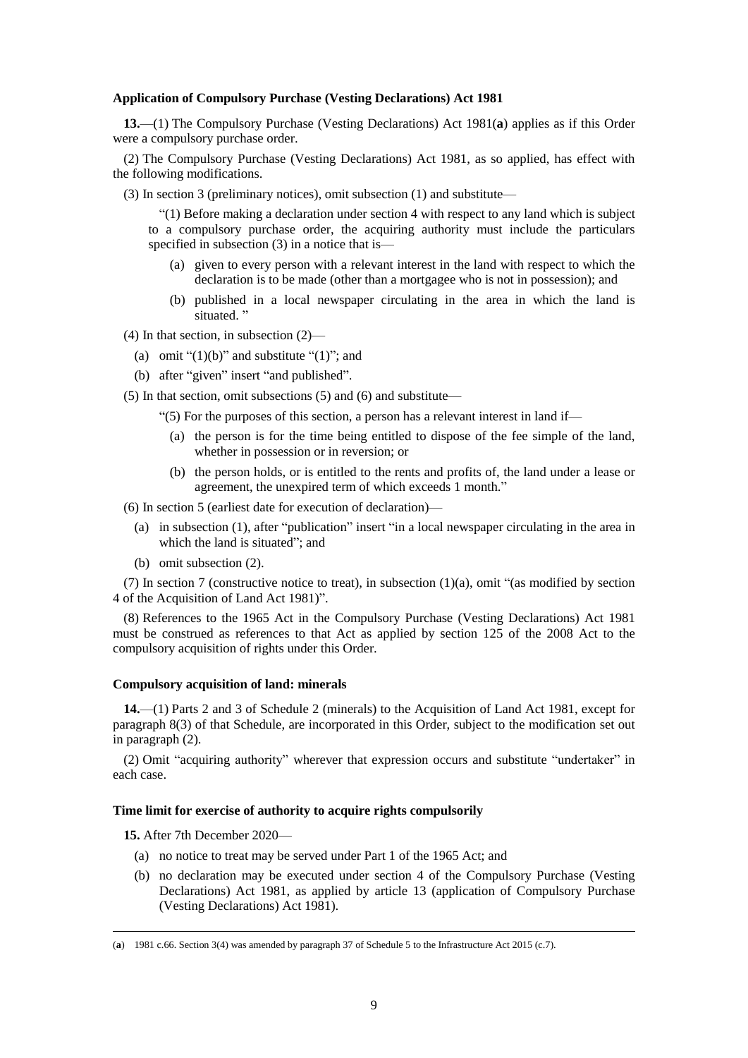**Application of Compulsory Purchase (Vesting Declarations) Act 1981**

**13.**—(1) The Compulsory Purchase (Vesting Declarations) Act 1981(**a**) applies as if this Order were a compulsory purchase order.

(2) The Compulsory Purchase (Vesting Declarations) Act 1981, as so applied, has effect with the following modifications.

(3) In section 3 (preliminary notices), omit subsection (1) and substitute—

> "(1) Before making a declaration under section 4 with respect to any land which is subject to a compulsory purchase order, the acquiring authority must include the particulars specified in subsection (3) in a notice that is—
>
> (a) given to every person with a relevant interest in the land with respect to which the declaration is to be made (other than a mortgagee who is not in possession); and
>
> (b) published in a local newspaper circulating in the area in which the land is situated. "

(4) In that section, in subsection (2)—

(a) omit "(1)(b)" and substitute "(1)"; and

(b) after "given" insert "and published".

(5) In that section, omit subsections (5) and (6) and substitute—

> "(5) For the purposes of this section, a person has a relevant interest in land if—
>
> (a) the person is for the time being entitled to dispose of the fee simple of the land, whether in possession or in reversion; or
>
> (b) the person holds, or is entitled to the rents and profits of, the land under a lease or agreement, the unexpired term of which exceeds 1 month."

(6) In section 5 (earliest date for execution of declaration)—

(a) in subsection (1), after "publication" insert "in a local newspaper circulating in the area in which the land is situated"; and

(b) omit subsection (2).

(7) In section 7 (constructive notice to treat), in subsection (1)(a), omit "(as modified by section 4 of the Acquisition of Land Act 1981)".

(8) References to the 1965 Act in the Compulsory Purchase (Vesting Declarations) Act 1981 must be construed as references to that Act as applied by section 125 of the 2008 Act to the compulsory acquisition of rights under this Order.

**Compulsory acquisition of land: minerals**

**14.**—(1) Parts 2 and 3 of Schedule 2 (minerals) to the Acquisition of Land Act 1981, except for paragraph 8(3) of that Schedule, are incorporated in this Order, subject to the modification set out in paragraph (2).

(2) Omit "acquiring authority" wherever that expression occurs and substitute "undertaker" in each case.

**Time limit for exercise of authority to acquire rights compulsorily**

**15.** After 7th December 2020—

(a) no notice to treat may be served under Part 1 of the 1965 Act; and

(b) no declaration may be executed under section 4 of the Compulsory Purchase (Vesting Declarations) Act 1981, as applied by article 13 (application of Compulsory Purchase (Vesting Declarations) Act 1981).

---

(**a**) 1981 c.66. Section 3(4) was amended by paragraph 37 of Schedule 5 to the Infrastructure Act 2015 (c.7).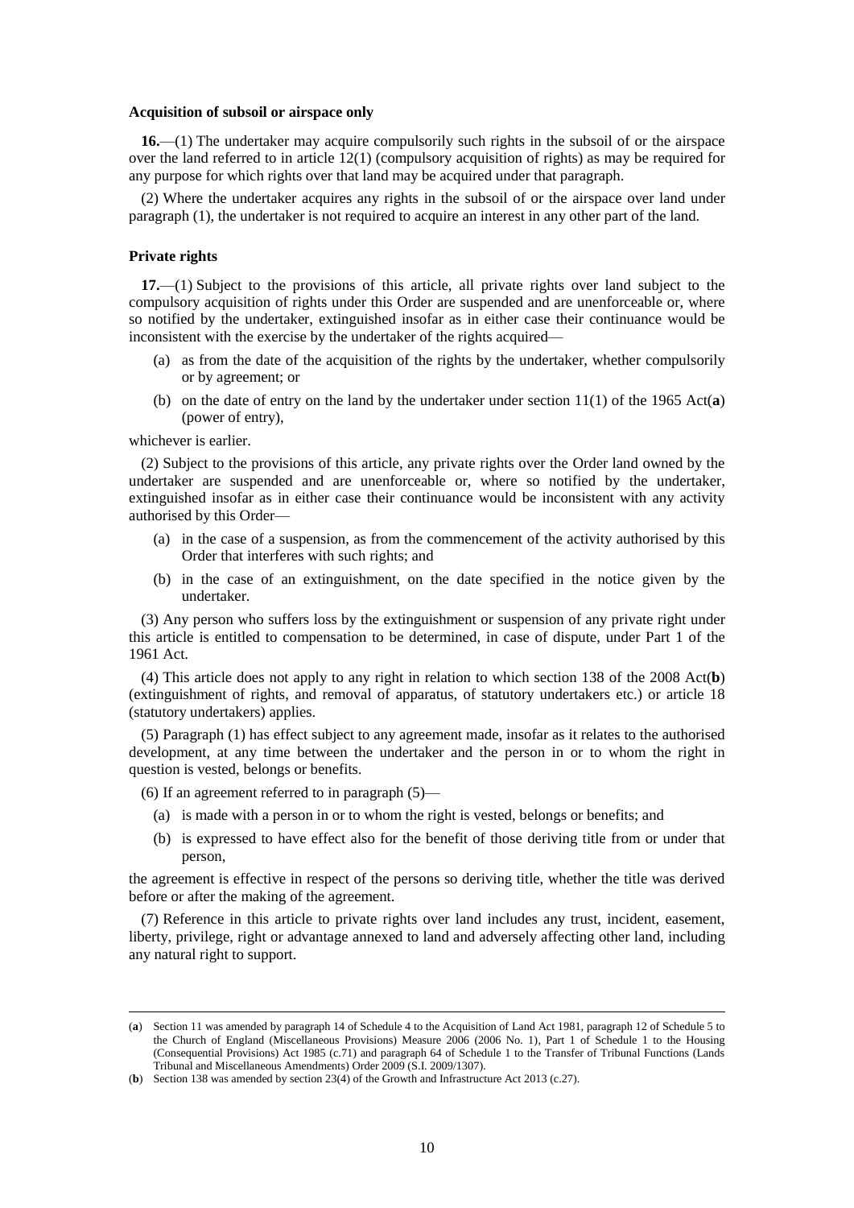### Acquisition of subsoil or airspace only

**16.**—(1) The undertaker may acquire compulsorily such rights in the subsoil of or the airspace over the land referred to in article 12(1) (compulsory acquisition of rights) as may be required for any purpose for which rights over that land may be acquired under that paragraph.

(2) Where the undertaker acquires any rights in the subsoil of or the airspace over land under paragraph (1), the undertaker is not required to acquire an interest in any other part of the land.

### Private rights

**17.**—(1) Subject to the provisions of this article, all private rights over land subject to the compulsory acquisition of rights under this Order are suspended and are unenforceable or, where so notified by the undertaker, extinguished insofar as in either case their continuance would be inconsistent with the exercise by the undertaker of the rights acquired—

- (a) as from the date of the acquisition of the rights by the undertaker, whether compulsorily or by agreement; or
- (b) on the date of entry on the land by the undertaker under section 11(1) of the 1965 Act(**a**) (power of entry),

whichever is earlier.

(2) Subject to the provisions of this article, any private rights over the Order land owned by the undertaker are suspended and are unenforceable or, where so notified by the undertaker, extinguished insofar as in either case their continuance would be inconsistent with any activity authorised by this Order—

- (a) in the case of a suspension, as from the commencement of the activity authorised by this Order that interferes with such rights; and
- (b) in the case of an extinguishment, on the date specified in the notice given by the undertaker.

(3) Any person who suffers loss by the extinguishment or suspension of any private right under this article is entitled to compensation to be determined, in case of dispute, under Part 1 of the 1961 Act.

(4) This article does not apply to any right in relation to which section 138 of the 2008 Act(**b**) (extinguishment of rights, and removal of apparatus, of statutory undertakers etc.) or article 18 (statutory undertakers) applies.

(5) Paragraph (1) has effect subject to any agreement made, insofar as it relates to the authorised development, at any time between the undertaker and the person in or to whom the right in question is vested, belongs or benefits.

(6) If an agreement referred to in paragraph (5)—

- (a) is made with a person in or to whom the right is vested, belongs or benefits; and
- (b) is expressed to have effect also for the benefit of those deriving title from or under that person,

the agreement is effective in respect of the persons so deriving title, whether the title was derived before or after the making of the agreement.

(7) Reference in this article to private rights over land includes any trust, incident, easement, liberty, privilege, right or advantage annexed to land and adversely affecting other land, including any natural right to support.

---

(**a**) Section 11 was amended by paragraph 14 of Schedule 4 to the Acquisition of Land Act 1981, paragraph 12 of Schedule 5 to the Church of England (Miscellaneous Provisions) Measure 2006 (2006 No. 1), Part 1 of Schedule 1 to the Housing (Consequential Provisions) Act 1985 (c.71) and paragraph 64 of Schedule 1 to the Transfer of Tribunal Functions (Lands Tribunal and Miscellaneous Amendments) Order 2009 (S.I. 2009/1307).

(**b**) Section 138 was amended by section 23(4) of the Growth and Infrastructure Act 2013 (c.27).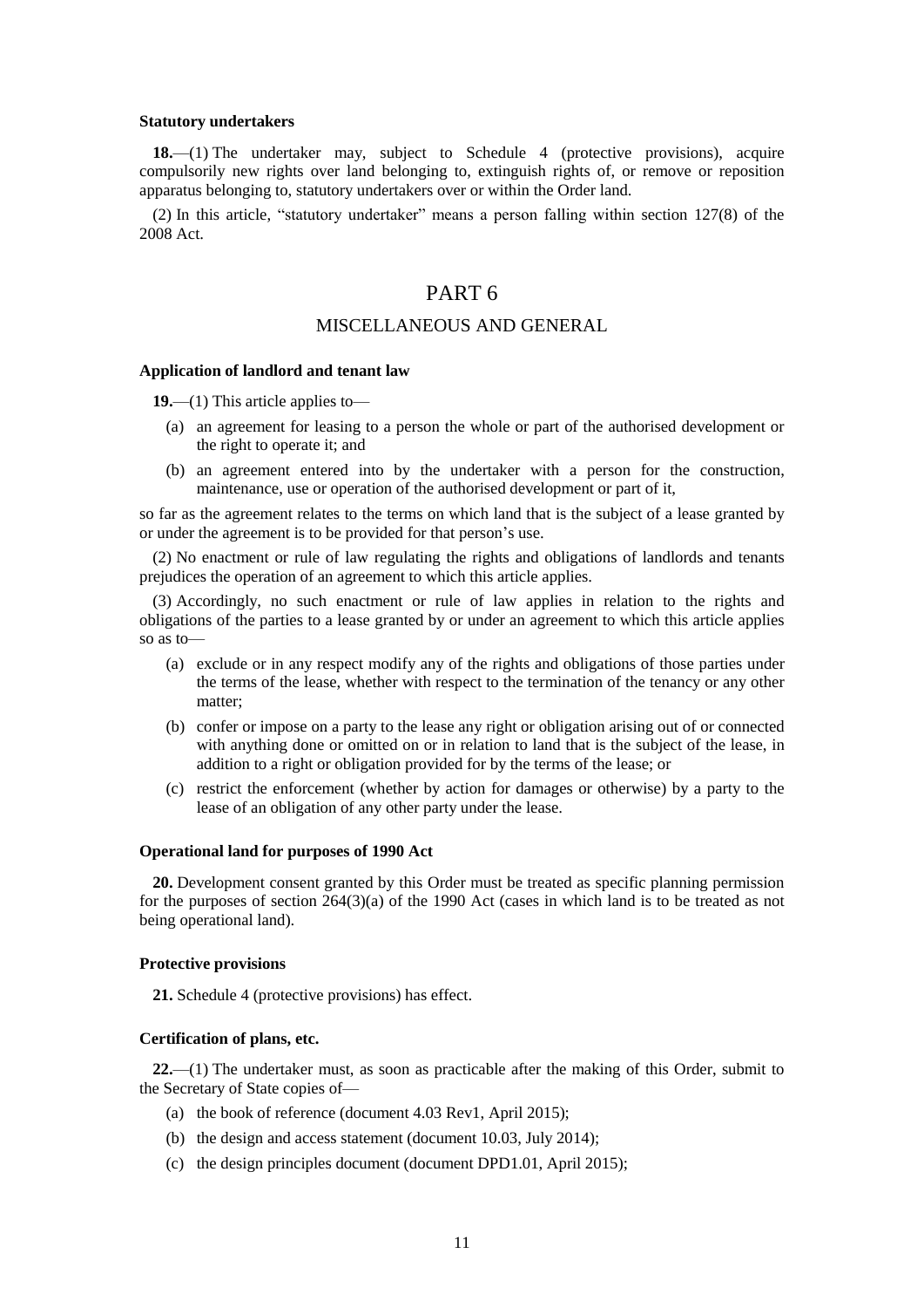**Statutory undertakers**

**18.**—(1) The undertaker may, subject to Schedule 4 (protective provisions), acquire compulsorily new rights over land belonging to, extinguish rights of, or remove or reposition apparatus belonging to, statutory undertakers over or within the Order land.

(2) In this article, "statutory undertaker" means a person falling within section 127(8) of the 2008 Act.

# PART 6

## MISCELLANEOUS AND GENERAL

**Application of landlord and tenant law**

**19.**—(1) This article applies to—

(a) an agreement for leasing to a person the whole or part of the authorised development or the right to operate it; and

(b) an agreement entered into by the undertaker with a person for the construction, maintenance, use or operation of the authorised development or part of it,

so far as the agreement relates to the terms on which land that is the subject of a lease granted by or under the agreement is to be provided for that person's use.

(2) No enactment or rule of law regulating the rights and obligations of landlords and tenants prejudices the operation of an agreement to which this article applies.

(3) Accordingly, no such enactment or rule of law applies in relation to the rights and obligations of the parties to a lease granted by or under an agreement to which this article applies so as to—

(a) exclude or in any respect modify any of the rights and obligations of those parties under the terms of the lease, whether with respect to the termination of the tenancy or any other matter;

(b) confer or impose on a party to the lease any right or obligation arising out of or connected with anything done or omitted on or in relation to land that is the subject of the lease, in addition to a right or obligation provided for by the terms of the lease; or

(c) restrict the enforcement (whether by action for damages or otherwise) by a party to the lease of an obligation of any other party under the lease.

**Operational land for purposes of 1990 Act**

**20.** Development consent granted by this Order must be treated as specific planning permission for the purposes of section 264(3)(a) of the 1990 Act (cases in which land is to be treated as not being operational land).

**Protective provisions**

**21.** Schedule 4 (protective provisions) has effect.

**Certification of plans, etc.**

**22.**—(1) The undertaker must, as soon as practicable after the making of this Order, submit to the Secretary of State copies of—

(a) the book of reference (document 4.03 Rev1, April 2015);

(b) the design and access statement (document 10.03, July 2014);

(c) the design principles document (document DPD1.01, April 2015);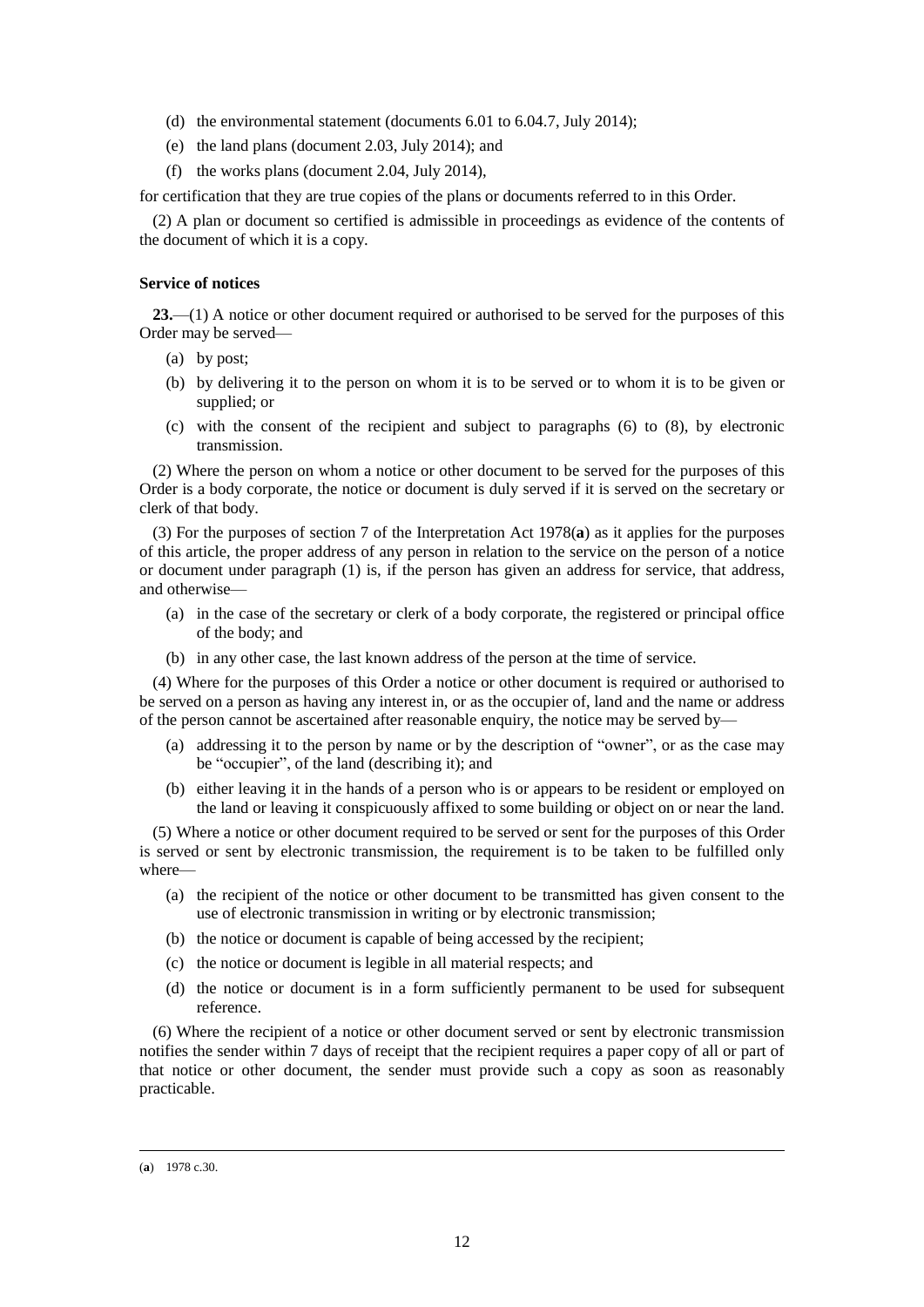(d) the environmental statement (documents 6.01 to 6.04.7, July 2014);

(e) the land plans (document 2.03, July 2014); and

(f) the works plans (document 2.04, July 2014),

for certification that they are true copies of the plans or documents referred to in this Order.

(2) A plan or document so certified is admissible in proceedings as evidence of the contents of the document of which it is a copy.

**Service of notices**

**23.**—(1) A notice or other document required or authorised to be served for the purposes of this Order may be served—

(a) by post;

(b) by delivering it to the person on whom it is to be served or to whom it is to be given or supplied; or

(c) with the consent of the recipient and subject to paragraphs (6) to (8), by electronic transmission.

(2) Where the person on whom a notice or other document to be served for the purposes of this Order is a body corporate, the notice or document is duly served if it is served on the secretary or clerk of that body.

(3) For the purposes of section 7 of the Interpretation Act 1978(**a**) as it applies for the purposes of this article, the proper address of any person in relation to the service on the person of a notice or document under paragraph (1) is, if the person has given an address for service, that address, and otherwise—

(a) in the case of the secretary or clerk of a body corporate, the registered or principal office of the body; and

(b) in any other case, the last known address of the person at the time of service.

(4) Where for the purposes of this Order a notice or other document is required or authorised to be served on a person as having any interest in, or as the occupier of, land and the name or address of the person cannot be ascertained after reasonable enquiry, the notice may be served by—

(a) addressing it to the person by name or by the description of "owner", or as the case may be "occupier", of the land (describing it); and

(b) either leaving it in the hands of a person who is or appears to be resident or employed on the land or leaving it conspicuously affixed to some building or object on or near the land.

(5) Where a notice or other document required to be served or sent for the purposes of this Order is served or sent by electronic transmission, the requirement is to be taken to be fulfilled only where—

(a) the recipient of the notice or other document to be transmitted has given consent to the use of electronic transmission in writing or by electronic transmission;

(b) the notice or document is capable of being accessed by the recipient;

(c) the notice or document is legible in all material respects; and

(d) the notice or document is in a form sufficiently permanent to be used for subsequent reference.

(6) Where the recipient of a notice or other document served or sent by electronic transmission notifies the sender within 7 days of receipt that the recipient requires a paper copy of all or part of that notice or other document, the sender must provide such a copy as soon as reasonably practicable.

---

(**a**) 1978 c.30.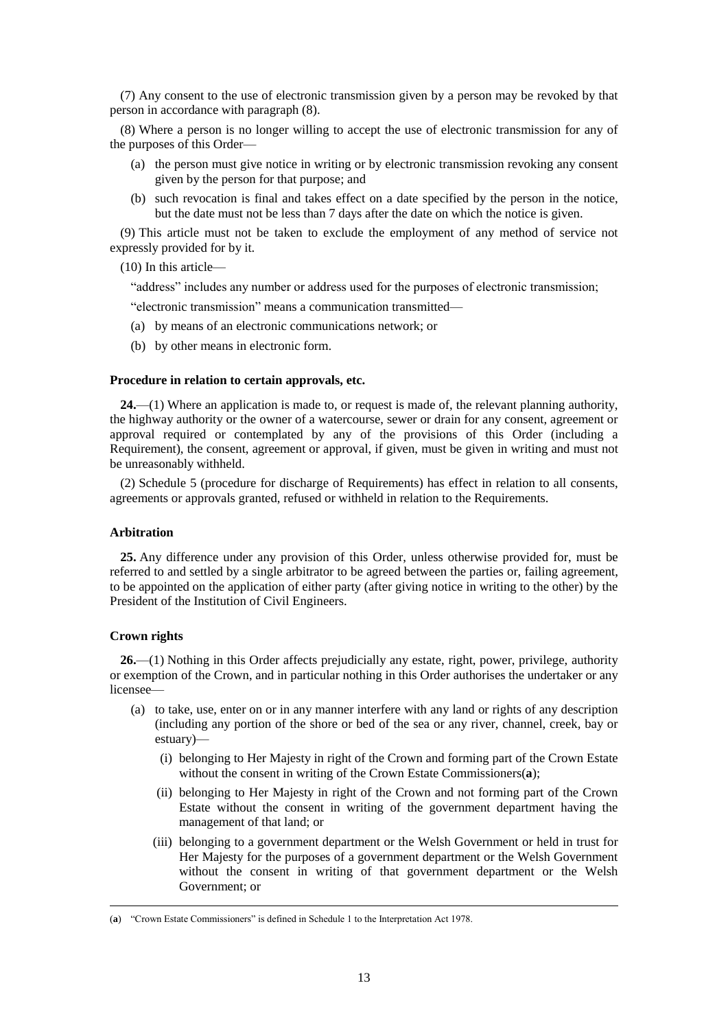(7) Any consent to the use of electronic transmission given by a person may be revoked by that person in accordance with paragraph (8).

(8) Where a person is no longer willing to accept the use of electronic transmission for any of the purposes of this Order—

- (a) the person must give notice in writing or by electronic transmission revoking any consent given by the person for that purpose; and
- (b) such revocation is final and takes effect on a date specified by the person in the notice, but the date must not be less than 7 days after the date on which the notice is given.

(9) This article must not be taken to exclude the employment of any method of service not expressly provided for by it.

(10) In this article—

"address" includes any number or address used for the purposes of electronic transmission;

"electronic transmission" means a communication transmitted—

- (a) by means of an electronic communications network; or
- (b) by other means in electronic form.

**Procedure in relation to certain approvals, etc.**

**24.**—(1) Where an application is made to, or request is made of, the relevant planning authority, the highway authority or the owner of a watercourse, sewer or drain for any consent, agreement or approval required or contemplated by any of the provisions of this Order (including a Requirement), the consent, agreement or approval, if given, must be given in writing and must not be unreasonably withheld.

(2) Schedule 5 (procedure for discharge of Requirements) has effect in relation to all consents, agreements or approvals granted, refused or withheld in relation to the Requirements.

**Arbitration**

**25.** Any difference under any provision of this Order, unless otherwise provided for, must be referred to and settled by a single arbitrator to be agreed between the parties or, failing agreement, to be appointed on the application of either party (after giving notice in writing to the other) by the President of the Institution of Civil Engineers.

**Crown rights**

**26.**—(1) Nothing in this Order affects prejudicially any estate, right, power, privilege, authority or exemption of the Crown, and in particular nothing in this Order authorises the undertaker or any licensee—

- (a) to take, use, enter on or in any manner interfere with any land or rights of any description (including any portion of the shore or bed of the sea or any river, channel, creek, bay or estuary)—
  - (i) belonging to Her Majesty in right of the Crown and forming part of the Crown Estate without the consent in writing of the Crown Estate Commissioners[a];
  - (ii) belonging to Her Majesty in right of the Crown and not forming part of the Crown Estate without the consent in writing of the government department having the management of that land; or
  - (iii) belonging to a government department or the Welsh Government or held in trust for Her Majesty for the purposes of a government department or the Welsh Government without the consent in writing of that government department or the Welsh Government; or

---

(a) "Crown Estate Commissioners" is defined in Schedule 1 to the Interpretation Act 1978.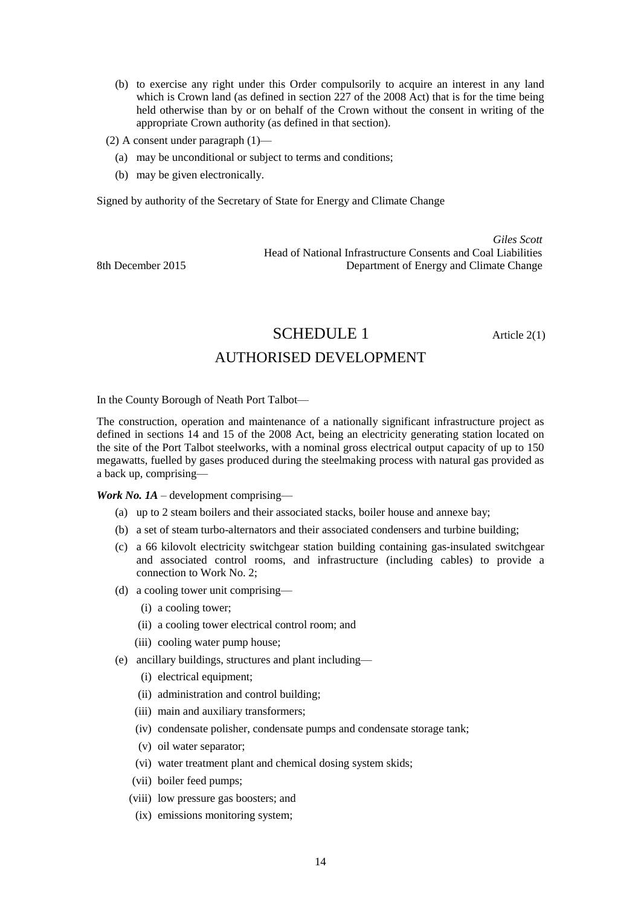(b) to exercise any right under this Order compulsorily to acquire an interest in any land which is Crown land (as defined in section 227 of the 2008 Act) that is for the time being held otherwise than by or on behalf of the Crown without the consent in writing of the appropriate Crown authority (as defined in that section).

(2) A consent under paragraph (1)—

(a) may be unconditional or subject to terms and conditions;

(b) may be given electronically.

Signed by authority of the Secretary of State for Energy and Climate Change

*Giles Scott*
Head of National Infrastructure Consents and Coal Liabilities
Department of Energy and Climate Change

8th December 2015

# SCHEDULE 1

Article 2(1)

## AUTHORISED DEVELOPMENT

In the County Borough of Neath Port Talbot—

The construction, operation and maintenance of a nationally significant infrastructure project as defined in sections 14 and 15 of the 2008 Act, being an electricity generating station located on the site of the Port Talbot steelworks, with a nominal gross electrical output capacity of up to 150 megawatts, fuelled by gases produced during the steelmaking process with natural gas provided as a back up, comprising—

***Work No. 1A*** – development comprising—

(a) up to 2 steam boilers and their associated stacks, boiler house and annexe bay;

(b) a set of steam turbo-alternators and their associated condensers and turbine building;

(c) a 66 kilovolt electricity switchgear station building containing gas-insulated switchgear and associated control rooms, and infrastructure (including cables) to provide a connection to Work No. 2;

(d) a cooling tower unit comprising—

  (i) a cooling tower;

  (ii) a cooling tower electrical control room; and

  (iii) cooling water pump house;

(e) ancillary buildings, structures and plant including—

  (i) electrical equipment;

  (ii) administration and control building;

  (iii) main and auxiliary transformers;

  (iv) condensate polisher, condensate pumps and condensate storage tank;

  (v) oil water separator;

  (vi) water treatment plant and chemical dosing system skids;

  (vii) boiler feed pumps;

  (viii) low pressure gas boosters; and

  (ix) emissions monitoring system;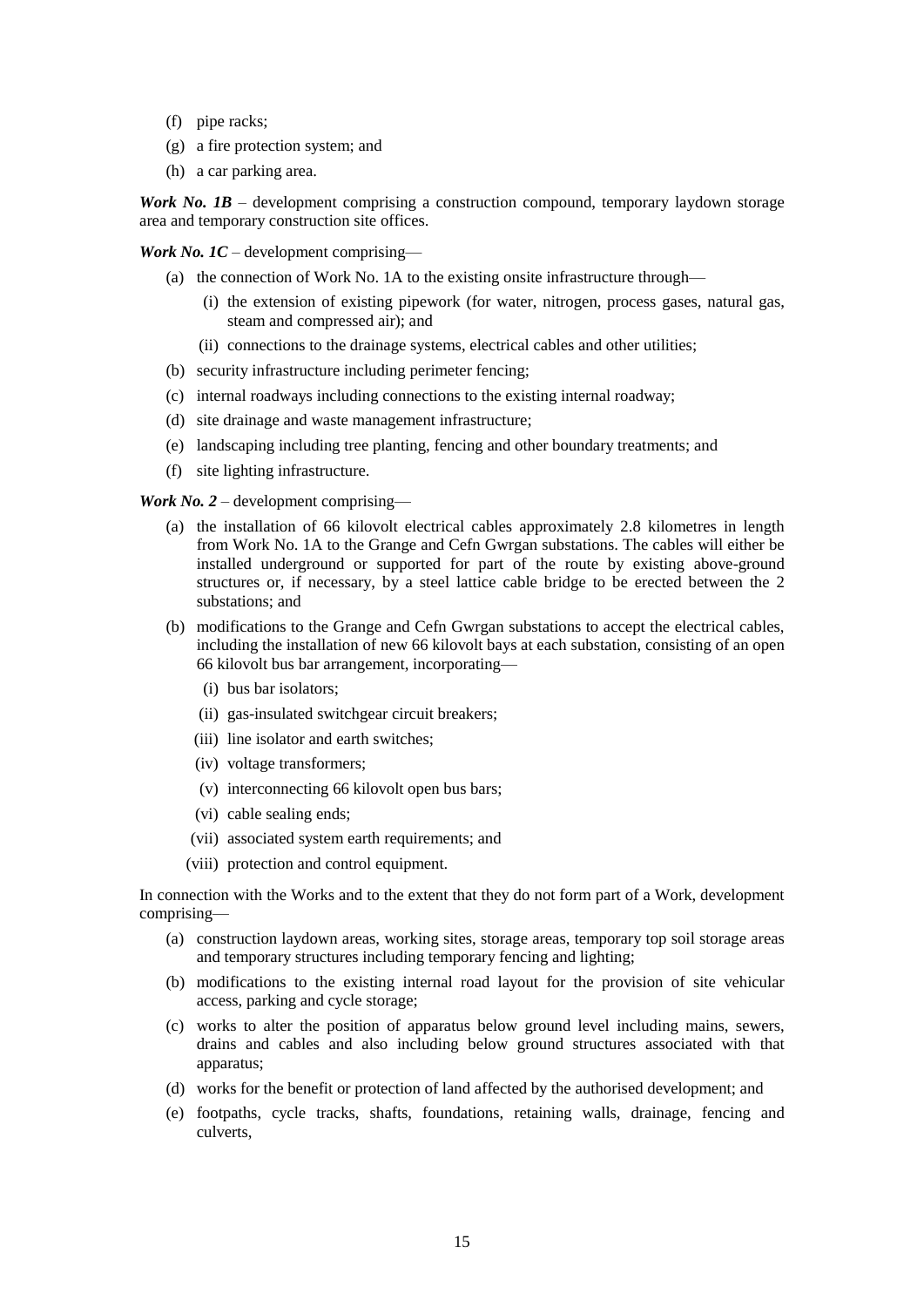(f) pipe racks;

(g) a fire protection system; and

(h) a car parking area.

***Work No. 1B*** – development comprising a construction compound, temporary laydown storage area and temporary construction site offices.

***Work No. 1C*** – development comprising—

(a) the connection of Work No. 1A to the existing onsite infrastructure through—

(i) the extension of existing pipework (for water, nitrogen, process gases, natural gas, steam and compressed air); and

(ii) connections to the drainage systems, electrical cables and other utilities;

(b) security infrastructure including perimeter fencing;

(c) internal roadways including connections to the existing internal roadway;

(d) site drainage and waste management infrastructure;

(e) landscaping including tree planting, fencing and other boundary treatments; and

(f) site lighting infrastructure.

***Work No. 2*** – development comprising—

(a) the installation of 66 kilovolt electrical cables approximately 2.8 kilometres in length from Work No. 1A to the Grange and Cefn Gwrgan substations. The cables will either be installed underground or supported for part of the route by existing above-ground structures or, if necessary, by a steel lattice cable bridge to be erected between the 2 substations; and

(b) modifications to the Grange and Cefn Gwrgan substations to accept the electrical cables, including the installation of new 66 kilovolt bays at each substation, consisting of an open 66 kilovolt bus bar arrangement, incorporating—

(i) bus bar isolators;

(ii) gas-insulated switchgear circuit breakers;

(iii) line isolator and earth switches;

(iv) voltage transformers;

(v) interconnecting 66 kilovolt open bus bars;

(vi) cable sealing ends;

(vii) associated system earth requirements; and

(viii) protection and control equipment.

In connection with the Works and to the extent that they do not form part of a Work, development comprising—

(a) construction laydown areas, working sites, storage areas, temporary top soil storage areas and temporary structures including temporary fencing and lighting;

(b) modifications to the existing internal road layout for the provision of site vehicular access, parking and cycle storage;

(c) works to alter the position of apparatus below ground level including mains, sewers, drains and cables and also including below ground structures associated with that apparatus;

(d) works for the benefit or protection of land affected by the authorised development; and

(e) footpaths, cycle tracks, shafts, foundations, retaining walls, drainage, fencing and culverts,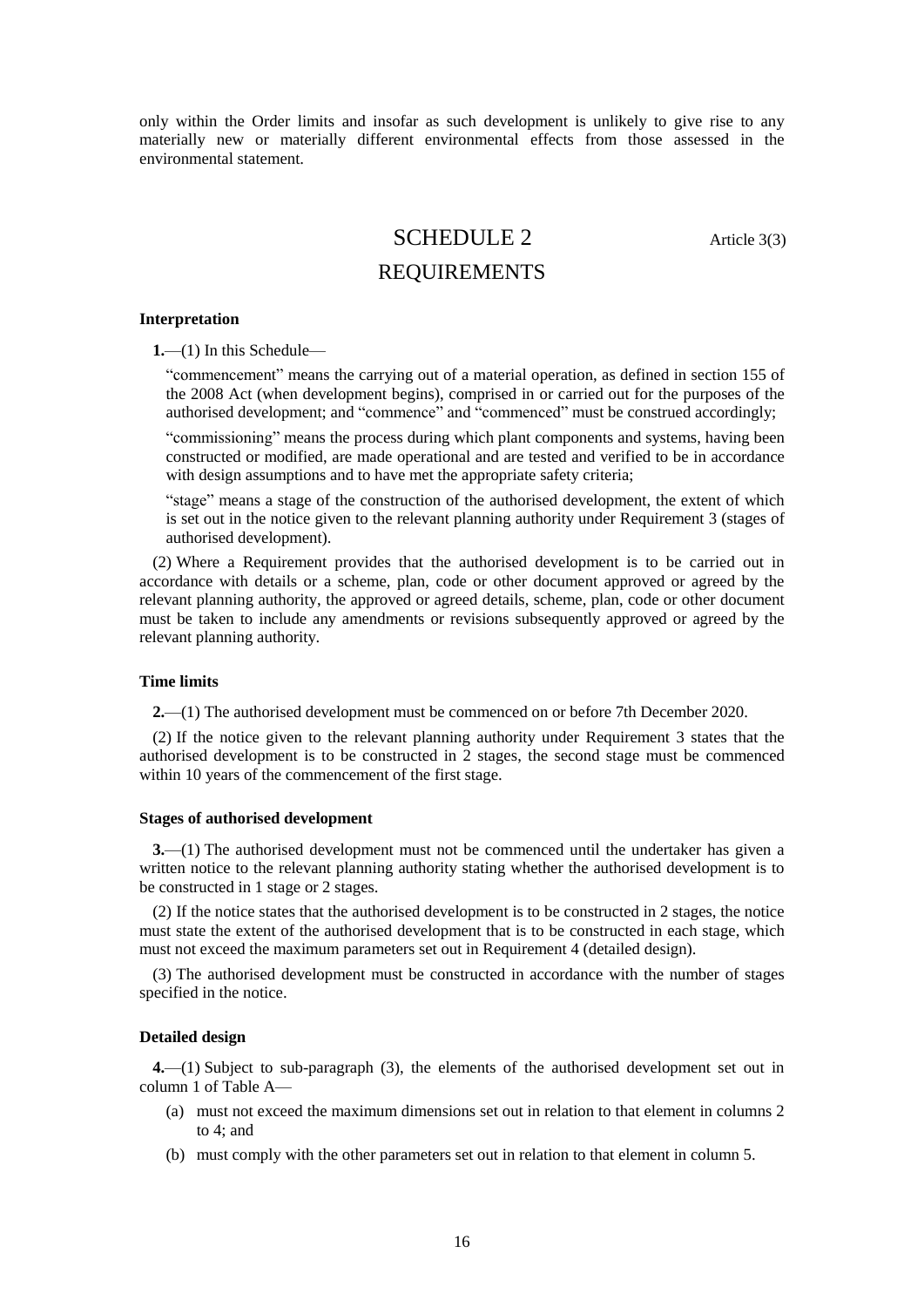only within the Order limits and insofar as such development is unlikely to give rise to any materially new or materially different environmental effects from those assessed in the environmental statement.

# SCHEDULE 2

Article 3(3)

# REQUIREMENTS

**Interpretation**

**1.**—(1) In this Schedule—

"commencement" means the carrying out of a material operation, as defined in section 155 of the 2008 Act (when development begins), comprised in or carried out for the purposes of the authorised development; and "commence" and "commenced" must be construed accordingly;

"commissioning" means the process during which plant components and systems, having been constructed or modified, are made operational and are tested and verified to be in accordance with design assumptions and to have met the appropriate safety criteria;

"stage" means a stage of the construction of the authorised development, the extent of which is set out in the notice given to the relevant planning authority under Requirement 3 (stages of authorised development).

(2) Where a Requirement provides that the authorised development is to be carried out in accordance with details or a scheme, plan, code or other document approved or agreed by the relevant planning authority, the approved or agreed details, scheme, plan, code or other document must be taken to include any amendments or revisions subsequently approved or agreed by the relevant planning authority.

**Time limits**

**2.**—(1) The authorised development must be commenced on or before 7th December 2020.

(2) If the notice given to the relevant planning authority under Requirement 3 states that the authorised development is to be constructed in 2 stages, the second stage must be commenced within 10 years of the commencement of the first stage.

**Stages of authorised development**

**3.**—(1) The authorised development must not be commenced until the undertaker has given a written notice to the relevant planning authority stating whether the authorised development is to be constructed in 1 stage or 2 stages.

(2) If the notice states that the authorised development is to be constructed in 2 stages, the notice must state the extent of the authorised development that is to be constructed in each stage, which must not exceed the maximum parameters set out in Requirement 4 (detailed design).

(3) The authorised development must be constructed in accordance with the number of stages specified in the notice.

**Detailed design**

**4.**—(1) Subject to sub-paragraph (3), the elements of the authorised development set out in column 1 of Table A—

(a) must not exceed the maximum dimensions set out in relation to that element in columns 2 to 4; and

(b) must comply with the other parameters set out in relation to that element in column 5.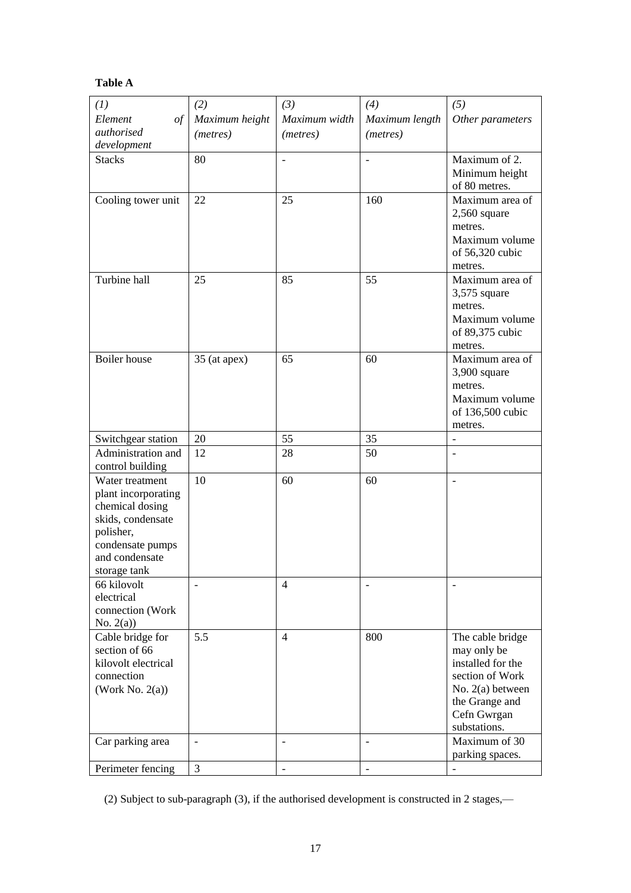**Table A**

| *(1)* *Element of authorised development* | *(2)* *Maximum height (metres)* | *(3)* *Maximum width (metres)* | *(4)* *Maximum length (metres)* | *(5)* *Other parameters* |
|---|---|---|---|---|
| Stacks | 80 | - | - | Maximum of 2. Minimum height of 80 metres. |
| Cooling tower unit | 22 | 25 | 160 | Maximum area of 2,560 square metres. Maximum volume of 56,320 cubic metres. |
| Turbine hall | 25 | 85 | 55 | Maximum area of 3,575 square metres. Maximum volume of 89,375 cubic metres. |
| Boiler house | 35 (at apex) | 65 | 60 | Maximum area of 3,900 square metres. Maximum volume of 136,500 cubic metres. |
| Switchgear station | 20 | 55 | 35 | - |
| Administration and control building | 12 | 28 | 50 | - |
| Water treatment plant incorporating chemical dosing skids, condensate polisher, condensate pumps and condensate storage tank | 10 | 60 | 60 | - |
| 66 kilovolt electrical connection (Work No. 2(a)) | - | 4 | - | - |
| Cable bridge for section of 66 kilovolt electrical connection (Work No. 2(a)) | 5.5 | 4 | 800 | The cable bridge may only be installed for the section of Work No. 2(a) between the Grange and Cefn Gwrgan substations. |
| Car parking area | - | - | - | Maximum of 30 parking spaces. |
| Perimeter fencing | 3 | - | - | - |

(2) Subject to sub-paragraph (3), if the authorised development is constructed in 2 stages,—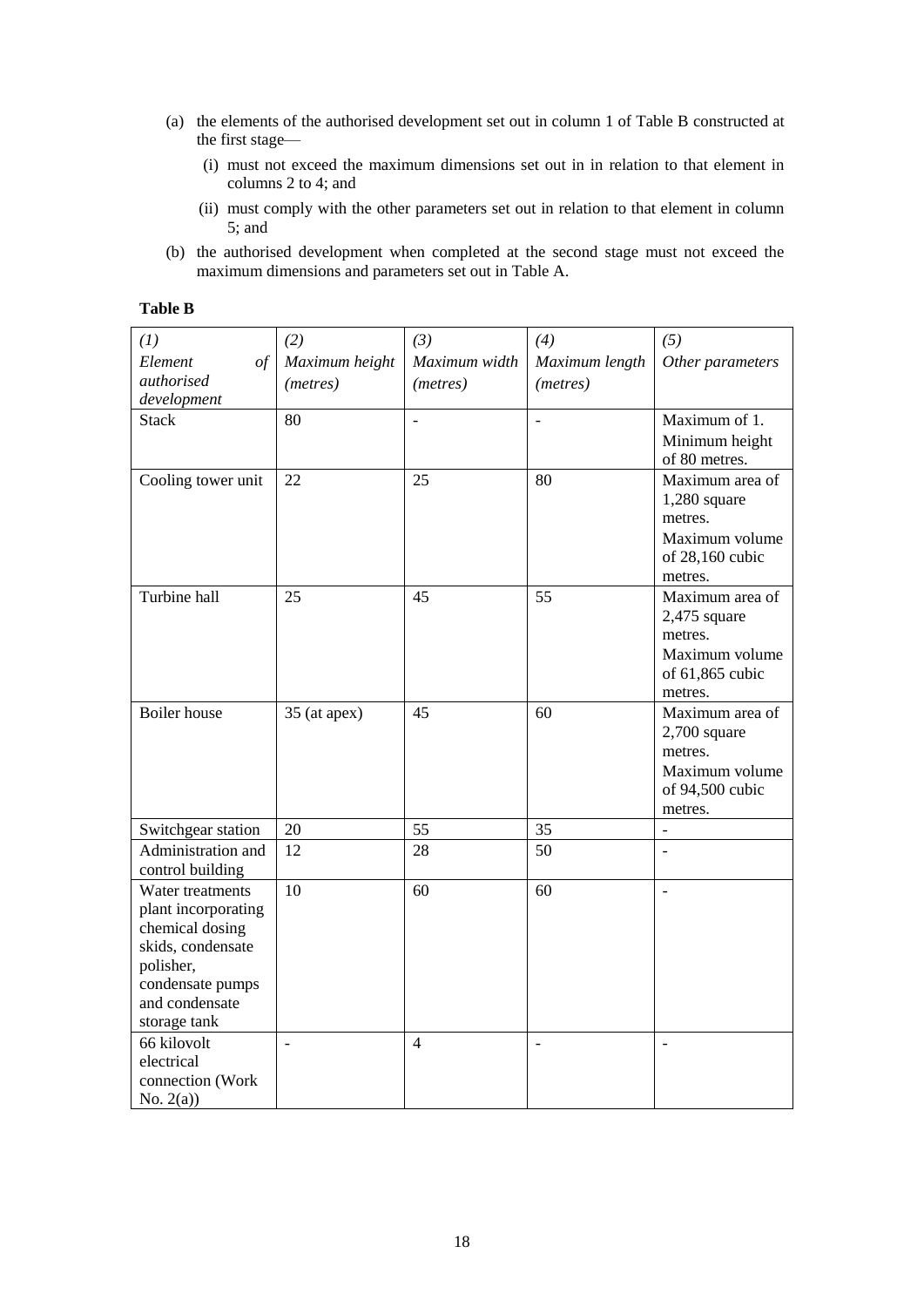(a) the elements of the authorised development set out in column 1 of Table B constructed at the first stage—

  (i) must not exceed the maximum dimensions set out in in relation to that element in columns 2 to 4; and

  (ii) must comply with the other parameters set out in relation to that element in column 5; and

(b) the authorised development when completed at the second stage must not exceed the maximum dimensions and parameters set out in Table A.

**Table B**

| *(1)* *Element of authorised development* | *(2)* *Maximum height (metres)* | *(3)* *Maximum width (metres)* | *(4)* *Maximum length (metres)* | *(5)* *Other parameters* |
|---|---|---|---|---|
| Stack | 80 | - | - | Maximum of 1. Minimum height of 80 metres. |
| Cooling tower unit | 22 | 25 | 80 | Maximum area of 1,280 square metres. Maximum volume of 28,160 cubic metres. |
| Turbine hall | 25 | 45 | 55 | Maximum area of 2,475 square metres. Maximum volume of 61,865 cubic metres. |
| Boiler house | 35 (at apex) | 45 | 60 | Maximum area of 2,700 square metres. Maximum volume of 94,500 cubic metres. |
| Switchgear station | 20 | 55 | 35 | - |
| Administration and control building | 12 | 28 | 50 | - |
| Water treatments plant incorporating chemical dosing skids, condensate polisher, condensate pumps and condensate storage tank | 10 | 60 | 60 | - |
| 66 kilovolt electrical connection (Work No. 2(a)) | - | 4 | - | - |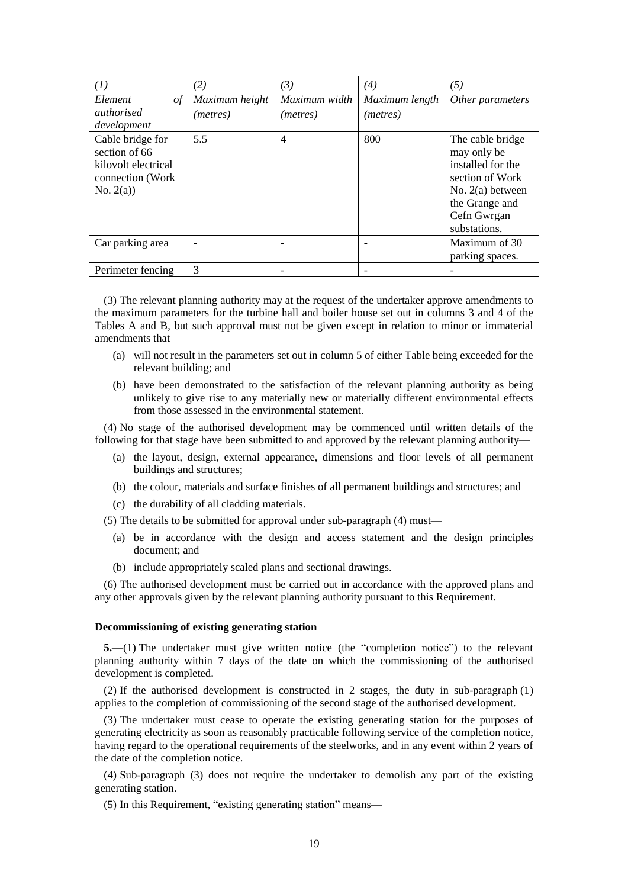| *(1)* *Element of authorised development* | *(2)* *Maximum height (metres)* | *(3)* *Maximum width (metres)* | *(4)* *Maximum length (metres)* | *(5)* *Other parameters* |
|---|---|---|---|---|
| Cable bridge for section of 66 kilovolt electrical connection (Work No. 2(a)) | 5.5 | 4 | 800 | The cable bridge may only be installed for the section of Work No. 2(a) between the Grange and Cefn Gwrgan substations. |
| Car parking area | - | - | - | Maximum of 30 parking spaces. |
| Perimeter fencing | 3 | - | - | - |

(3) The relevant planning authority may at the request of the undertaker approve amendments to the maximum parameters for the turbine hall and boiler house set out in columns 3 and 4 of the Tables A and B, but such approval must not be given except in relation to minor or immaterial amendments that—

(a) will not result in the parameters set out in column 5 of either Table being exceeded for the relevant building; and

(b) have been demonstrated to the satisfaction of the relevant planning authority as being unlikely to give rise to any materially new or materially different environmental effects from those assessed in the environmental statement.

(4) No stage of the authorised development may be commenced until written details of the following for that stage have been submitted to and approved by the relevant planning authority—

(a) the layout, design, external appearance, dimensions and floor levels of all permanent buildings and structures;

(b) the colour, materials and surface finishes of all permanent buildings and structures; and

(c) the durability of all cladding materials.

(5) The details to be submitted for approval under sub-paragraph (4) must—

(a) be in accordance with the design and access statement and the design principles document; and

(b) include appropriately scaled plans and sectional drawings.

(6) The authorised development must be carried out in accordance with the approved plans and any other approvals given by the relevant planning authority pursuant to this Requirement.

**Decommissioning of existing generating station**

**5.**—(1) The undertaker must give written notice (the "completion notice") to the relevant planning authority within 7 days of the date on which the commissioning of the authorised development is completed.

(2) If the authorised development is constructed in 2 stages, the duty in sub-paragraph (1) applies to the completion of commissioning of the second stage of the authorised development.

(3) The undertaker must cease to operate the existing generating station for the purposes of generating electricity as soon as reasonably practicable following service of the completion notice, having regard to the operational requirements of the steelworks, and in any event within 2 years of the date of the completion notice.

(4) Sub-paragraph (3) does not require the undertaker to demolish any part of the existing generating station.

(5) In this Requirement, "existing generating station" means—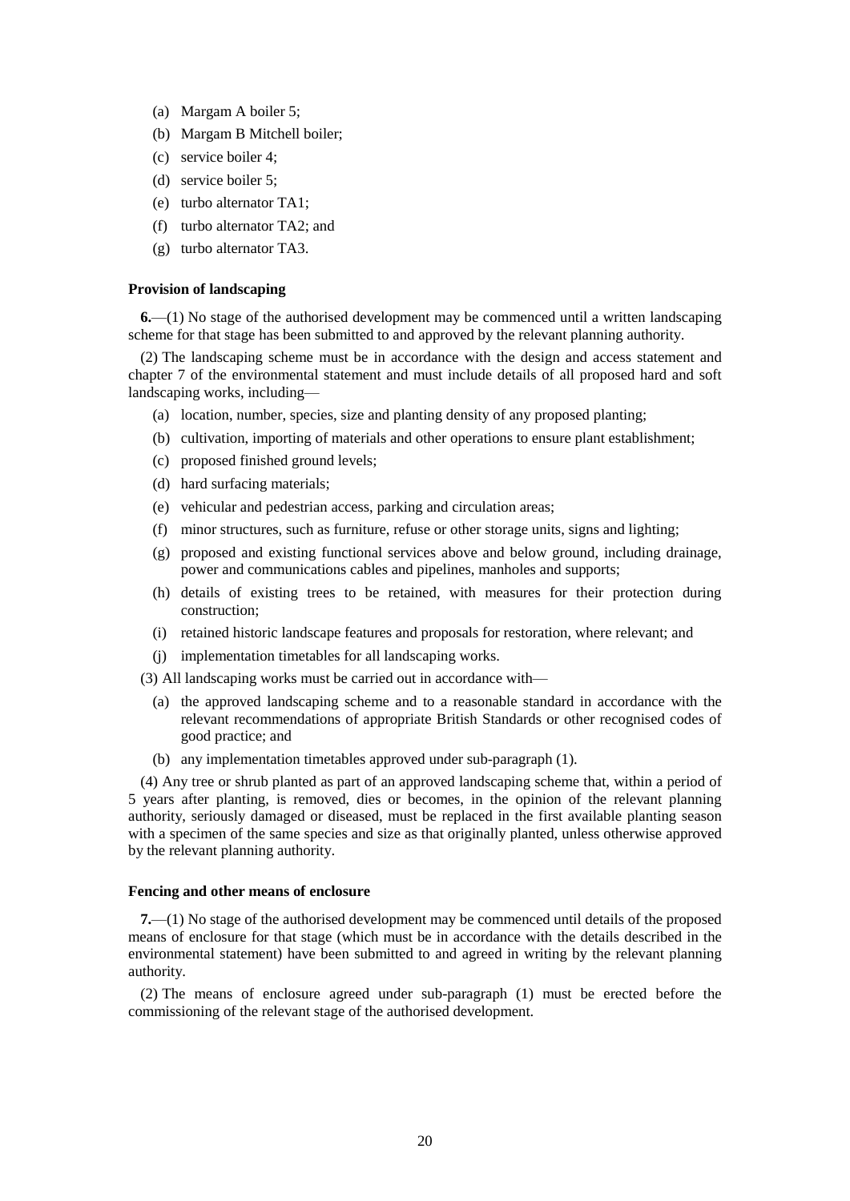(a) Margam A boiler 5;

(b) Margam B Mitchell boiler;

(c) service boiler 4;

(d) service boiler 5;

(e) turbo alternator TA1;

(f) turbo alternator TA2; and

(g) turbo alternator TA3.

**Provision of landscaping**

**6.**—(1) No stage of the authorised development may be commenced until a written landscaping scheme for that stage has been submitted to and approved by the relevant planning authority.

(2) The landscaping scheme must be in accordance with the design and access statement and chapter 7 of the environmental statement and must include details of all proposed hard and soft landscaping works, including—

(a) location, number, species, size and planting density of any proposed planting;

(b) cultivation, importing of materials and other operations to ensure plant establishment;

(c) proposed finished ground levels;

(d) hard surfacing materials;

(e) vehicular and pedestrian access, parking and circulation areas;

(f) minor structures, such as furniture, refuse or other storage units, signs and lighting;

(g) proposed and existing functional services above and below ground, including drainage, power and communications cables and pipelines, manholes and supports;

(h) details of existing trees to be retained, with measures for their protection during construction;

(i) retained historic landscape features and proposals for restoration, where relevant; and

(j) implementation timetables for all landscaping works.

(3) All landscaping works must be carried out in accordance with—

(a) the approved landscaping scheme and to a reasonable standard in accordance with the relevant recommendations of appropriate British Standards or other recognised codes of good practice; and

(b) any implementation timetables approved under sub-paragraph (1).

(4) Any tree or shrub planted as part of an approved landscaping scheme that, within a period of 5 years after planting, is removed, dies or becomes, in the opinion of the relevant planning authority, seriously damaged or diseased, must be replaced in the first available planting season with a specimen of the same species and size as that originally planted, unless otherwise approved by the relevant planning authority.

**Fencing and other means of enclosure**

**7.**—(1) No stage of the authorised development may be commenced until details of the proposed means of enclosure for that stage (which must be in accordance with the details described in the environmental statement) have been submitted to and agreed in writing by the relevant planning authority.

(2) The means of enclosure agreed under sub-paragraph (1) must be erected before the commissioning of the relevant stage of the authorised development.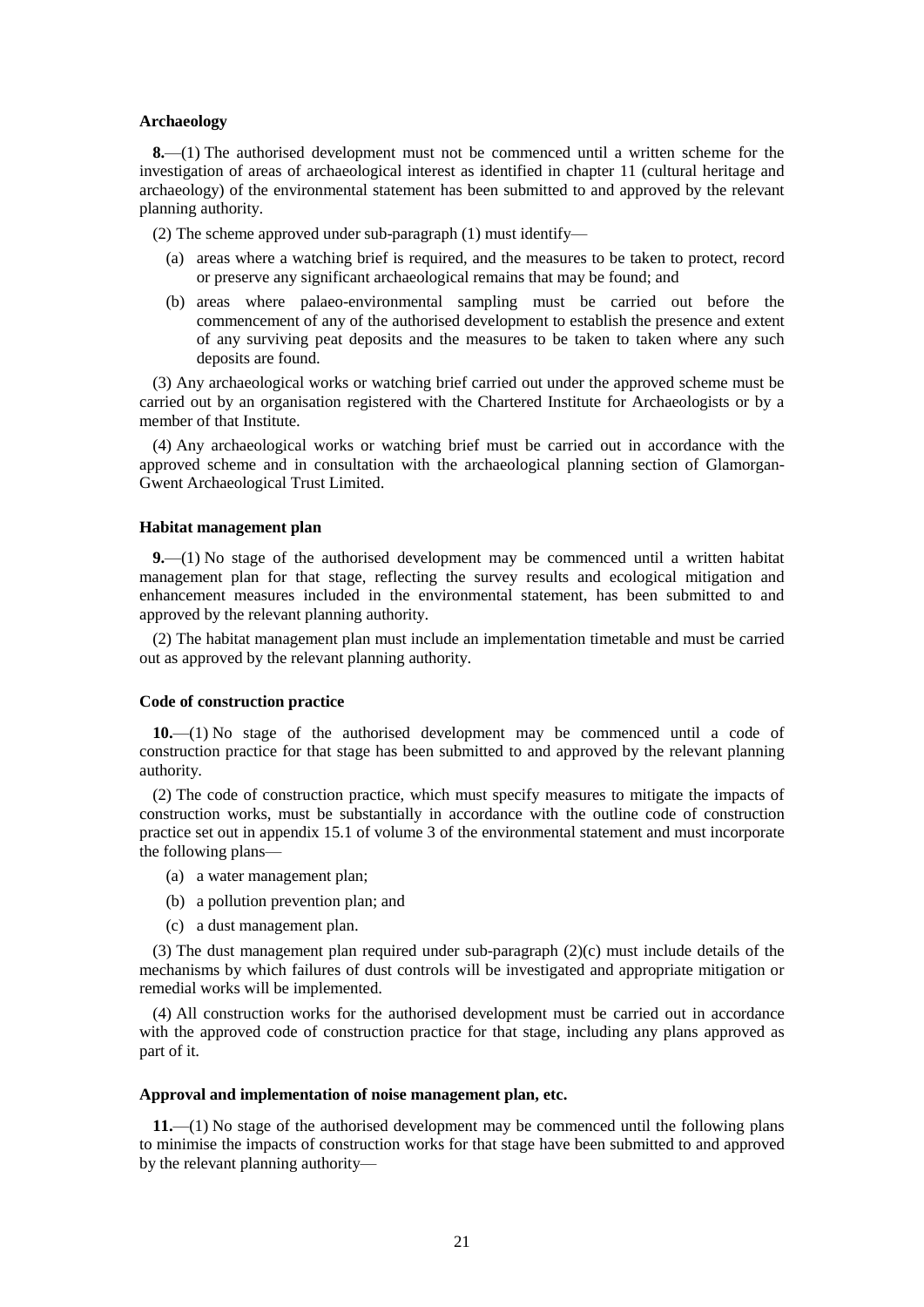**Archaeology**

**8.**—(1) The authorised development must not be commenced until a written scheme for the investigation of areas of archaeological interest as identified in chapter 11 (cultural heritage and archaeology) of the environmental statement has been submitted to and approved by the relevant planning authority.

(2) The scheme approved under sub-paragraph (1) must identify—

- (a) areas where a watching brief is required, and the measures to be taken to protect, record or preserve any significant archaeological remains that may be found; and
- (b) areas where palaeo-environmental sampling must be carried out before the commencement of any of the authorised development to establish the presence and extent of any surviving peat deposits and the measures to be taken to taken where any such deposits are found.

(3) Any archaeological works or watching brief carried out under the approved scheme must be carried out by an organisation registered with the Chartered Institute for Archaeologists or by a member of that Institute.

(4) Any archaeological works or watching brief must be carried out in accordance with the approved scheme and in consultation with the archaeological planning section of Glamorgan-Gwent Archaeological Trust Limited.

**Habitat management plan**

**9.**—(1) No stage of the authorised development may be commenced until a written habitat management plan for that stage, reflecting the survey results and ecological mitigation and enhancement measures included in the environmental statement, has been submitted to and approved by the relevant planning authority.

(2) The habitat management plan must include an implementation timetable and must be carried out as approved by the relevant planning authority.

**Code of construction practice**

**10.**—(1) No stage of the authorised development may be commenced until a code of construction practice for that stage has been submitted to and approved by the relevant planning authority.

(2) The code of construction practice, which must specify measures to mitigate the impacts of construction works, must be substantially in accordance with the outline code of construction practice set out in appendix 15.1 of volume 3 of the environmental statement and must incorporate the following plans—

- (a) a water management plan;
- (b) a pollution prevention plan; and
- (c) a dust management plan.

(3) The dust management plan required under sub-paragraph (2)(c) must include details of the mechanisms by which failures of dust controls will be investigated and appropriate mitigation or remedial works will be implemented.

(4) All construction works for the authorised development must be carried out in accordance with the approved code of construction practice for that stage, including any plans approved as part of it.

**Approval and implementation of noise management plan, etc.**

**11.**—(1) No stage of the authorised development may be commenced until the following plans to minimise the impacts of construction works for that stage have been submitted to and approved by the relevant planning authority—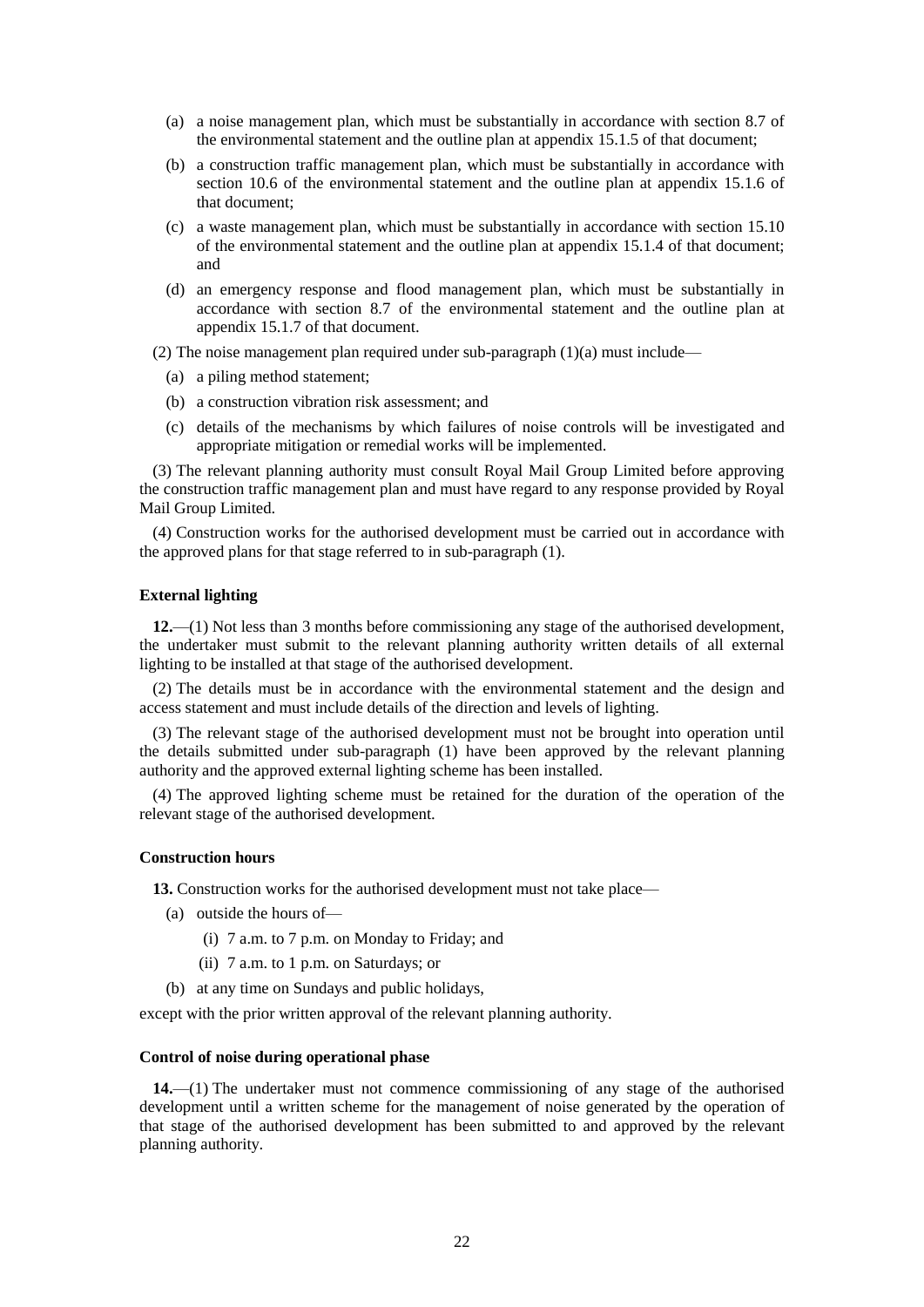(a) a noise management plan, which must be substantially in accordance with section 8.7 of the environmental statement and the outline plan at appendix 15.1.5 of that document;

(b) a construction traffic management plan, which must be substantially in accordance with section 10.6 of the environmental statement and the outline plan at appendix 15.1.6 of that document;

(c) a waste management plan, which must be substantially in accordance with section 15.10 of the environmental statement and the outline plan at appendix 15.1.4 of that document; and

(d) an emergency response and flood management plan, which must be substantially in accordance with section 8.7 of the environmental statement and the outline plan at appendix 15.1.7 of that document.

(2) The noise management plan required under sub-paragraph (1)(a) must include—

(a) a piling method statement;

(b) a construction vibration risk assessment; and

(c) details of the mechanisms by which failures of noise controls will be investigated and appropriate mitigation or remedial works will be implemented.

(3) The relevant planning authority must consult Royal Mail Group Limited before approving the construction traffic management plan and must have regard to any response provided by Royal Mail Group Limited.

(4) Construction works for the authorised development must be carried out in accordance with the approved plans for that stage referred to in sub-paragraph (1).

**External lighting**

**12.**—(1) Not less than 3 months before commissioning any stage of the authorised development, the undertaker must submit to the relevant planning authority written details of all external lighting to be installed at that stage of the authorised development.

(2) The details must be in accordance with the environmental statement and the design and access statement and must include details of the direction and levels of lighting.

(3) The relevant stage of the authorised development must not be brought into operation until the details submitted under sub-paragraph (1) have been approved by the relevant planning authority and the approved external lighting scheme has been installed.

(4) The approved lighting scheme must be retained for the duration of the operation of the relevant stage of the authorised development.

**Construction hours**

**13.** Construction works for the authorised development must not take place—

(a) outside the hours of—

(i) 7 a.m. to 7 p.m. on Monday to Friday; and

(ii) 7 a.m. to 1 p.m. on Saturdays; or

(b) at any time on Sundays and public holidays,

except with the prior written approval of the relevant planning authority.

**Control of noise during operational phase**

**14.**—(1) The undertaker must not commence commissioning of any stage of the authorised development until a written scheme for the management of noise generated by the operation of that stage of the authorised development has been submitted to and approved by the relevant planning authority.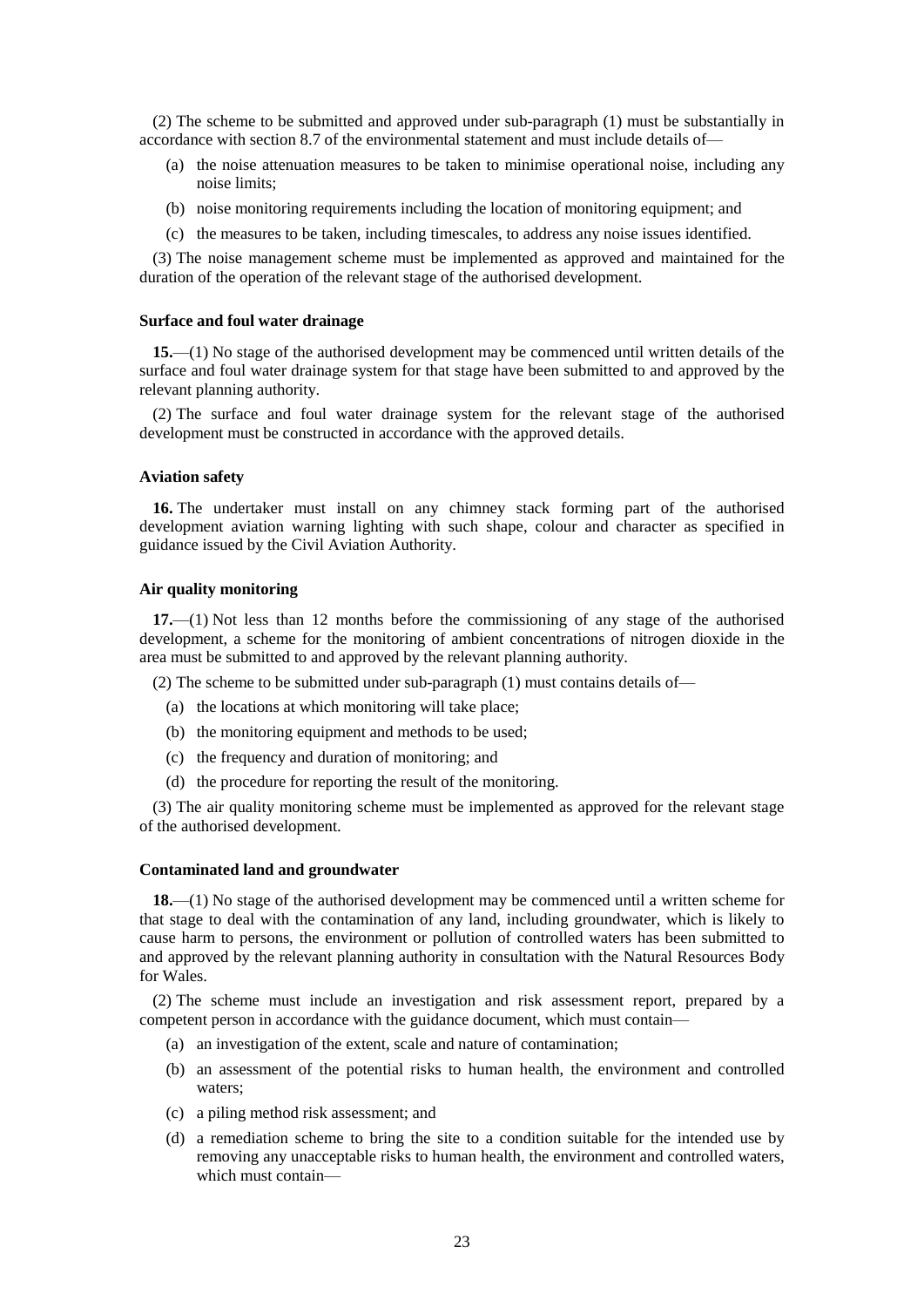(2) The scheme to be submitted and approved under sub-paragraph (1) must be substantially in accordance with section 8.7 of the environmental statement and must include details of—

(a) the noise attenuation measures to be taken to minimise operational noise, including any noise limits;

(b) noise monitoring requirements including the location of monitoring equipment; and

(c) the measures to be taken, including timescales, to address any noise issues identified.

(3) The noise management scheme must be implemented as approved and maintained for the duration of the operation of the relevant stage of the authorised development.

**Surface and foul water drainage**

**15.**—(1) No stage of the authorised development may be commenced until written details of the surface and foul water drainage system for that stage have been submitted to and approved by the relevant planning authority.

(2) The surface and foul water drainage system for the relevant stage of the authorised development must be constructed in accordance with the approved details.

**Aviation safety**

**16.** The undertaker must install on any chimney stack forming part of the authorised development aviation warning lighting with such shape, colour and character as specified in guidance issued by the Civil Aviation Authority.

**Air quality monitoring**

**17.**—(1) Not less than 12 months before the commissioning of any stage of the authorised development, a scheme for the monitoring of ambient concentrations of nitrogen dioxide in the area must be submitted to and approved by the relevant planning authority.

(2) The scheme to be submitted under sub-paragraph (1) must contains details of—

(a) the locations at which monitoring will take place;

(b) the monitoring equipment and methods to be used;

(c) the frequency and duration of monitoring; and

(d) the procedure for reporting the result of the monitoring.

(3) The air quality monitoring scheme must be implemented as approved for the relevant stage of the authorised development.

**Contaminated land and groundwater**

**18.**—(1) No stage of the authorised development may be commenced until a written scheme for that stage to deal with the contamination of any land, including groundwater, which is likely to cause harm to persons, the environment or pollution of controlled waters has been submitted to and approved by the relevant planning authority in consultation with the Natural Resources Body for Wales.

(2) The scheme must include an investigation and risk assessment report, prepared by a competent person in accordance with the guidance document, which must contain—

(a) an investigation of the extent, scale and nature of contamination;

(b) an assessment of the potential risks to human health, the environment and controlled waters;

(c) a piling method risk assessment; and

(d) a remediation scheme to bring the site to a condition suitable for the intended use by removing any unacceptable risks to human health, the environment and controlled waters, which must contain—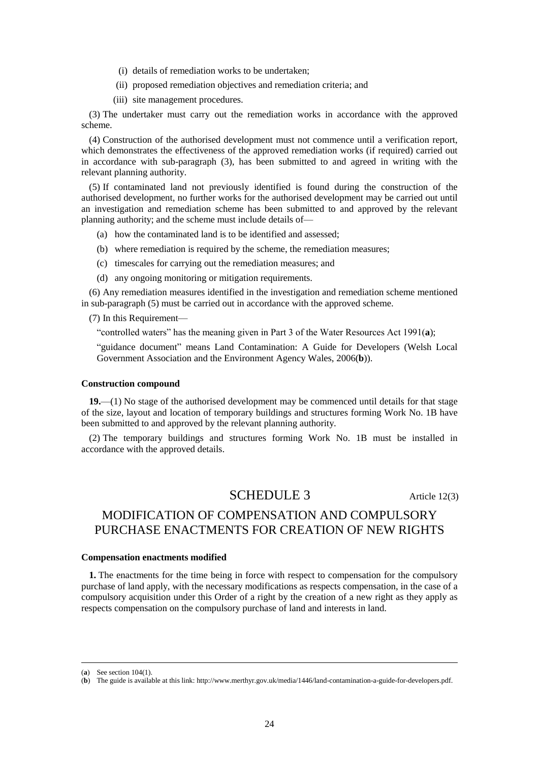(i) details of remediation works to be undertaken;

(ii) proposed remediation objectives and remediation criteria; and

(iii) site management procedures.

(3) The undertaker must carry out the remediation works in accordance with the approved scheme.

(4) Construction of the authorised development must not commence until a verification report, which demonstrates the effectiveness of the approved remediation works (if required) carried out in accordance with sub-paragraph (3), has been submitted to and agreed in writing with the relevant planning authority.

(5) If contaminated land not previously identified is found during the construction of the authorised development, no further works for the authorised development may be carried out until an investigation and remediation scheme has been submitted to and approved by the relevant planning authority; and the scheme must include details of—

(a) how the contaminated land is to be identified and assessed;

(b) where remediation is required by the scheme, the remediation measures;

(c) timescales for carrying out the remediation measures; and

(d) any ongoing monitoring or mitigation requirements.

(6) Any remediation measures identified in the investigation and remediation scheme mentioned in sub-paragraph (5) must be carried out in accordance with the approved scheme.

(7) In this Requirement—

"controlled waters" has the meaning given in Part 3 of the Water Resources Act 1991(**a**);

"guidance document" means Land Contamination: A Guide for Developers (Welsh Local Government Association and the Environment Agency Wales, 2006(**b**)).

**Construction compound**

**19.**—(1) No stage of the authorised development may be commenced until details for that stage of the size, layout and location of temporary buildings and structures forming Work No. 1B have been submitted to and approved by the relevant planning authority.

(2) The temporary buildings and structures forming Work No. 1B must be installed in accordance with the approved details.

## SCHEDULE 3

Article 12(3)

## MODIFICATION OF COMPENSATION AND COMPULSORY PURCHASE ENACTMENTS FOR CREATION OF NEW RIGHTS

**Compensation enactments modified**

**1.** The enactments for the time being in force with respect to compensation for the compulsory purchase of land apply, with the necessary modifications as respects compensation, in the case of a compulsory acquisition under this Order of a right by the creation of a new right as they apply as respects compensation on the compulsory purchase of land and interests in land.

---

(**a**) See section 104(1).

(**b**) The guide is available at this link: http://www.merthyr.gov.uk/media/1446/land-contamination-a-guide-for-developers.pdf.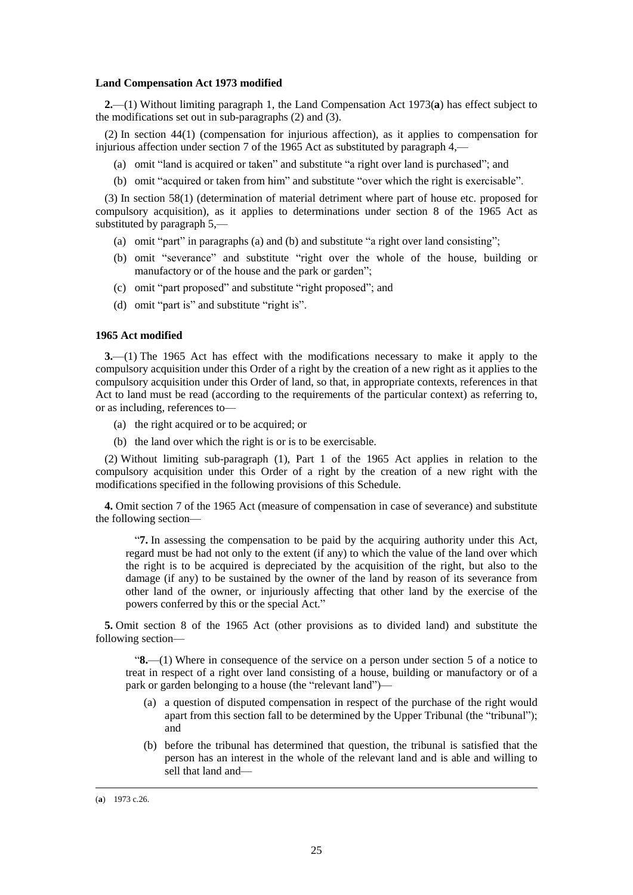**Land Compensation Act 1973 modified**

**2.**—(1) Without limiting paragraph 1, the Land Compensation Act 1973(**a**) has effect subject to the modifications set out in sub-paragraphs (2) and (3).

(2) In section 44(1) (compensation for injurious affection), as it applies to compensation for injurious affection under section 7 of the 1965 Act as substituted by paragraph 4,—

- (a) omit "land is acquired or taken" and substitute "a right over land is purchased"; and
- (b) omit "acquired or taken from him" and substitute "over which the right is exercisable".

(3) In section 58(1) (determination of material detriment where part of house etc. proposed for compulsory acquisition), as it applies to determinations under section 8 of the 1965 Act as substituted by paragraph 5,—

- (a) omit "part" in paragraphs (a) and (b) and substitute "a right over land consisting";
- (b) omit "severance" and substitute "right over the whole of the house, building or manufactory or of the house and the park or garden";
- (c) omit "part proposed" and substitute "right proposed"; and
- (d) omit "part is" and substitute "right is".

**1965 Act modified**

**3.**—(1) The 1965 Act has effect with the modifications necessary to make it apply to the compulsory acquisition under this Order of a right by the creation of a new right as it applies to the compulsory acquisition under this Order of land, so that, in appropriate contexts, references in that Act to land must be read (according to the requirements of the particular context) as referring to, or as including, references to—

- (a) the right acquired or to be acquired; or
- (b) the land over which the right is or is to be exercisable.

(2) Without limiting sub-paragraph (1), Part 1 of the 1965 Act applies in relation to the compulsory acquisition under this Order of a right by the creation of a new right with the modifications specified in the following provisions of this Schedule.

**4.** Omit section 7 of the 1965 Act (measure of compensation in case of severance) and substitute the following section—

> "**7.** In assessing the compensation to be paid by the acquiring authority under this Act, regard must be had not only to the extent (if any) to which the value of the land over which the right is to be acquired is depreciated by the acquisition of the right, but also to the damage (if any) to be sustained by the owner of the land by reason of its severance from other land of the owner, or injuriously affecting that other land by the exercise of the powers conferred by this or the special Act."

**5.** Omit section 8 of the 1965 Act (other provisions as to divided land) and substitute the following section—

> "**8.**—(1) Where in consequence of the service on a person under section 5 of a notice to treat in respect of a right over land consisting of a house, building or manufactory or of a park or garden belonging to a house (the "relevant land")—
>
> - (a) a question of disputed compensation in respect of the purchase of the right would apart from this section fall to be determined by the Upper Tribunal (the "tribunal"); and
> - (b) before the tribunal has determined that question, the tribunal is satisfied that the person has an interest in the whole of the relevant land and is able and willing to sell that land and—

(**a**) 1973 c.26.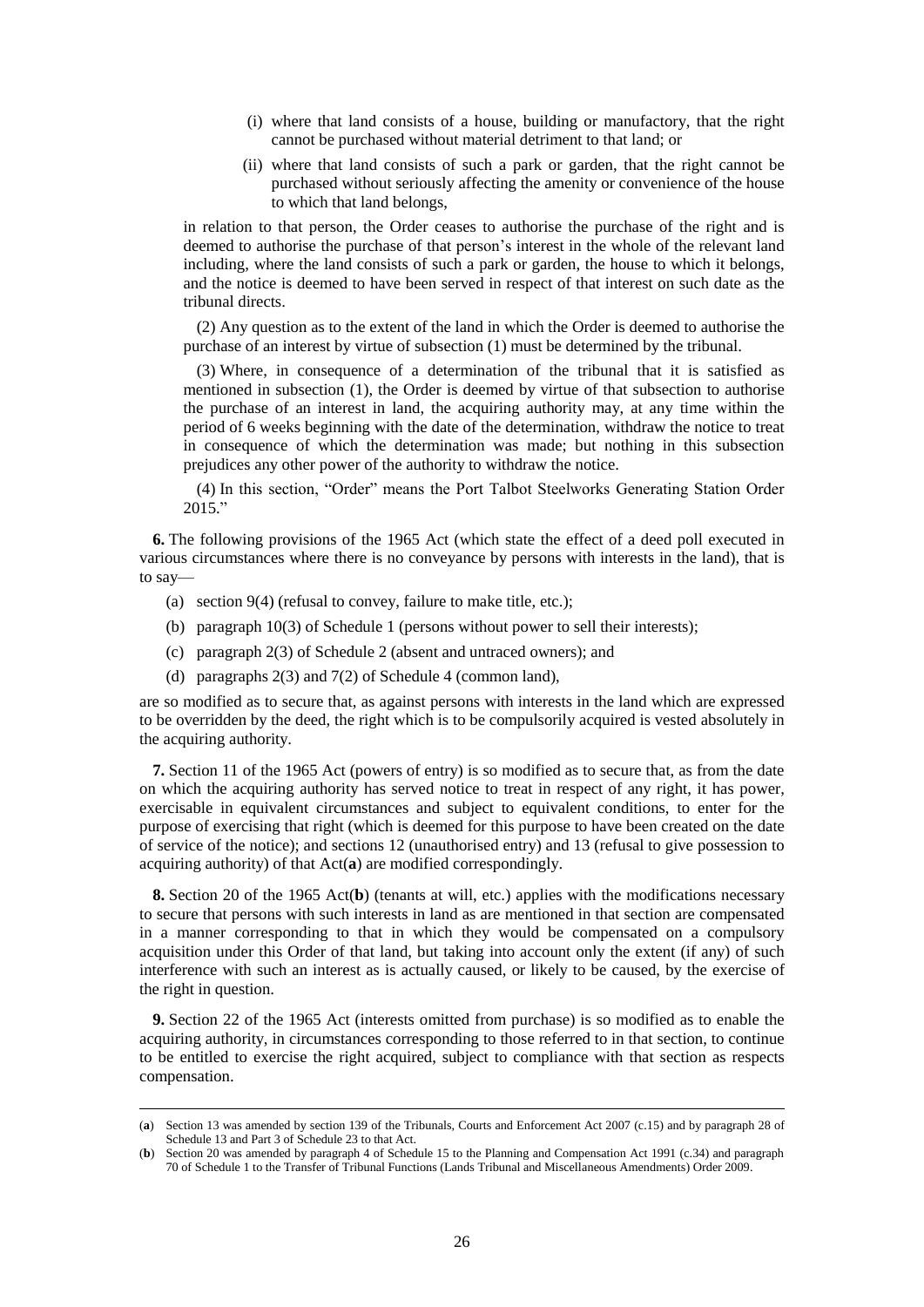(i) where that land consists of a house, building or manufactory, that the right cannot be purchased without material detriment to that land; or

(ii) where that land consists of such a park or garden, that the right cannot be purchased without seriously affecting the amenity or convenience of the house to which that land belongs,

in relation to that person, the Order ceases to authorise the purchase of the right and is deemed to authorise the purchase of that person's interest in the whole of the relevant land including, where the land consists of such a park or garden, the house to which it belongs, and the notice is deemed to have been served in respect of that interest on such date as the tribunal directs.

(2) Any question as to the extent of the land in which the Order is deemed to authorise the purchase of an interest by virtue of subsection (1) must be determined by the tribunal.

(3) Where, in consequence of a determination of the tribunal that it is satisfied as mentioned in subsection (1), the Order is deemed by virtue of that subsection to authorise the purchase of an interest in land, the acquiring authority may, at any time within the period of 6 weeks beginning with the date of the determination, withdraw the notice to treat in consequence of which the determination was made; but nothing in this subsection prejudices any other power of the authority to withdraw the notice.

(4) In this section, "Order" means the Port Talbot Steelworks Generating Station Order 2015."

**6.** The following provisions of the 1965 Act (which state the effect of a deed poll executed in various circumstances where there is no conveyance by persons with interests in the land), that is to say—

(a) section 9(4) (refusal to convey, failure to make title, etc.);

(b) paragraph 10(3) of Schedule 1 (persons without power to sell their interests);

(c) paragraph 2(3) of Schedule 2 (absent and untraced owners); and

(d) paragraphs 2(3) and 7(2) of Schedule 4 (common land),

are so modified as to secure that, as against persons with interests in the land which are expressed to be overridden by the deed, the right which is to be compulsorily acquired is vested absolutely in the acquiring authority.

**7.** Section 11 of the 1965 Act (powers of entry) is so modified as to secure that, as from the date on which the acquiring authority has served notice to treat in respect of any right, it has power, exercisable in equivalent circumstances and subject to equivalent conditions, to enter for the purpose of exercising that right (which is deemed for this purpose to have been created on the date of service of the notice); and sections 12 (unauthorised entry) and 13 (refusal to give possession to acquiring authority) of that Act(**a**) are modified correspondingly.

**8.** Section 20 of the 1965 Act(**b**) (tenants at will, etc.) applies with the modifications necessary to secure that persons with such interests in land as are mentioned in that section are compensated in a manner corresponding to that in which they would be compensated on a compulsory acquisition under this Order of that land, but taking into account only the extent (if any) of such interference with such an interest as is actually caused, or likely to be caused, by the exercise of the right in question.

**9.** Section 22 of the 1965 Act (interests omitted from purchase) is so modified as to enable the acquiring authority, in circumstances corresponding to those referred to in that section, to continue to be entitled to exercise the right acquired, subject to compliance with that section as respects compensation.

---

(**a**) Section 13 was amended by section 139 of the Tribunals, Courts and Enforcement Act 2007 (c.15) and by paragraph 28 of Schedule 13 and Part 3 of Schedule 23 to that Act.

(**b**) Section 20 was amended by paragraph 4 of Schedule 15 to the Planning and Compensation Act 1991 (c.34) and paragraph 70 of Schedule 1 to the Transfer of Tribunal Functions (Lands Tribunal and Miscellaneous Amendments) Order 2009.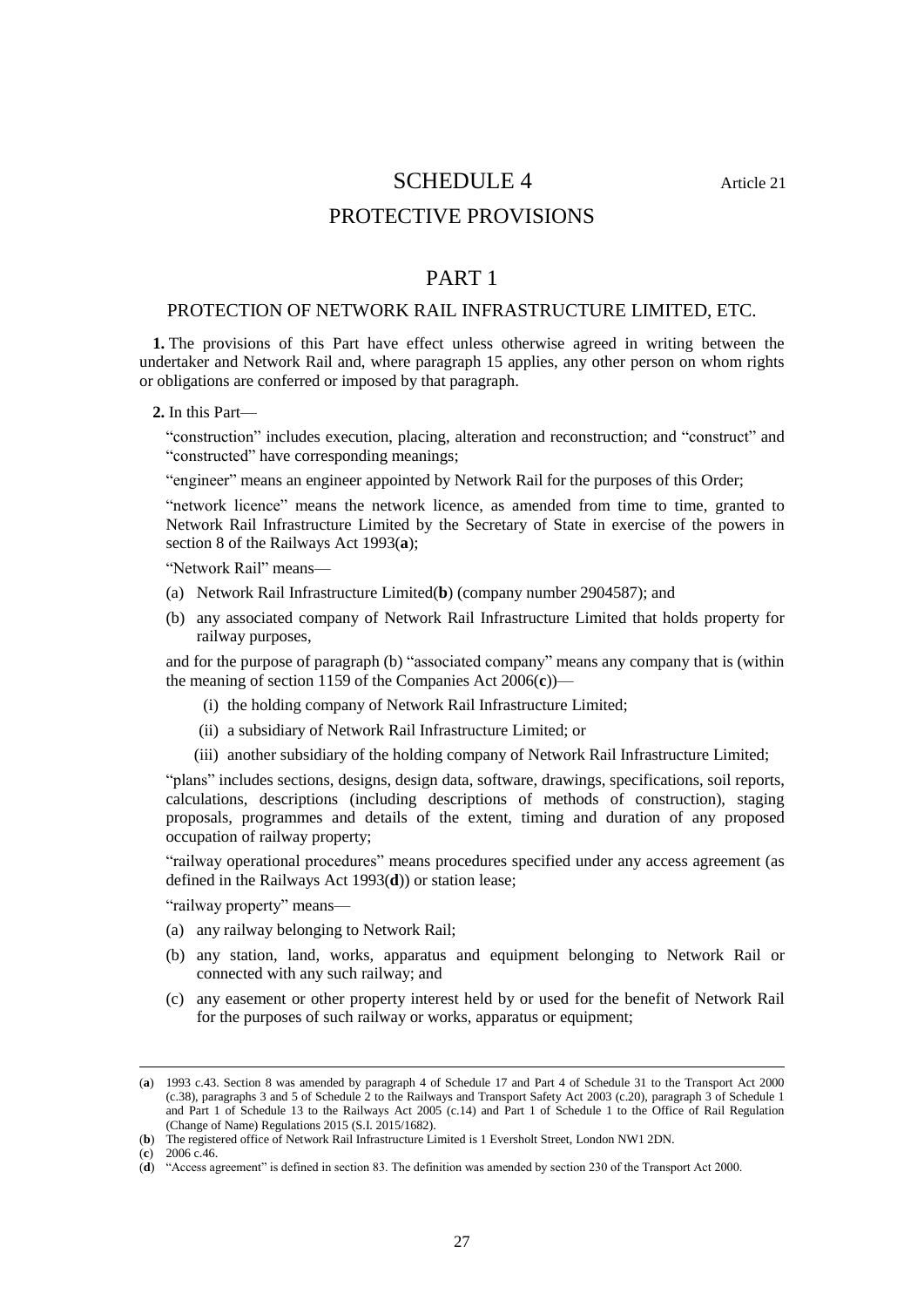# SCHEDULE 4

Article 21

## PROTECTIVE PROVISIONS

## PART 1

### PROTECTION OF NETWORK RAIL INFRASTRUCTURE LIMITED, ETC.

**1.** The provisions of this Part have effect unless otherwise agreed in writing between the undertaker and Network Rail and, where paragraph 15 applies, any other person on whom rights or obligations are conferred or imposed by that paragraph.

**2.** In this Part—

"construction" includes execution, placing, alteration and reconstruction; and "construct" and "constructed" have corresponding meanings;

"engineer" means an engineer appointed by Network Rail for the purposes of this Order;

"network licence" means the network licence, as amended from time to time, granted to Network Rail Infrastructure Limited by the Secretary of State in exercise of the powers in section 8 of the Railways Act 1993(**a**);

"Network Rail" means—

(a) Network Rail Infrastructure Limited(**b**) (company number 2904587); and

(b) any associated company of Network Rail Infrastructure Limited that holds property for railway purposes,

and for the purpose of paragraph (b) "associated company" means any company that is (within the meaning of section 1159 of the Companies Act 2006(**c**))—

(i) the holding company of Network Rail Infrastructure Limited;

(ii) a subsidiary of Network Rail Infrastructure Limited; or

(iii) another subsidiary of the holding company of Network Rail Infrastructure Limited;

"plans" includes sections, designs, design data, software, drawings, specifications, soil reports, calculations, descriptions (including descriptions of methods of construction), staging proposals, programmes and details of the extent, timing and duration of any proposed occupation of railway property;

"railway operational procedures" means procedures specified under any access agreement (as defined in the Railways Act 1993(**d**)) or station lease;

"railway property" means—

(a) any railway belonging to Network Rail;

(b) any station, land, works, apparatus and equipment belonging to Network Rail or connected with any such railway; and

(c) any easement or other property interest held by or used for the benefit of Network Rail for the purposes of such railway or works, apparatus or equipment;

---

(**a**) 1993 c.43. Section 8 was amended by paragraph 4 of Schedule 17 and Part 4 of Schedule 31 to the Transport Act 2000 (c.38), paragraphs 3 and 5 of Schedule 2 to the Railways and Transport Safety Act 2003 (c.20), paragraph 3 of Schedule 1 and Part 1 of Schedule 13 to the Railways Act 2005 (c.14) and Part 1 of Schedule 1 to the Office of Rail Regulation (Change of Name) Regulations 2015 (S.I. 2015/1682).

(**b**) The registered office of Network Rail Infrastructure Limited is 1 Eversholt Street, London NW1 2DN.

(**c**) 2006 c.46.

(**d**) "Access agreement" is defined in section 83. The definition was amended by section 230 of the Transport Act 2000.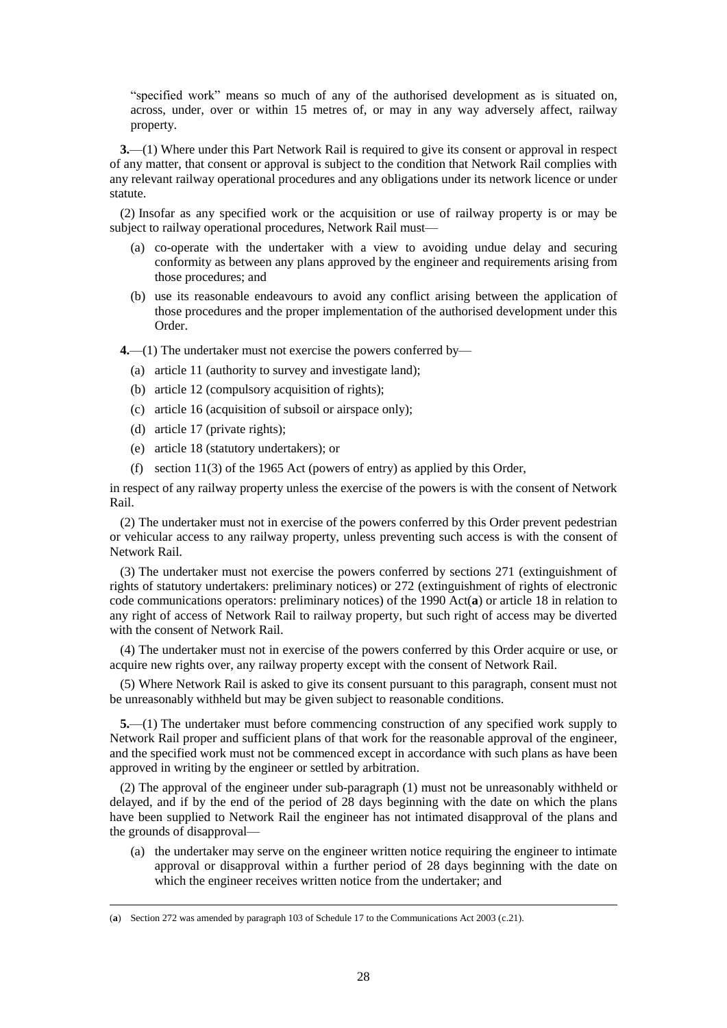"specified work" means so much of any of the authorised development as is situated on, across, under, over or within 15 metres of, or may in any way adversely affect, railway property.

**3.**—(1) Where under this Part Network Rail is required to give its consent or approval in respect of any matter, that consent or approval is subject to the condition that Network Rail complies with any relevant railway operational procedures and any obligations under its network licence or under statute.

(2) Insofar as any specified work or the acquisition or use of railway property is or may be subject to railway operational procedures, Network Rail must—

- (a) co-operate with the undertaker with a view to avoiding undue delay and securing conformity as between any plans approved by the engineer and requirements arising from those procedures; and
- (b) use its reasonable endeavours to avoid any conflict arising between the application of those procedures and the proper implementation of the authorised development under this Order.

**4.**—(1) The undertaker must not exercise the powers conferred by—

- (a) article 11 (authority to survey and investigate land);
- (b) article 12 (compulsory acquisition of rights);
- (c) article 16 (acquisition of subsoil or airspace only);
- (d) article 17 (private rights);
- (e) article 18 (statutory undertakers); or
- (f) section 11(3) of the 1965 Act (powers of entry) as applied by this Order,

in respect of any railway property unless the exercise of the powers is with the consent of Network Rail.

(2) The undertaker must not in exercise of the powers conferred by this Order prevent pedestrian or vehicular access to any railway property, unless preventing such access is with the consent of Network Rail.

(3) The undertaker must not exercise the powers conferred by sections 271 (extinguishment of rights of statutory undertakers: preliminary notices) or 272 (extinguishment of rights of electronic code communications operators: preliminary notices) of the 1990 Act(**a**) or article 18 in relation to any right of access of Network Rail to railway property, but such right of access may be diverted with the consent of Network Rail.

(4) The undertaker must not in exercise of the powers conferred by this Order acquire or use, or acquire new rights over, any railway property except with the consent of Network Rail.

(5) Where Network Rail is asked to give its consent pursuant to this paragraph, consent must not be unreasonably withheld but may be given subject to reasonable conditions.

**5.**—(1) The undertaker must before commencing construction of any specified work supply to Network Rail proper and sufficient plans of that work for the reasonable approval of the engineer, and the specified work must not be commenced except in accordance with such plans as have been approved in writing by the engineer or settled by arbitration.

(2) The approval of the engineer under sub-paragraph (1) must not be unreasonably withheld or delayed, and if by the end of the period of 28 days beginning with the date on which the plans have been supplied to Network Rail the engineer has not intimated disapproval of the plans and the grounds of disapproval—

- (a) the undertaker may serve on the engineer written notice requiring the engineer to intimate approval or disapproval within a further period of 28 days beginning with the date on which the engineer receives written notice from the undertaker; and

(**a**) Section 272 was amended by paragraph 103 of Schedule 17 to the Communications Act 2003 (c.21).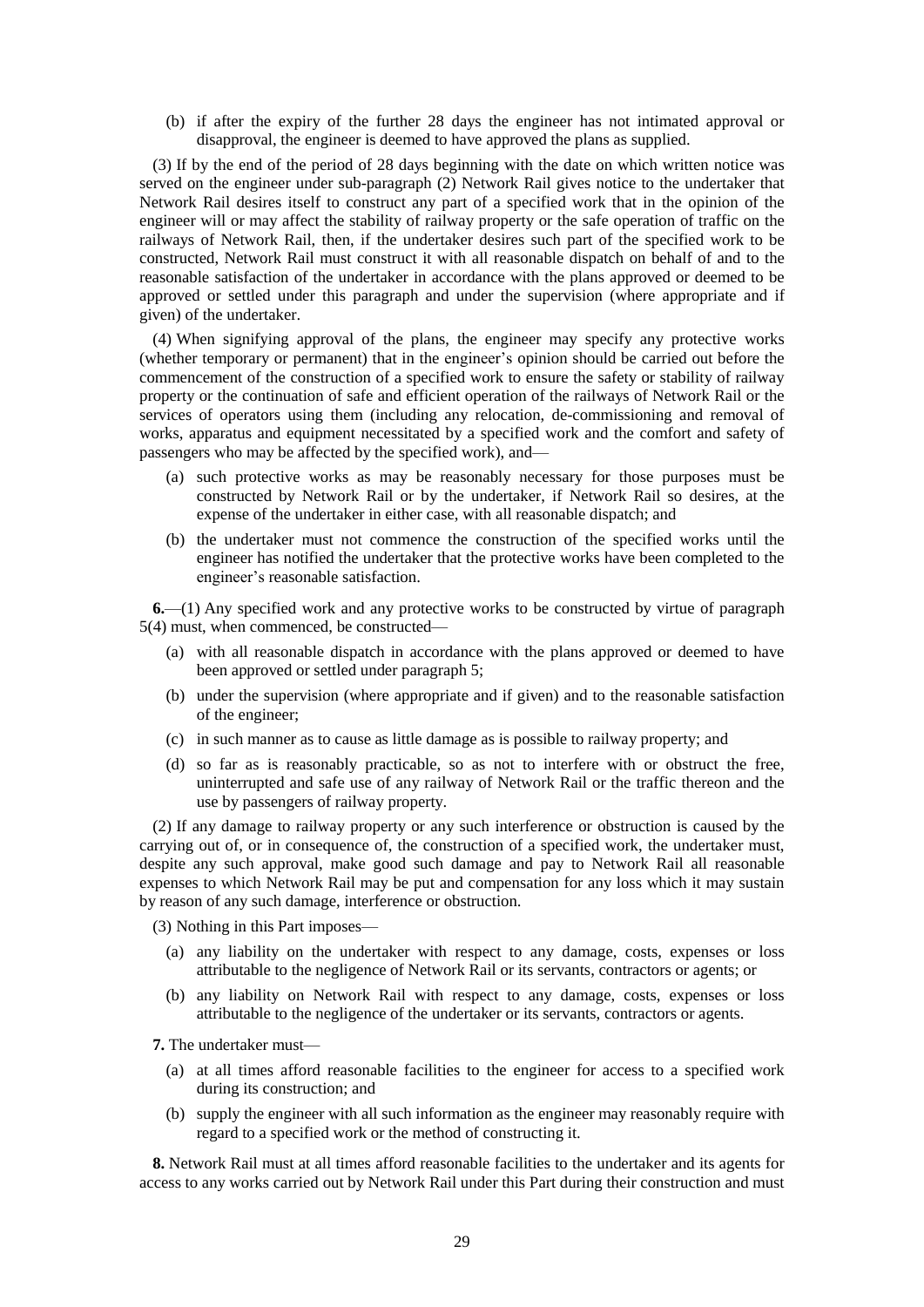(b) if after the expiry of the further 28 days the engineer has not intimated approval or disapproval, the engineer is deemed to have approved the plans as supplied.

(3) If by the end of the period of 28 days beginning with the date on which written notice was served on the engineer under sub-paragraph (2) Network Rail gives notice to the undertaker that Network Rail desires itself to construct any part of a specified work that in the opinion of the engineer will or may affect the stability of railway property or the safe operation of traffic on the railways of Network Rail, then, if the undertaker desires such part of the specified work to be constructed, Network Rail must construct it with all reasonable dispatch on behalf of and to the reasonable satisfaction of the undertaker in accordance with the plans approved or deemed to be approved or settled under this paragraph and under the supervision (where appropriate and if given) of the undertaker.

(4) When signifying approval of the plans, the engineer may specify any protective works (whether temporary or permanent) that in the engineer's opinion should be carried out before the commencement of the construction of a specified work to ensure the safety or stability of railway property or the continuation of safe and efficient operation of the railways of Network Rail or the services of operators using them (including any relocation, de-commissioning and removal of works, apparatus and equipment necessitated by a specified work and the comfort and safety of passengers who may be affected by the specified work), and—

(a) such protective works as may be reasonably necessary for those purposes must be constructed by Network Rail or by the undertaker, if Network Rail so desires, at the expense of the undertaker in either case, with all reasonable dispatch; and

(b) the undertaker must not commence the construction of the specified works until the engineer has notified the undertaker that the protective works have been completed to the engineer's reasonable satisfaction.

**6.**—(1) Any specified work and any protective works to be constructed by virtue of paragraph 5(4) must, when commenced, be constructed—

(a) with all reasonable dispatch in accordance with the plans approved or deemed to have been approved or settled under paragraph 5;

(b) under the supervision (where appropriate and if given) and to the reasonable satisfaction of the engineer;

(c) in such manner as to cause as little damage as is possible to railway property; and

(d) so far as is reasonably practicable, so as not to interfere with or obstruct the free, uninterrupted and safe use of any railway of Network Rail or the traffic thereon and the use by passengers of railway property.

(2) If any damage to railway property or any such interference or obstruction is caused by the carrying out of, or in consequence of, the construction of a specified work, the undertaker must, despite any such approval, make good such damage and pay to Network Rail all reasonable expenses to which Network Rail may be put and compensation for any loss which it may sustain by reason of any such damage, interference or obstruction.

(3) Nothing in this Part imposes—

(a) any liability on the undertaker with respect to any damage, costs, expenses or loss attributable to the negligence of Network Rail or its servants, contractors or agents; or

(b) any liability on Network Rail with respect to any damage, costs, expenses or loss attributable to the negligence of the undertaker or its servants, contractors or agents.

**7.** The undertaker must—

(a) at all times afford reasonable facilities to the engineer for access to a specified work during its construction; and

(b) supply the engineer with all such information as the engineer may reasonably require with regard to a specified work or the method of constructing it.

**8.** Network Rail must at all times afford reasonable facilities to the undertaker and its agents for access to any works carried out by Network Rail under this Part during their construction and must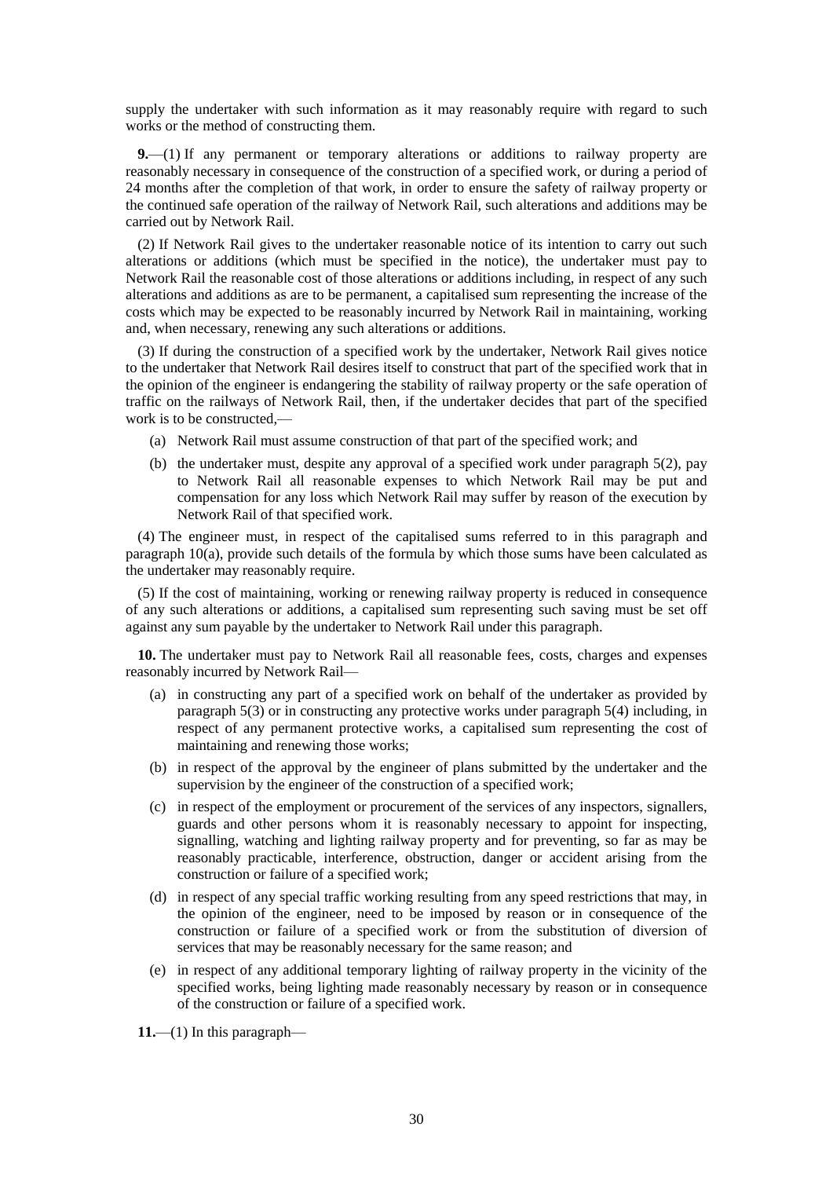supply the undertaker with such information as it may reasonably require with regard to such works or the method of constructing them.

**9.**—(1) If any permanent or temporary alterations or additions to railway property are reasonably necessary in consequence of the construction of a specified work, or during a period of 24 months after the completion of that work, in order to ensure the safety of railway property or the continued safe operation of the railway of Network Rail, such alterations and additions may be carried out by Network Rail.

(2) If Network Rail gives to the undertaker reasonable notice of its intention to carry out such alterations or additions (which must be specified in the notice), the undertaker must pay to Network Rail the reasonable cost of those alterations or additions including, in respect of any such alterations and additions as are to be permanent, a capitalised sum representing the increase of the costs which may be expected to be reasonably incurred by Network Rail in maintaining, working and, when necessary, renewing any such alterations or additions.

(3) If during the construction of a specified work by the undertaker, Network Rail gives notice to the undertaker that Network Rail desires itself to construct that part of the specified work that in the opinion of the engineer is endangering the stability of railway property or the safe operation of traffic on the railways of Network Rail, then, if the undertaker decides that part of the specified work is to be constructed,—

(a) Network Rail must assume construction of that part of the specified work; and

(b) the undertaker must, despite any approval of a specified work under paragraph 5(2), pay to Network Rail all reasonable expenses to which Network Rail may be put and compensation for any loss which Network Rail may suffer by reason of the execution by Network Rail of that specified work.

(4) The engineer must, in respect of the capitalised sums referred to in this paragraph and paragraph 10(a), provide such details of the formula by which those sums have been calculated as the undertaker may reasonably require.

(5) If the cost of maintaining, working or renewing railway property is reduced in consequence of any such alterations or additions, a capitalised sum representing such saving must be set off against any sum payable by the undertaker to Network Rail under this paragraph.

**10.** The undertaker must pay to Network Rail all reasonable fees, costs, charges and expenses reasonably incurred by Network Rail—

(a) in constructing any part of a specified work on behalf of the undertaker as provided by paragraph 5(3) or in constructing any protective works under paragraph 5(4) including, in respect of any permanent protective works, a capitalised sum representing the cost of maintaining and renewing those works;

(b) in respect of the approval by the engineer of plans submitted by the undertaker and the supervision by the engineer of the construction of a specified work;

(c) in respect of the employment or procurement of the services of any inspectors, signallers, guards and other persons whom it is reasonably necessary to appoint for inspecting, signalling, watching and lighting railway property and for preventing, so far as may be reasonably practicable, interference, obstruction, danger or accident arising from the construction or failure of a specified work;

(d) in respect of any special traffic working resulting from any speed restrictions that may, in the opinion of the engineer, need to be imposed by reason or in consequence of the construction or failure of a specified work or from the substitution of diversion of services that may be reasonably necessary for the same reason; and

(e) in respect of any additional temporary lighting of railway property in the vicinity of the specified works, being lighting made reasonably necessary by reason or in consequence of the construction or failure of a specified work.

**11.**—(1) In this paragraph—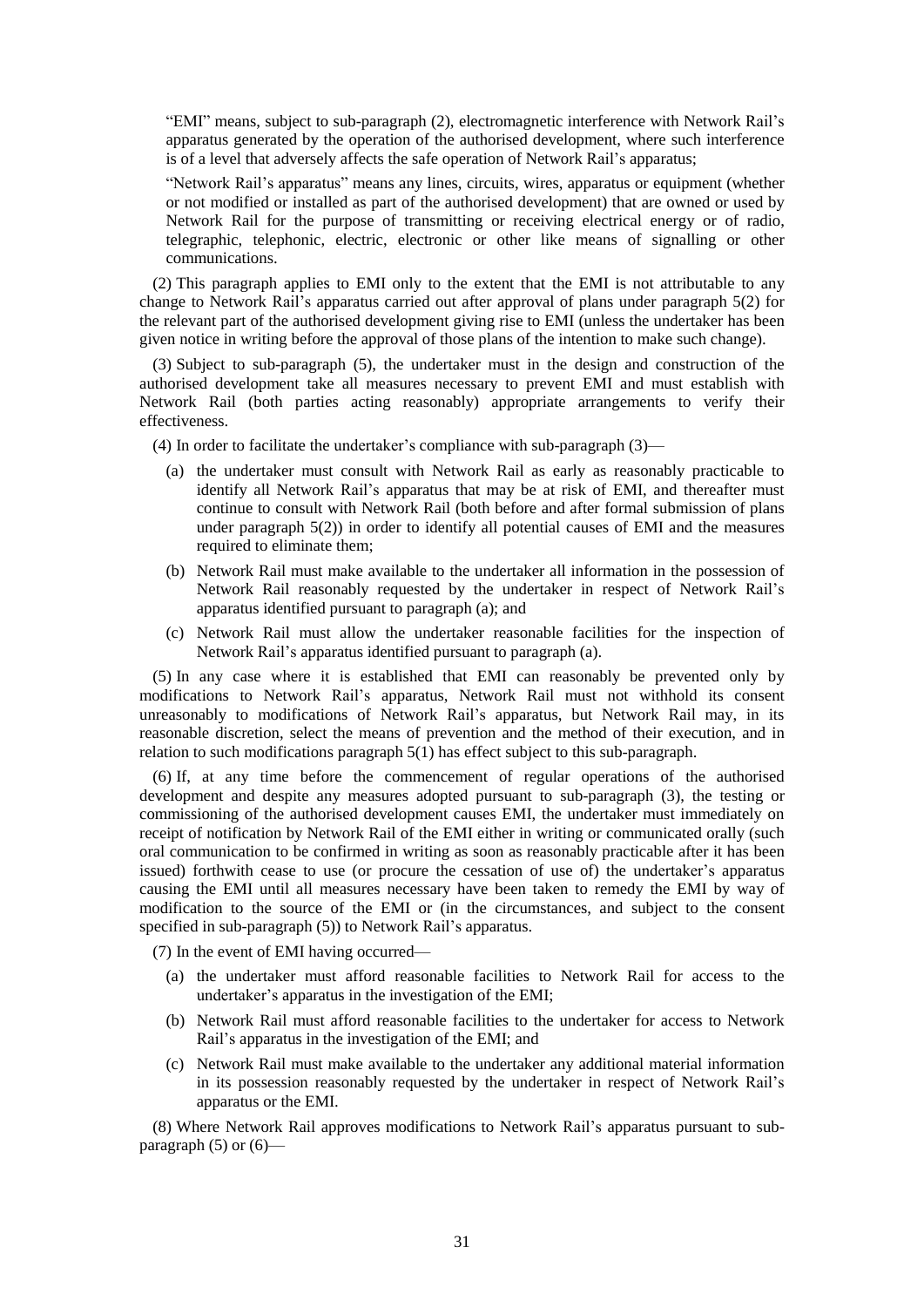"EMI" means, subject to sub-paragraph (2), electromagnetic interference with Network Rail's apparatus generated by the operation of the authorised development, where such interference is of a level that adversely affects the safe operation of Network Rail's apparatus;

"Network Rail's apparatus" means any lines, circuits, wires, apparatus or equipment (whether or not modified or installed as part of the authorised development) that are owned or used by Network Rail for the purpose of transmitting or receiving electrical energy or of radio, telegraphic, telephonic, electric, electronic or other like means of signalling or other communications.

(2) This paragraph applies to EMI only to the extent that the EMI is not attributable to any change to Network Rail's apparatus carried out after approval of plans under paragraph 5(2) for the relevant part of the authorised development giving rise to EMI (unless the undertaker has been given notice in writing before the approval of those plans of the intention to make such change).

(3) Subject to sub-paragraph (5), the undertaker must in the design and construction of the authorised development take all measures necessary to prevent EMI and must establish with Network Rail (both parties acting reasonably) appropriate arrangements to verify their effectiveness.

(4) In order to facilitate the undertaker's compliance with sub-paragraph (3)—

(a) the undertaker must consult with Network Rail as early as reasonably practicable to identify all Network Rail's apparatus that may be at risk of EMI, and thereafter must continue to consult with Network Rail (both before and after formal submission of plans under paragraph 5(2)) in order to identify all potential causes of EMI and the measures required to eliminate them;

(b) Network Rail must make available to the undertaker all information in the possession of Network Rail reasonably requested by the undertaker in respect of Network Rail's apparatus identified pursuant to paragraph (a); and

(c) Network Rail must allow the undertaker reasonable facilities for the inspection of Network Rail's apparatus identified pursuant to paragraph (a).

(5) In any case where it is established that EMI can reasonably be prevented only by modifications to Network Rail's apparatus, Network Rail must not withhold its consent unreasonably to modifications of Network Rail's apparatus, but Network Rail may, in its reasonable discretion, select the means of prevention and the method of their execution, and in relation to such modifications paragraph 5(1) has effect subject to this sub-paragraph.

(6) If, at any time before the commencement of regular operations of the authorised development and despite any measures adopted pursuant to sub-paragraph (3), the testing or commissioning of the authorised development causes EMI, the undertaker must immediately on receipt of notification by Network Rail of the EMI either in writing or communicated orally (such oral communication to be confirmed in writing as soon as reasonably practicable after it has been issued) forthwith cease to use (or procure the cessation of use of) the undertaker's apparatus causing the EMI until all measures necessary have been taken to remedy the EMI by way of modification to the source of the EMI or (in the circumstances, and subject to the consent specified in sub-paragraph (5)) to Network Rail's apparatus.

(7) In the event of EMI having occurred—

(a) the undertaker must afford reasonable facilities to Network Rail for access to the undertaker's apparatus in the investigation of the EMI;

(b) Network Rail must afford reasonable facilities to the undertaker for access to Network Rail's apparatus in the investigation of the EMI; and

(c) Network Rail must make available to the undertaker any additional material information in its possession reasonably requested by the undertaker in respect of Network Rail's apparatus or the EMI.

(8) Where Network Rail approves modifications to Network Rail's apparatus pursuant to sub-paragraph (5) or (6)—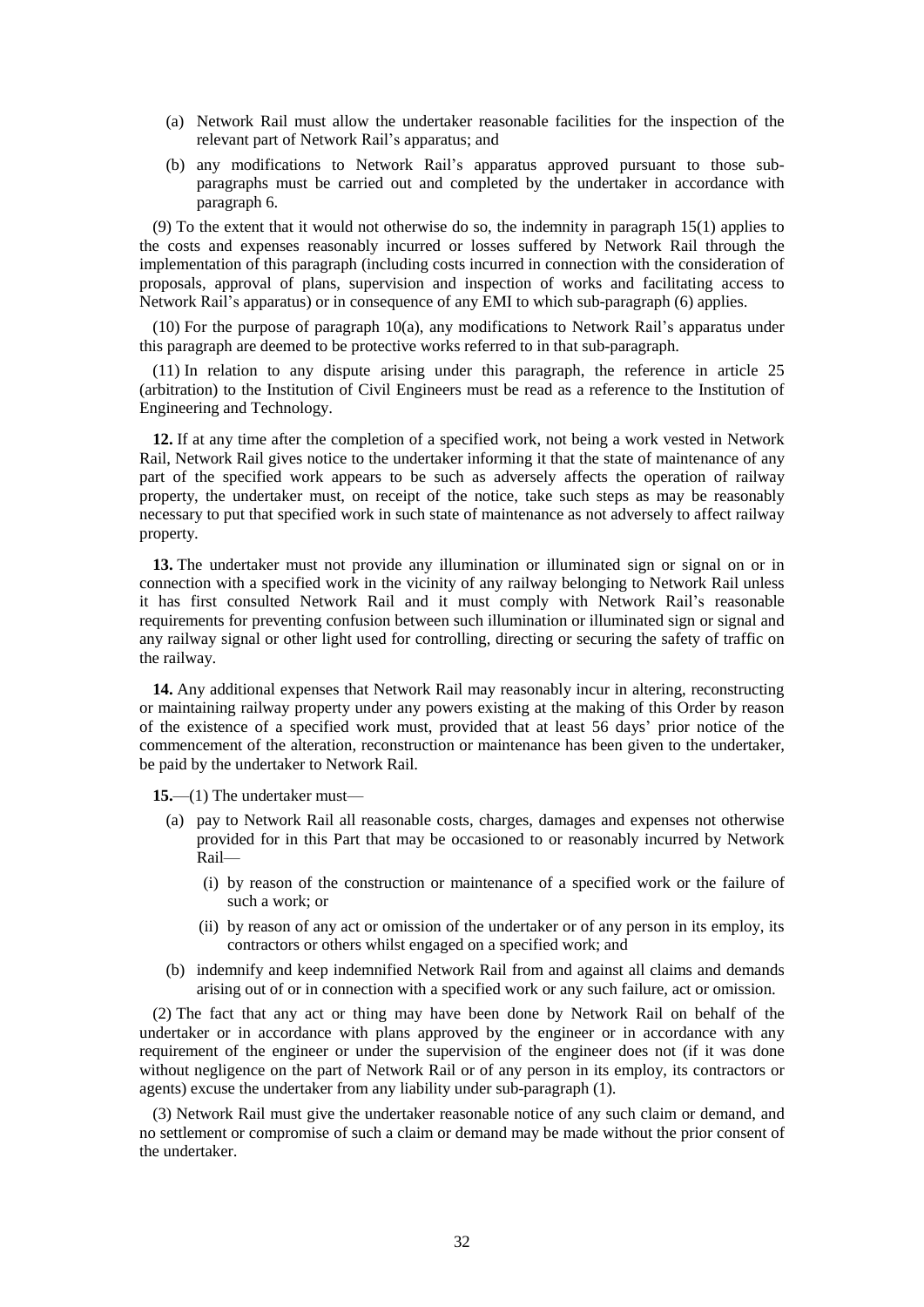(a) Network Rail must allow the undertaker reasonable facilities for the inspection of the relevant part of Network Rail's apparatus; and

(b) any modifications to Network Rail's apparatus approved pursuant to those sub-paragraphs must be carried out and completed by the undertaker in accordance with paragraph 6.

(9) To the extent that it would not otherwise do so, the indemnity in paragraph 15(1) applies to the costs and expenses reasonably incurred or losses suffered by Network Rail through the implementation of this paragraph (including costs incurred in connection with the consideration of proposals, approval of plans, supervision and inspection of works and facilitating access to Network Rail's apparatus) or in consequence of any EMI to which sub-paragraph (6) applies.

(10) For the purpose of paragraph 10(a), any modifications to Network Rail's apparatus under this paragraph are deemed to be protective works referred to in that sub-paragraph.

(11) In relation to any dispute arising under this paragraph, the reference in article 25 (arbitration) to the Institution of Civil Engineers must be read as a reference to the Institution of Engineering and Technology.

**12.** If at any time after the completion of a specified work, not being a work vested in Network Rail, Network Rail gives notice to the undertaker informing it that the state of maintenance of any part of the specified work appears to be such as adversely affects the operation of railway property, the undertaker must, on receipt of the notice, take such steps as may be reasonably necessary to put that specified work in such state of maintenance as not adversely to affect railway property.

**13.** The undertaker must not provide any illumination or illuminated sign or signal on or in connection with a specified work in the vicinity of any railway belonging to Network Rail unless it has first consulted Network Rail and it must comply with Network Rail's reasonable requirements for preventing confusion between such illumination or illuminated sign or signal and any railway signal or other light used for controlling, directing or securing the safety of traffic on the railway.

**14.** Any additional expenses that Network Rail may reasonably incur in altering, reconstructing or maintaining railway property under any powers existing at the making of this Order by reason of the existence of a specified work must, provided that at least 56 days' prior notice of the commencement of the alteration, reconstruction or maintenance has been given to the undertaker, be paid by the undertaker to Network Rail.

**15.**—(1) The undertaker must—

(a) pay to Network Rail all reasonable costs, charges, damages and expenses not otherwise provided for in this Part that may be occasioned to or reasonably incurred by Network Rail—

(i) by reason of the construction or maintenance of a specified work or the failure of such a work; or

(ii) by reason of any act or omission of the undertaker or of any person in its employ, its contractors or others whilst engaged on a specified work; and

(b) indemnify and keep indemnified Network Rail from and against all claims and demands arising out of or in connection with a specified work or any such failure, act or omission.

(2) The fact that any act or thing may have been done by Network Rail on behalf of the undertaker or in accordance with plans approved by the engineer or in accordance with any requirement of the engineer or under the supervision of the engineer does not (if it was done without negligence on the part of Network Rail or of any person in its employ, its contractors or agents) excuse the undertaker from any liability under sub-paragraph (1).

(3) Network Rail must give the undertaker reasonable notice of any such claim or demand, and no settlement or compromise of such a claim or demand may be made without the prior consent of the undertaker.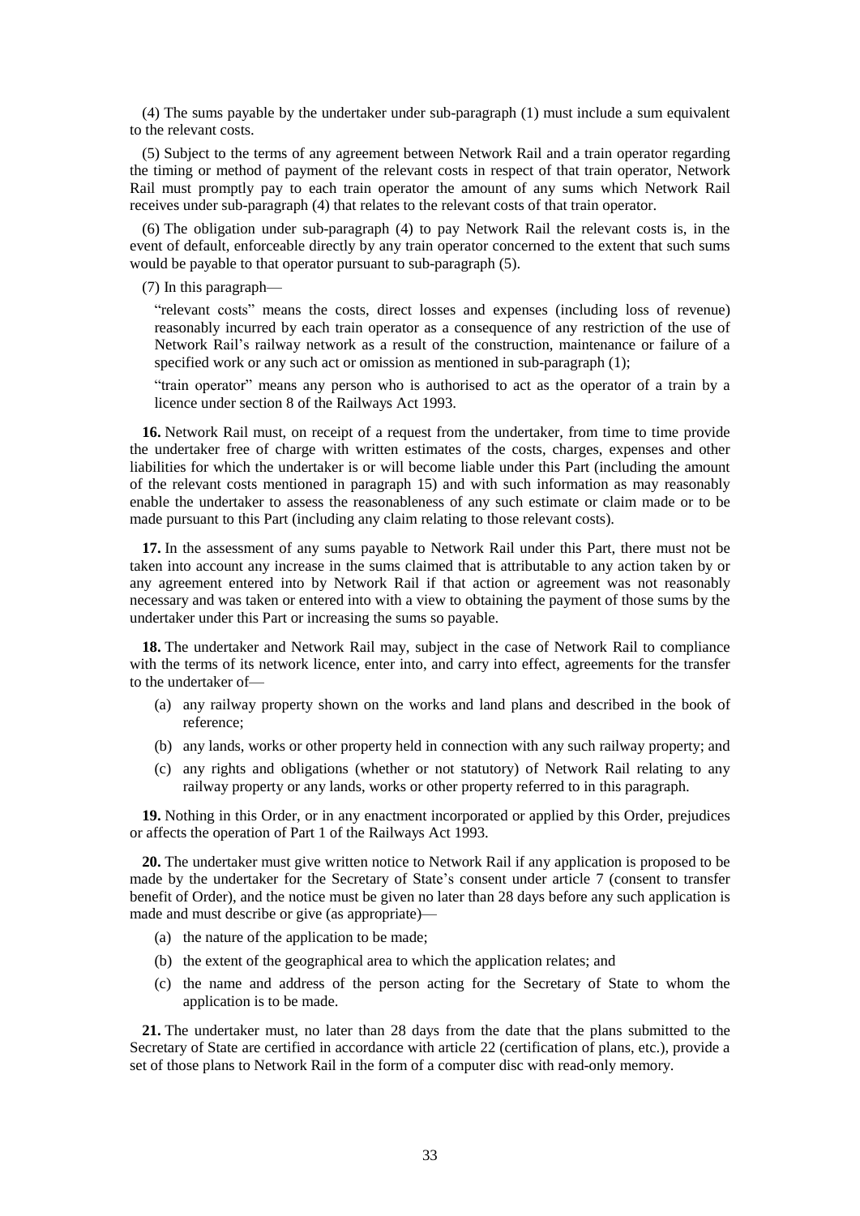(4) The sums payable by the undertaker under sub-paragraph (1) must include a sum equivalent to the relevant costs.

(5) Subject to the terms of any agreement between Network Rail and a train operator regarding the timing or method of payment of the relevant costs in respect of that train operator, Network Rail must promptly pay to each train operator the amount of any sums which Network Rail receives under sub-paragraph (4) that relates to the relevant costs of that train operator.

(6) The obligation under sub-paragraph (4) to pay Network Rail the relevant costs is, in the event of default, enforceable directly by any train operator concerned to the extent that such sums would be payable to that operator pursuant to sub-paragraph (5).

(7) In this paragraph—

"relevant costs" means the costs, direct losses and expenses (including loss of revenue) reasonably incurred by each train operator as a consequence of any restriction of the use of Network Rail's railway network as a result of the construction, maintenance or failure of a specified work or any such act or omission as mentioned in sub-paragraph (1);

"train operator" means any person who is authorised to act as the operator of a train by a licence under section 8 of the Railways Act 1993.

**16.** Network Rail must, on receipt of a request from the undertaker, from time to time provide the undertaker free of charge with written estimates of the costs, charges, expenses and other liabilities for which the undertaker is or will become liable under this Part (including the amount of the relevant costs mentioned in paragraph 15) and with such information as may reasonably enable the undertaker to assess the reasonableness of any such estimate or claim made or to be made pursuant to this Part (including any claim relating to those relevant costs).

**17.** In the assessment of any sums payable to Network Rail under this Part, there must not be taken into account any increase in the sums claimed that is attributable to any action taken by or any agreement entered into by Network Rail if that action or agreement was not reasonably necessary and was taken or entered into with a view to obtaining the payment of those sums by the undertaker under this Part or increasing the sums so payable.

**18.** The undertaker and Network Rail may, subject in the case of Network Rail to compliance with the terms of its network licence, enter into, and carry into effect, agreements for the transfer to the undertaker of—

- (a) any railway property shown on the works and land plans and described in the book of reference;
- (b) any lands, works or other property held in connection with any such railway property; and
- (c) any rights and obligations (whether or not statutory) of Network Rail relating to any railway property or any lands, works or other property referred to in this paragraph.

**19.** Nothing in this Order, or in any enactment incorporated or applied by this Order, prejudices or affects the operation of Part 1 of the Railways Act 1993.

**20.** The undertaker must give written notice to Network Rail if any application is proposed to be made by the undertaker for the Secretary of State's consent under article 7 (consent to transfer benefit of Order), and the notice must be given no later than 28 days before any such application is made and must describe or give (as appropriate)—

- (a) the nature of the application to be made;
- (b) the extent of the geographical area to which the application relates; and
- (c) the name and address of the person acting for the Secretary of State to whom the application is to be made.

**21.** The undertaker must, no later than 28 days from the date that the plans submitted to the Secretary of State are certified in accordance with article 22 (certification of plans, etc.), provide a set of those plans to Network Rail in the form of a computer disc with read-only memory.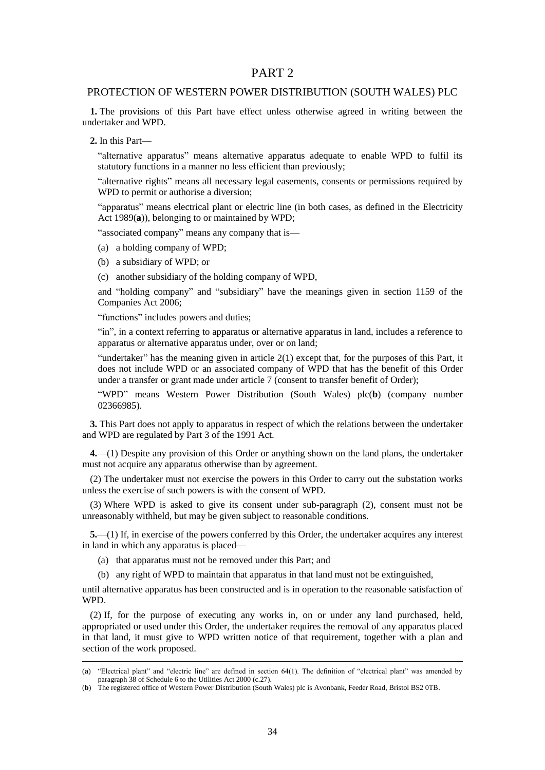# PART 2

## PROTECTION OF WESTERN POWER DISTRIBUTION (SOUTH WALES) PLC

**1.** The provisions of this Part have effect unless otherwise agreed in writing between the undertaker and WPD.

**2.** In this Part—

"alternative apparatus" means alternative apparatus adequate to enable WPD to fulfil its statutory functions in a manner no less efficient than previously;

"alternative rights" means all necessary legal easements, consents or permissions required by WPD to permit or authorise a diversion;

"apparatus" means electrical plant or electric line (in both cases, as defined in the Electricity Act 1989(**a**)), belonging to or maintained by WPD;

"associated company" means any company that is—

(a) a holding company of WPD;

(b) a subsidiary of WPD; or

(c) another subsidiary of the holding company of WPD,

and "holding company" and "subsidiary" have the meanings given in section 1159 of the Companies Act 2006;

"functions" includes powers and duties;

"in", in a context referring to apparatus or alternative apparatus in land, includes a reference to apparatus or alternative apparatus under, over or on land;

"undertaker" has the meaning given in article 2(1) except that, for the purposes of this Part, it does not include WPD or an associated company of WPD that has the benefit of this Order under a transfer or grant made under article 7 (consent to transfer benefit of Order);

"WPD" means Western Power Distribution (South Wales) plc(**b**) (company number 02366985).

**3.** This Part does not apply to apparatus in respect of which the relations between the undertaker and WPD are regulated by Part 3 of the 1991 Act.

**4.**—(1) Despite any provision of this Order or anything shown on the land plans, the undertaker must not acquire any apparatus otherwise than by agreement.

(2) The undertaker must not exercise the powers in this Order to carry out the substation works unless the exercise of such powers is with the consent of WPD.

(3) Where WPD is asked to give its consent under sub-paragraph (2), consent must not be unreasonably withheld, but may be given subject to reasonable conditions.

**5.**—(1) If, in exercise of the powers conferred by this Order, the undertaker acquires any interest in land in which any apparatus is placed—

(a) that apparatus must not be removed under this Part; and

(b) any right of WPD to maintain that apparatus in that land must not be extinguished,

until alternative apparatus has been constructed and is in operation to the reasonable satisfaction of WPD.

(2) If, for the purpose of executing any works in, on or under any land purchased, held, appropriated or used under this Order, the undertaker requires the removal of any apparatus placed in that land, it must give to WPD written notice of that requirement, together with a plan and section of the work proposed.

---

(**a**) "Electrical plant" and "electric line" are defined in section 64(1). The definition of "electrical plant" was amended by paragraph 38 of Schedule 6 to the Utilities Act 2000 (c.27).

(**b**) The registered office of Western Power Distribution (South Wales) plc is Avonbank, Feeder Road, Bristol BS2 0TB.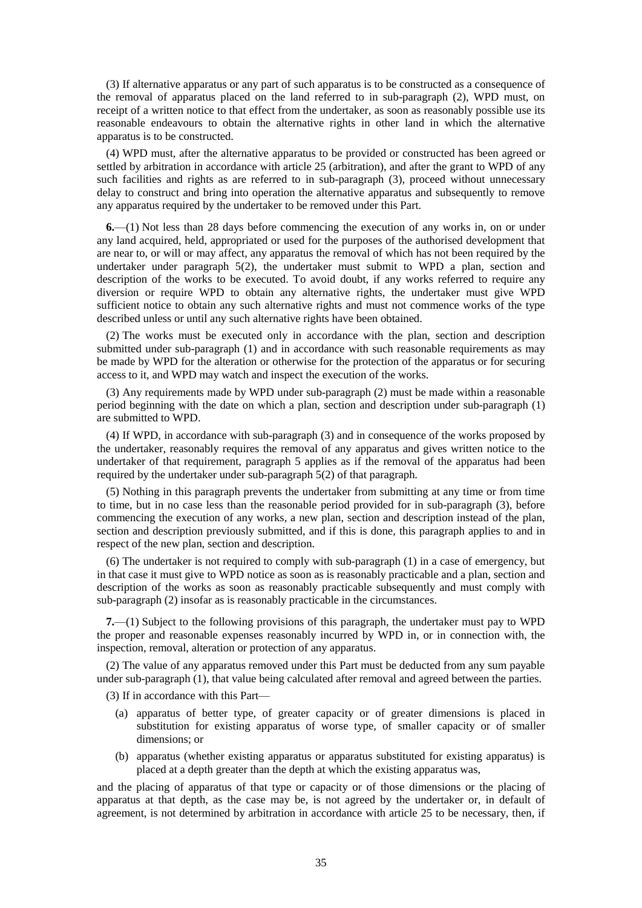(3) If alternative apparatus or any part of such apparatus is to be constructed as a consequence of the removal of apparatus placed on the land referred to in sub-paragraph (2), WPD must, on receipt of a written notice to that effect from the undertaker, as soon as reasonably possible use its reasonable endeavours to obtain the alternative rights in other land in which the alternative apparatus is to be constructed.

(4) WPD must, after the alternative apparatus to be provided or constructed has been agreed or settled by arbitration in accordance with article 25 (arbitration), and after the grant to WPD of any such facilities and rights as are referred to in sub-paragraph (3), proceed without unnecessary delay to construct and bring into operation the alternative apparatus and subsequently to remove any apparatus required by the undertaker to be removed under this Part.

**6.**—(1) Not less than 28 days before commencing the execution of any works in, on or under any land acquired, held, appropriated or used for the purposes of the authorised development that are near to, or will or may affect, any apparatus the removal of which has not been required by the undertaker under paragraph 5(2), the undertaker must submit to WPD a plan, section and description of the works to be executed. To avoid doubt, if any works referred to require any diversion or require WPD to obtain any alternative rights, the undertaker must give WPD sufficient notice to obtain any such alternative rights and must not commence works of the type described unless or until any such alternative rights have been obtained.

(2) The works must be executed only in accordance with the plan, section and description submitted under sub-paragraph (1) and in accordance with such reasonable requirements as may be made by WPD for the alteration or otherwise for the protection of the apparatus or for securing access to it, and WPD may watch and inspect the execution of the works.

(3) Any requirements made by WPD under sub-paragraph (2) must be made within a reasonable period beginning with the date on which a plan, section and description under sub-paragraph (1) are submitted to WPD.

(4) If WPD, in accordance with sub-paragraph (3) and in consequence of the works proposed by the undertaker, reasonably requires the removal of any apparatus and gives written notice to the undertaker of that requirement, paragraph 5 applies as if the removal of the apparatus had been required by the undertaker under sub-paragraph 5(2) of that paragraph.

(5) Nothing in this paragraph prevents the undertaker from submitting at any time or from time to time, but in no case less than the reasonable period provided for in sub-paragraph (3), before commencing the execution of any works, a new plan, section and description instead of the plan, section and description previously submitted, and if this is done, this paragraph applies to and in respect of the new plan, section and description.

(6) The undertaker is not required to comply with sub-paragraph (1) in a case of emergency, but in that case it must give to WPD notice as soon as is reasonably practicable and a plan, section and description of the works as soon as reasonably practicable subsequently and must comply with sub-paragraph (2) insofar as is reasonably practicable in the circumstances.

**7.**—(1) Subject to the following provisions of this paragraph, the undertaker must pay to WPD the proper and reasonable expenses reasonably incurred by WPD in, or in connection with, the inspection, removal, alteration or protection of any apparatus.

(2) The value of any apparatus removed under this Part must be deducted from any sum payable under sub-paragraph (1), that value being calculated after removal and agreed between the parties.

(3) If in accordance with this Part—

(a) apparatus of better type, of greater capacity or of greater dimensions is placed in substitution for existing apparatus of worse type, of smaller capacity or of smaller dimensions; or

(b) apparatus (whether existing apparatus or apparatus substituted for existing apparatus) is placed at a depth greater than the depth at which the existing apparatus was,

and the placing of apparatus of that type or capacity or of those dimensions or the placing of apparatus at that depth, as the case may be, is not agreed by the undertaker or, in default of agreement, is not determined by arbitration in accordance with article 25 to be necessary, then, if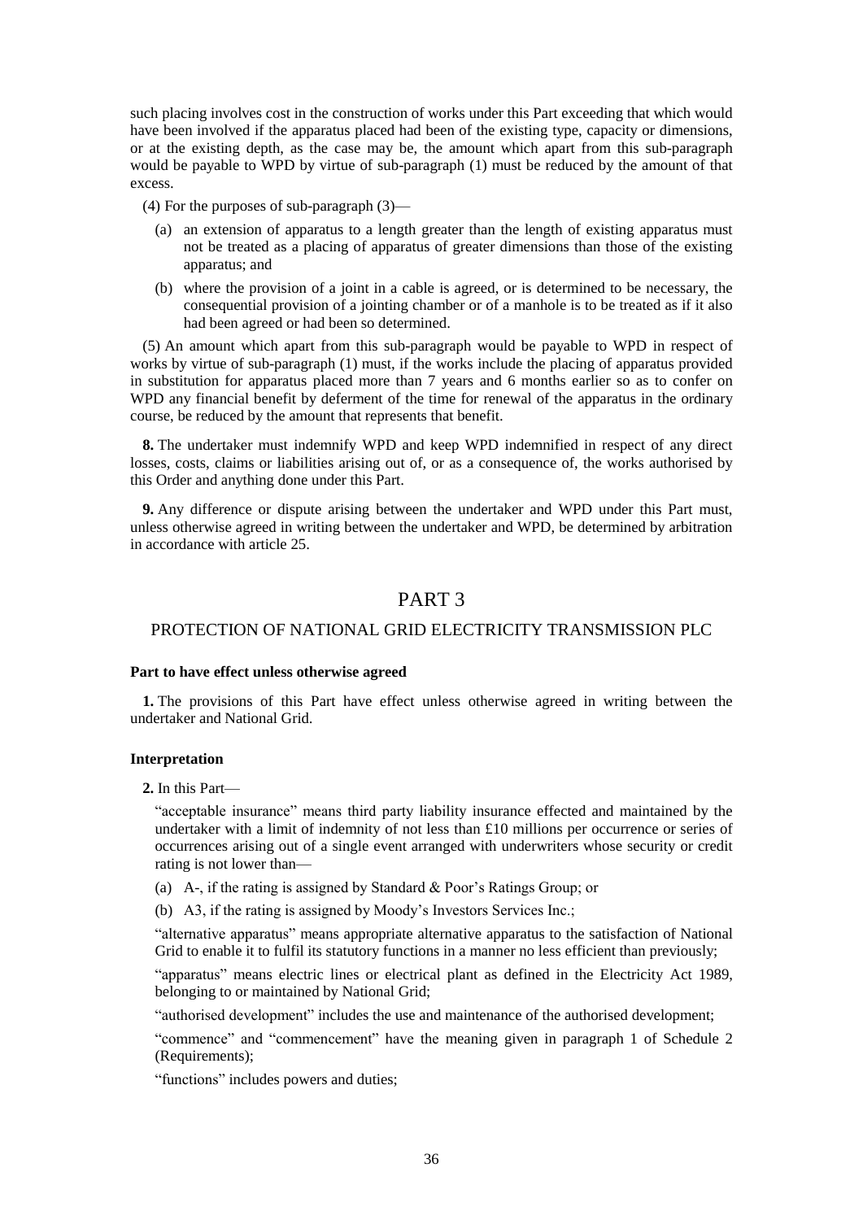such placing involves cost in the construction of works under this Part exceeding that which would have been involved if the apparatus placed had been of the existing type, capacity or dimensions, or at the existing depth, as the case may be, the amount which apart from this sub-paragraph would be payable to WPD by virtue of sub-paragraph (1) must be reduced by the amount of that excess.

(4) For the purposes of sub-paragraph (3)—

- (a) an extension of apparatus to a length greater than the length of existing apparatus must not be treated as a placing of apparatus of greater dimensions than those of the existing apparatus; and
- (b) where the provision of a joint in a cable is agreed, or is determined to be necessary, the consequential provision of a jointing chamber or of a manhole is to be treated as if it also had been agreed or had been so determined.

(5) An amount which apart from this sub-paragraph would be payable to WPD in respect of works by virtue of sub-paragraph (1) must, if the works include the placing of apparatus provided in substitution for apparatus placed more than 7 years and 6 months earlier so as to confer on WPD any financial benefit by deferment of the time for renewal of the apparatus in the ordinary course, be reduced by the amount that represents that benefit.

**8.** The undertaker must indemnify WPD and keep WPD indemnified in respect of any direct losses, costs, claims or liabilities arising out of, or as a consequence of, the works authorised by this Order and anything done under this Part.

**9.** Any difference or dispute arising between the undertaker and WPD under this Part must, unless otherwise agreed in writing between the undertaker and WPD, be determined by arbitration in accordance with article 25.

# PART 3

## PROTECTION OF NATIONAL GRID ELECTRICITY TRANSMISSION PLC

### Part to have effect unless otherwise agreed

**1.** The provisions of this Part have effect unless otherwise agreed in writing between the undertaker and National Grid.

### Interpretation

**2.** In this Part—

"acceptable insurance" means third party liability insurance effected and maintained by the undertaker with a limit of indemnity of not less than £10 millions per occurrence or series of occurrences arising out of a single event arranged with underwriters whose security or credit rating is not lower than—

- (a) A-, if the rating is assigned by Standard & Poor's Ratings Group; or
- (b) A3, if the rating is assigned by Moody's Investors Services Inc.;

"alternative apparatus" means appropriate alternative apparatus to the satisfaction of National Grid to enable it to fulfil its statutory functions in a manner no less efficient than previously;

"apparatus" means electric lines or electrical plant as defined in the Electricity Act 1989, belonging to or maintained by National Grid;

"authorised development" includes the use and maintenance of the authorised development;

"commence" and "commencement" have the meaning given in paragraph 1 of Schedule 2 (Requirements);

"functions" includes powers and duties;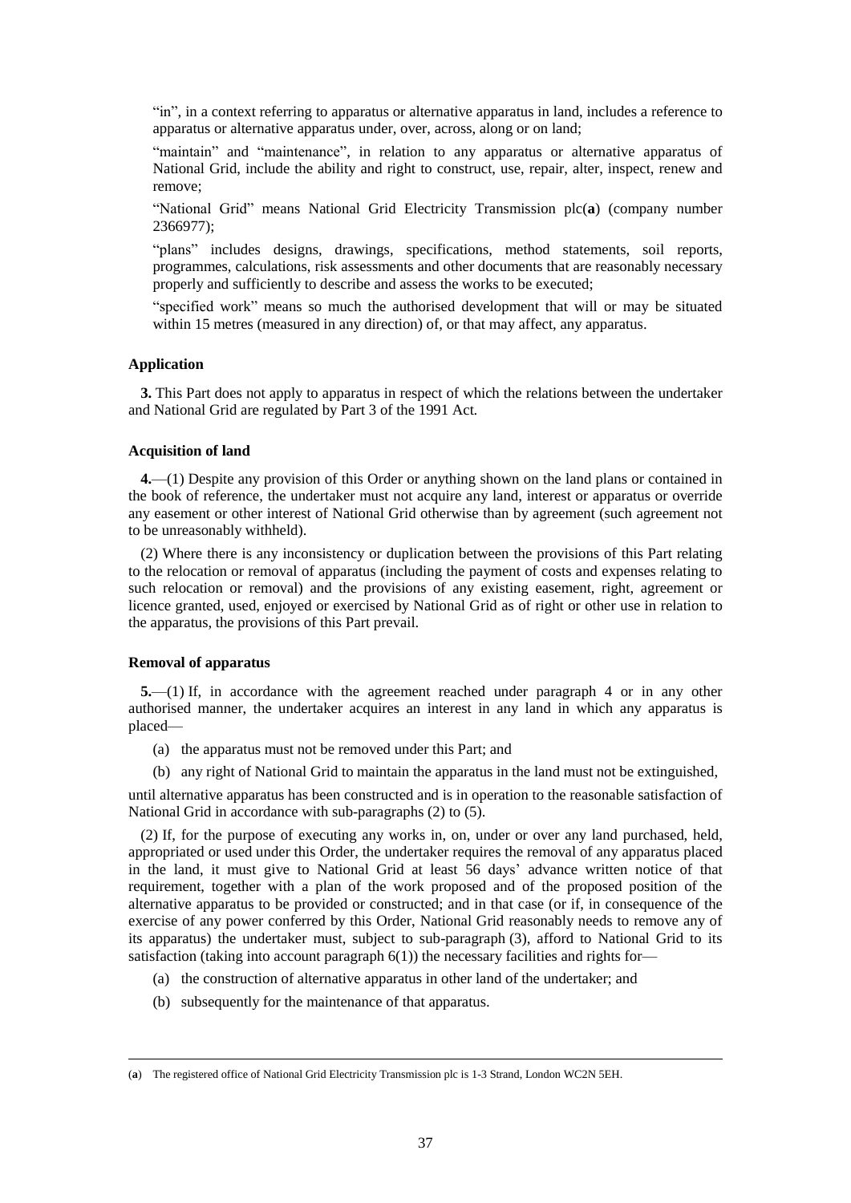"in", in a context referring to apparatus or alternative apparatus in land, includes a reference to apparatus or alternative apparatus under, over, across, along or on land;

"maintain" and "maintenance", in relation to any apparatus or alternative apparatus of National Grid, include the ability and right to construct, use, repair, alter, inspect, renew and remove;

"National Grid" means National Grid Electricity Transmission plc(**a**) (company number 2366977);

"plans" includes designs, drawings, specifications, method statements, soil reports, programmes, calculations, risk assessments and other documents that are reasonably necessary properly and sufficiently to describe and assess the works to be executed;

"specified work" means so much the authorised development that will or may be situated within 15 metres (measured in any direction) of, or that may affect, any apparatus.

**Application**

**3.** This Part does not apply to apparatus in respect of which the relations between the undertaker and National Grid are regulated by Part 3 of the 1991 Act.

**Acquisition of land**

**4.**—(1) Despite any provision of this Order or anything shown on the land plans or contained in the book of reference, the undertaker must not acquire any land, interest or apparatus or override any easement or other interest of National Grid otherwise than by agreement (such agreement not to be unreasonably withheld).

(2) Where there is any inconsistency or duplication between the provisions of this Part relating to the relocation or removal of apparatus (including the payment of costs and expenses relating to such relocation or removal) and the provisions of any existing easement, right, agreement or licence granted, used, enjoyed or exercised by National Grid as of right or other use in relation to the apparatus, the provisions of this Part prevail.

**Removal of apparatus**

**5.**—(1) If, in accordance with the agreement reached under paragraph 4 or in any other authorised manner, the undertaker acquires an interest in any land in which any apparatus is placed—

(a) the apparatus must not be removed under this Part; and

(b) any right of National Grid to maintain the apparatus in the land must not be extinguished,

until alternative apparatus has been constructed and is in operation to the reasonable satisfaction of National Grid in accordance with sub-paragraphs (2) to (5).

(2) If, for the purpose of executing any works in, on, under or over any land purchased, held, appropriated or used under this Order, the undertaker requires the removal of any apparatus placed in the land, it must give to National Grid at least 56 days' advance written notice of that requirement, together with a plan of the work proposed and of the proposed position of the alternative apparatus to be provided or constructed; and in that case (or if, in consequence of the exercise of any power conferred by this Order, National Grid reasonably needs to remove any of its apparatus) the undertaker must, subject to sub-paragraph (3), afford to National Grid to its satisfaction (taking into account paragraph 6(1)) the necessary facilities and rights for—

(a) the construction of alternative apparatus in other land of the undertaker; and

(b) subsequently for the maintenance of that apparatus.

---

(**a**) The registered office of National Grid Electricity Transmission plc is 1-3 Strand, London WC2N 5EH.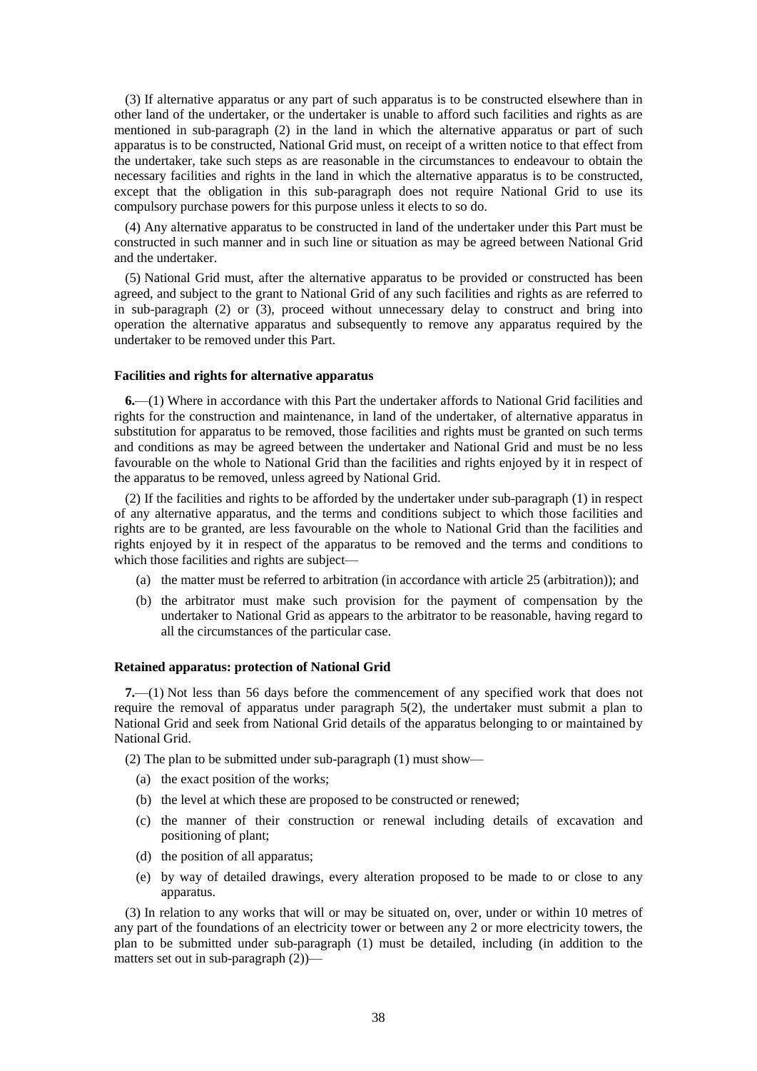(3) If alternative apparatus or any part of such apparatus is to be constructed elsewhere than in other land of the undertaker, or the undertaker is unable to afford such facilities and rights as are mentioned in sub-paragraph (2) in the land in which the alternative apparatus or part of such apparatus is to be constructed, National Grid must, on receipt of a written notice to that effect from the undertaker, take such steps as are reasonable in the circumstances to endeavour to obtain the necessary facilities and rights in the land in which the alternative apparatus is to be constructed, except that the obligation in this sub-paragraph does not require National Grid to use its compulsory purchase powers for this purpose unless it elects to so do.

(4) Any alternative apparatus to be constructed in land of the undertaker under this Part must be constructed in such manner and in such line or situation as may be agreed between National Grid and the undertaker.

(5) National Grid must, after the alternative apparatus to be provided or constructed has been agreed, and subject to the grant to National Grid of any such facilities and rights as are referred to in sub-paragraph (2) or (3), proceed without unnecessary delay to construct and bring into operation the alternative apparatus and subsequently to remove any apparatus required by the undertaker to be removed under this Part.

**Facilities and rights for alternative apparatus**

**6.**—(1) Where in accordance with this Part the undertaker affords to National Grid facilities and rights for the construction and maintenance, in land of the undertaker, of alternative apparatus in substitution for apparatus to be removed, those facilities and rights must be granted on such terms and conditions as may be agreed between the undertaker and National Grid and must be no less favourable on the whole to National Grid than the facilities and rights enjoyed by it in respect of the apparatus to be removed, unless agreed by National Grid.

(2) If the facilities and rights to be afforded by the undertaker under sub-paragraph (1) in respect of any alternative apparatus, and the terms and conditions subject to which those facilities and rights are to be granted, are less favourable on the whole to National Grid than the facilities and rights enjoyed by it in respect of the apparatus to be removed and the terms and conditions to which those facilities and rights are subject—

(a) the matter must be referred to arbitration (in accordance with article 25 (arbitration)); and

(b) the arbitrator must make such provision for the payment of compensation by the undertaker to National Grid as appears to the arbitrator to be reasonable, having regard to all the circumstances of the particular case.

**Retained apparatus: protection of National Grid**

**7.**—(1) Not less than 56 days before the commencement of any specified work that does not require the removal of apparatus under paragraph 5(2), the undertaker must submit a plan to National Grid and seek from National Grid details of the apparatus belonging to or maintained by National Grid.

(2) The plan to be submitted under sub-paragraph (1) must show—

(a) the exact position of the works;

(b) the level at which these are proposed to be constructed or renewed;

(c) the manner of their construction or renewal including details of excavation and positioning of plant;

(d) the position of all apparatus;

(e) by way of detailed drawings, every alteration proposed to be made to or close to any apparatus.

(3) In relation to any works that will or may be situated on, over, under or within 10 metres of any part of the foundations of an electricity tower or between any 2 or more electricity towers, the plan to be submitted under sub-paragraph (1) must be detailed, including (in addition to the matters set out in sub-paragraph (2))—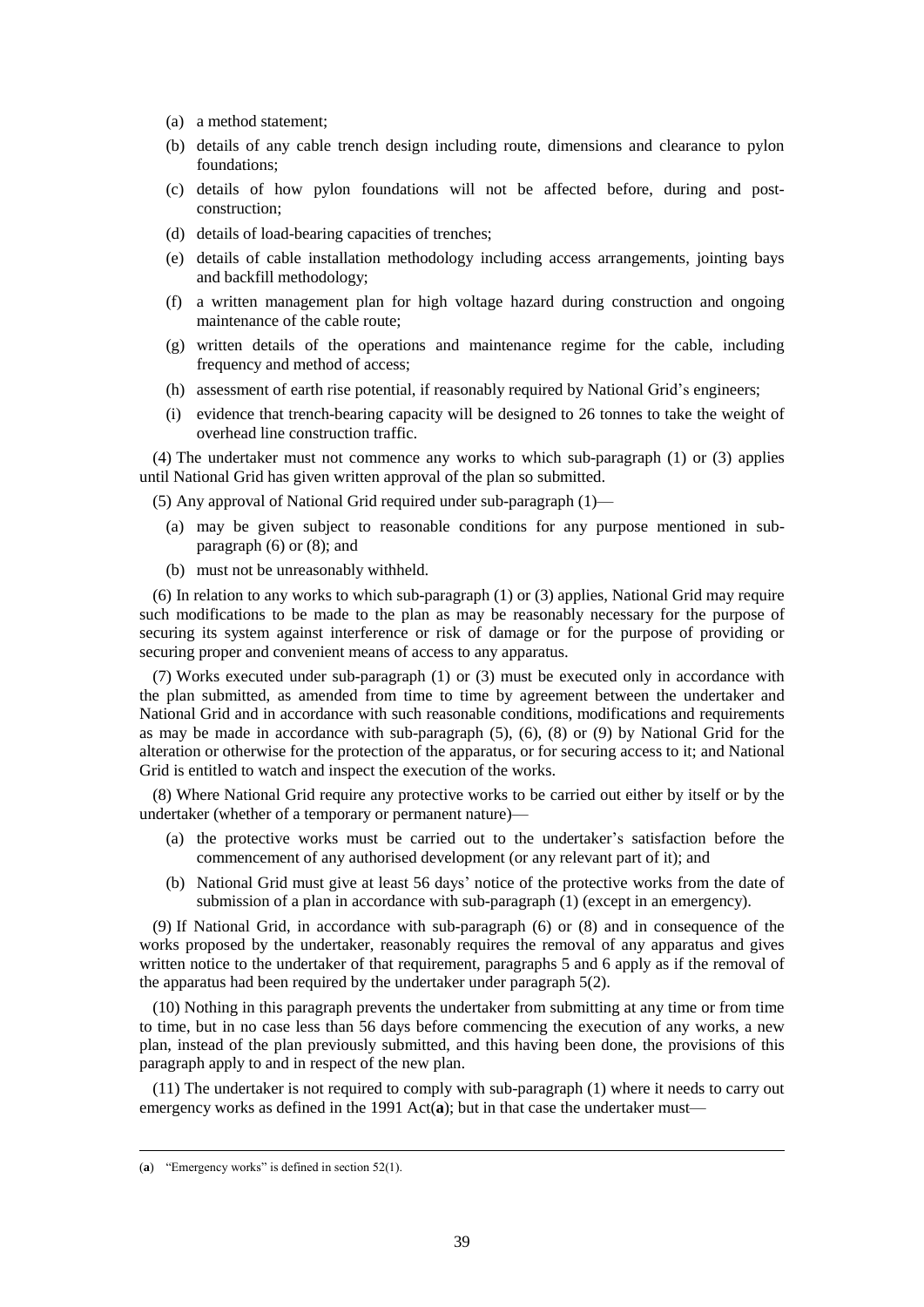(a) a method statement;

(b) details of any cable trench design including route, dimensions and clearance to pylon foundations;

(c) details of how pylon foundations will not be affected before, during and post-construction;

(d) details of load-bearing capacities of trenches;

(e) details of cable installation methodology including access arrangements, jointing bays and backfill methodology;

(f) a written management plan for high voltage hazard during construction and ongoing maintenance of the cable route;

(g) written details of the operations and maintenance regime for the cable, including frequency and method of access;

(h) assessment of earth rise potential, if reasonably required by National Grid's engineers;

(i) evidence that trench-bearing capacity will be designed to 26 tonnes to take the weight of overhead line construction traffic.

(4) The undertaker must not commence any works to which sub-paragraph (1) or (3) applies until National Grid has given written approval of the plan so submitted.

(5) Any approval of National Grid required under sub-paragraph (1)—

(a) may be given subject to reasonable conditions for any purpose mentioned in sub-paragraph (6) or (8); and

(b) must not be unreasonably withheld.

(6) In relation to any works to which sub-paragraph (1) or (3) applies, National Grid may require such modifications to be made to the plan as may be reasonably necessary for the purpose of securing its system against interference or risk of damage or for the purpose of providing or securing proper and convenient means of access to any apparatus.

(7) Works executed under sub-paragraph (1) or (3) must be executed only in accordance with the plan submitted, as amended from time to time by agreement between the undertaker and National Grid and in accordance with such reasonable conditions, modifications and requirements as may be made in accordance with sub-paragraph (5), (6), (8) or (9) by National Grid for the alteration or otherwise for the protection of the apparatus, or for securing access to it; and National Grid is entitled to watch and inspect the execution of the works.

(8) Where National Grid require any protective works to be carried out either by itself or by the undertaker (whether of a temporary or permanent nature)—

(a) the protective works must be carried out to the undertaker's satisfaction before the commencement of any authorised development (or any relevant part of it); and

(b) National Grid must give at least 56 days' notice of the protective works from the date of submission of a plan in accordance with sub-paragraph (1) (except in an emergency).

(9) If National Grid, in accordance with sub-paragraph (6) or (8) and in consequence of the works proposed by the undertaker, reasonably requires the removal of any apparatus and gives written notice to the undertaker of that requirement, paragraphs 5 and 6 apply as if the removal of the apparatus had been required by the undertaker under paragraph 5(2).

(10) Nothing in this paragraph prevents the undertaker from submitting at any time or from time to time, but in no case less than 56 days before commencing the execution of any works, a new plan, instead of the plan previously submitted, and this having been done, the provisions of this paragraph apply to and in respect of the new plan.

(11) The undertaker is not required to comply with sub-paragraph (1) where it needs to carry out emergency works as defined in the 1991 Act(**a**); but in that case the undertaker must—

---

(**a**) "Emergency works" is defined in section 52(1).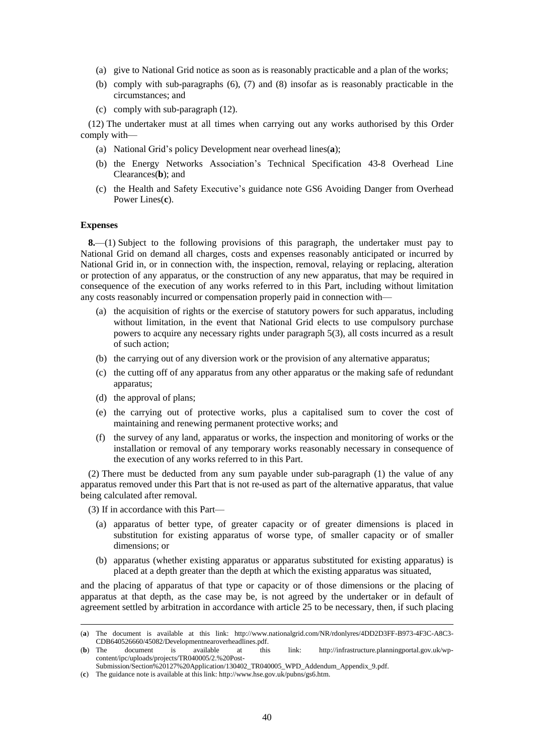(a) give to National Grid notice as soon as is reasonably practicable and a plan of the works;

(b) comply with sub-paragraphs (6), (7) and (8) insofar as is reasonably practicable in the circumstances; and

(c) comply with sub-paragraph (12).

(12) The undertaker must at all times when carrying out any works authorised by this Order comply with—

(a) National Grid's policy Development near overhead lines(**a**);

(b) the Energy Networks Association's Technical Specification 43-8 Overhead Line Clearances(**b**); and

(c) the Health and Safety Executive's guidance note GS6 Avoiding Danger from Overhead Power Lines(**c**).

**Expenses**

**8.**—(1) Subject to the following provisions of this paragraph, the undertaker must pay to National Grid on demand all charges, costs and expenses reasonably anticipated or incurred by National Grid in, or in connection with, the inspection, removal, relaying or replacing, alteration or protection of any apparatus, or the construction of any new apparatus, that may be required in consequence of the execution of any works referred to in this Part, including without limitation any costs reasonably incurred or compensation properly paid in connection with—

(a) the acquisition of rights or the exercise of statutory powers for such apparatus, including without limitation, in the event that National Grid elects to use compulsory purchase powers to acquire any necessary rights under paragraph 5(3), all costs incurred as a result of such action;

(b) the carrying out of any diversion work or the provision of any alternative apparatus;

(c) the cutting off of any apparatus from any other apparatus or the making safe of redundant apparatus;

(d) the approval of plans;

(e) the carrying out of protective works, plus a capitalised sum to cover the cost of maintaining and renewing permanent protective works; and

(f) the survey of any land, apparatus or works, the inspection and monitoring of works or the installation or removal of any temporary works reasonably necessary in consequence of the execution of any works referred to in this Part.

(2) There must be deducted from any sum payable under sub-paragraph (1) the value of any apparatus removed under this Part that is not re-used as part of the alternative apparatus, that value being calculated after removal.

(3) If in accordance with this Part—

(a) apparatus of better type, of greater capacity or of greater dimensions is placed in substitution for existing apparatus of worse type, of smaller capacity or of smaller dimensions; or

(b) apparatus (whether existing apparatus or apparatus substituted for existing apparatus) is placed at a depth greater than the depth at which the existing apparatus was situated,

and the placing of apparatus of that type or capacity or of those dimensions or the placing of apparatus at that depth, as the case may be, is not agreed by the undertaker or in default of agreement settled by arbitration in accordance with article 25 to be necessary, then, if such placing

---

(**a**) The document is available at this link: http://www.nationalgrid.com/NR/rdonlyres/4DD2D3FF-B973-4F3C-A8C3-CDB640526660/45082/Developmentnearoverheadlines.pdf.

(**b**) The document is available at this link: http://infrastructure.planningportal.gov.uk/wp-content/ipc/uploads/projects/TR040005/2.%20Post-Submission/Section%20127%20Application/130402_TR040005_WPD_Addendum_Appendix_9.pdf.

(**c**) The guidance note is available at this link: http://www.hse.gov.uk/pubns/gs6.htm.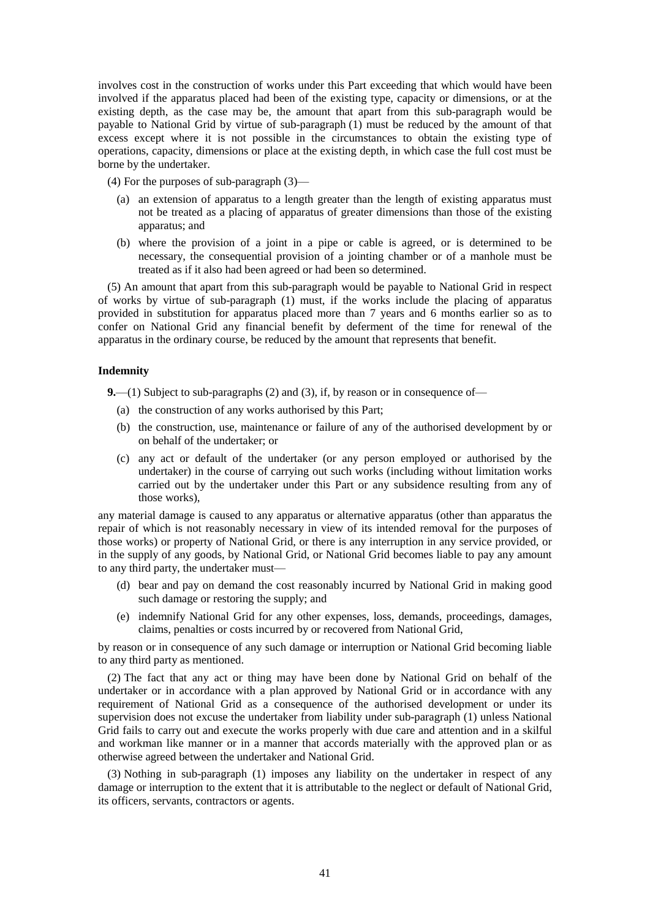involves cost in the construction of works under this Part exceeding that which would have been involved if the apparatus placed had been of the existing type, capacity or dimensions, or at the existing depth, as the case may be, the amount that apart from this sub-paragraph would be payable to National Grid by virtue of sub-paragraph (1) must be reduced by the amount of that excess except where it is not possible in the circumstances to obtain the existing type of operations, capacity, dimensions or place at the existing depth, in which case the full cost must be borne by the undertaker.

(4) For the purposes of sub-paragraph (3)—

(a) an extension of apparatus to a length greater than the length of existing apparatus must not be treated as a placing of apparatus of greater dimensions than those of the existing apparatus; and

(b) where the provision of a joint in a pipe or cable is agreed, or is determined to be necessary, the consequential provision of a jointing chamber or of a manhole must be treated as if it also had been agreed or had been so determined.

(5) An amount that apart from this sub-paragraph would be payable to National Grid in respect of works by virtue of sub-paragraph (1) must, if the works include the placing of apparatus provided in substitution for apparatus placed more than 7 years and 6 months earlier so as to confer on National Grid any financial benefit by deferment of the time for renewal of the apparatus in the ordinary course, be reduced by the amount that represents that benefit.

**Indemnity**

**9.**—(1) Subject to sub-paragraphs (2) and (3), if, by reason or in consequence of—

(a) the construction of any works authorised by this Part;

(b) the construction, use, maintenance or failure of any of the authorised development by or on behalf of the undertaker; or

(c) any act or default of the undertaker (or any person employed or authorised by the undertaker) in the course of carrying out such works (including without limitation works carried out by the undertaker under this Part or any subsidence resulting from any of those works),

any material damage is caused to any apparatus or alternative apparatus (other than apparatus the repair of which is not reasonably necessary in view of its intended removal for the purposes of those works) or property of National Grid, or there is any interruption in any service provided, or in the supply of any goods, by National Grid, or National Grid becomes liable to pay any amount to any third party, the undertaker must—

(d) bear and pay on demand the cost reasonably incurred by National Grid in making good such damage or restoring the supply; and

(e) indemnify National Grid for any other expenses, loss, demands, proceedings, damages, claims, penalties or costs incurred by or recovered from National Grid,

by reason or in consequence of any such damage or interruption or National Grid becoming liable to any third party as mentioned.

(2) The fact that any act or thing may have been done by National Grid on behalf of the undertaker or in accordance with a plan approved by National Grid or in accordance with any requirement of National Grid as a consequence of the authorised development or under its supervision does not excuse the undertaker from liability under sub-paragraph (1) unless National Grid fails to carry out and execute the works properly with due care and attention and in a skilful and workman like manner or in a manner that accords materially with the approved plan or as otherwise agreed between the undertaker and National Grid.

(3) Nothing in sub-paragraph (1) imposes any liability on the undertaker in respect of any damage or interruption to the extent that it is attributable to the neglect or default of National Grid, its officers, servants, contractors or agents.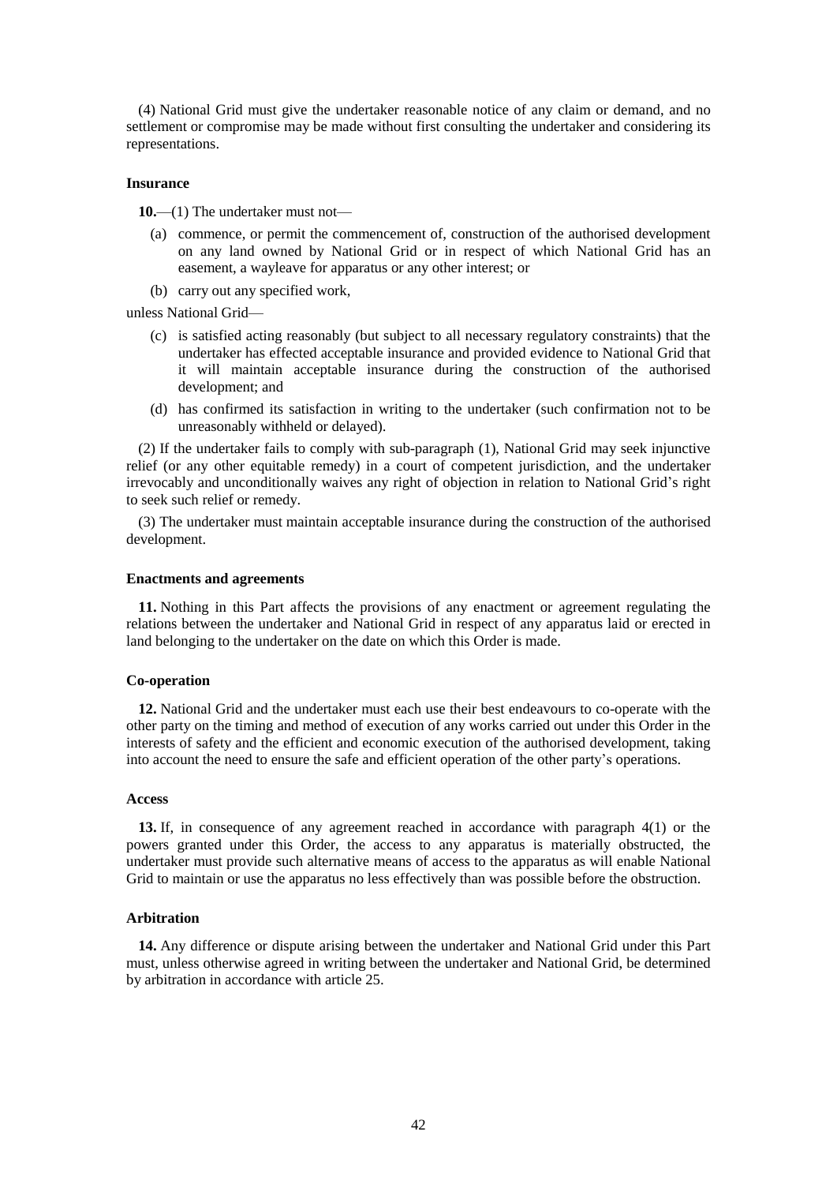(4) National Grid must give the undertaker reasonable notice of any claim or demand, and no settlement or compromise may be made without first consulting the undertaker and considering its representations.

**Insurance**

**10.**—(1) The undertaker must not—

(a) commence, or permit the commencement of, construction of the authorised development on any land owned by National Grid or in respect of which National Grid has an easement, a wayleave for apparatus or any other interest; or

(b) carry out any specified work,

unless National Grid—

(c) is satisfied acting reasonably (but subject to all necessary regulatory constraints) that the undertaker has effected acceptable insurance and provided evidence to National Grid that it will maintain acceptable insurance during the construction of the authorised development; and

(d) has confirmed its satisfaction in writing to the undertaker (such confirmation not to be unreasonably withheld or delayed).

(2) If the undertaker fails to comply with sub-paragraph (1), National Grid may seek injunctive relief (or any other equitable remedy) in a court of competent jurisdiction, and the undertaker irrevocably and unconditionally waives any right of objection in relation to National Grid's right to seek such relief or remedy.

(3) The undertaker must maintain acceptable insurance during the construction of the authorised development.

**Enactments and agreements**

**11.** Nothing in this Part affects the provisions of any enactment or agreement regulating the relations between the undertaker and National Grid in respect of any apparatus laid or erected in land belonging to the undertaker on the date on which this Order is made.

**Co-operation**

**12.** National Grid and the undertaker must each use their best endeavours to co-operate with the other party on the timing and method of execution of any works carried out under this Order in the interests of safety and the efficient and economic execution of the authorised development, taking into account the need to ensure the safe and efficient operation of the other party's operations.

**Access**

**13.** If, in consequence of any agreement reached in accordance with paragraph 4(1) or the powers granted under this Order, the access to any apparatus is materially obstructed, the undertaker must provide such alternative means of access to the apparatus as will enable National Grid to maintain or use the apparatus no less effectively than was possible before the obstruction.

**Arbitration**

**14.** Any difference or dispute arising between the undertaker and National Grid under this Part must, unless otherwise agreed in writing between the undertaker and National Grid, be determined by arbitration in accordance with article 25.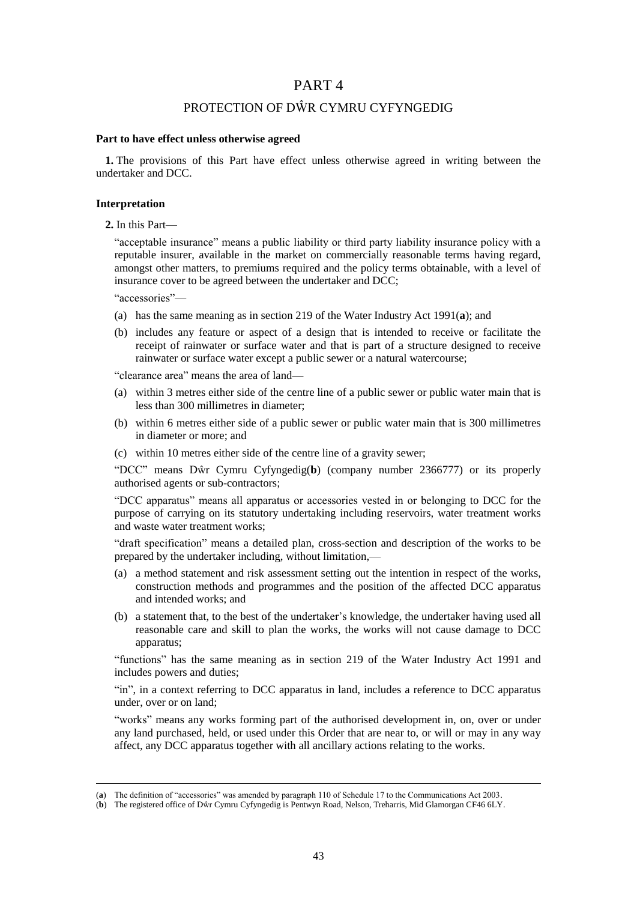# PART 4

## PROTECTION OF DŴR CYMRU CYFYNGEDIG

**Part to have effect unless otherwise agreed**

**1.** The provisions of this Part have effect unless otherwise agreed in writing between the undertaker and DCC.

**Interpretation**

**2.** In this Part—

"acceptable insurance" means a public liability or third party liability insurance policy with a reputable insurer, available in the market on commercially reasonable terms having regard, amongst other matters, to premiums required and the policy terms obtainable, with a level of insurance cover to be agreed between the undertaker and DCC;

"accessories"—

(a) has the same meaning as in section 219 of the Water Industry Act 1991(**a**); and

(b) includes any feature or aspect of a design that is intended to receive or facilitate the receipt of rainwater or surface water and that is part of a structure designed to receive rainwater or surface water except a public sewer or a natural watercourse;

"clearance area" means the area of land—

(a) within 3 metres either side of the centre line of a public sewer or public water main that is less than 300 millimetres in diameter;

(b) within 6 metres either side of a public sewer or public water main that is 300 millimetres in diameter or more; and

(c) within 10 metres either side of the centre line of a gravity sewer;

"DCC" means Dŵr Cymru Cyfyngedig(**b**) (company number 2366777) or its properly authorised agents or sub-contractors;

"DCC apparatus" means all apparatus or accessories vested in or belonging to DCC for the purpose of carrying on its statutory undertaking including reservoirs, water treatment works and waste water treatment works;

"draft specification" means a detailed plan, cross-section and description of the works to be prepared by the undertaker including, without limitation,—

(a) a method statement and risk assessment setting out the intention in respect of the works, construction methods and programmes and the position of the affected DCC apparatus and intended works; and

(b) a statement that, to the best of the undertaker's knowledge, the undertaker having used all reasonable care and skill to plan the works, the works will not cause damage to DCC apparatus;

"functions" has the same meaning as in section 219 of the Water Industry Act 1991 and includes powers and duties;

"in", in a context referring to DCC apparatus in land, includes a reference to DCC apparatus under, over or on land;

"works" means any works forming part of the authorised development in, on, over or under any land purchased, held, or used under this Order that are near to, or will or may in any way affect, any DCC apparatus together with all ancillary actions relating to the works.

---

(**a**) The definition of "accessories" was amended by paragraph 110 of Schedule 17 to the Communications Act 2003.

(**b**) The registered office of Dŵr Cymru Cyfyngedig is Pentwyn Road, Nelson, Treharris, Mid Glamorgan CF46 6LY.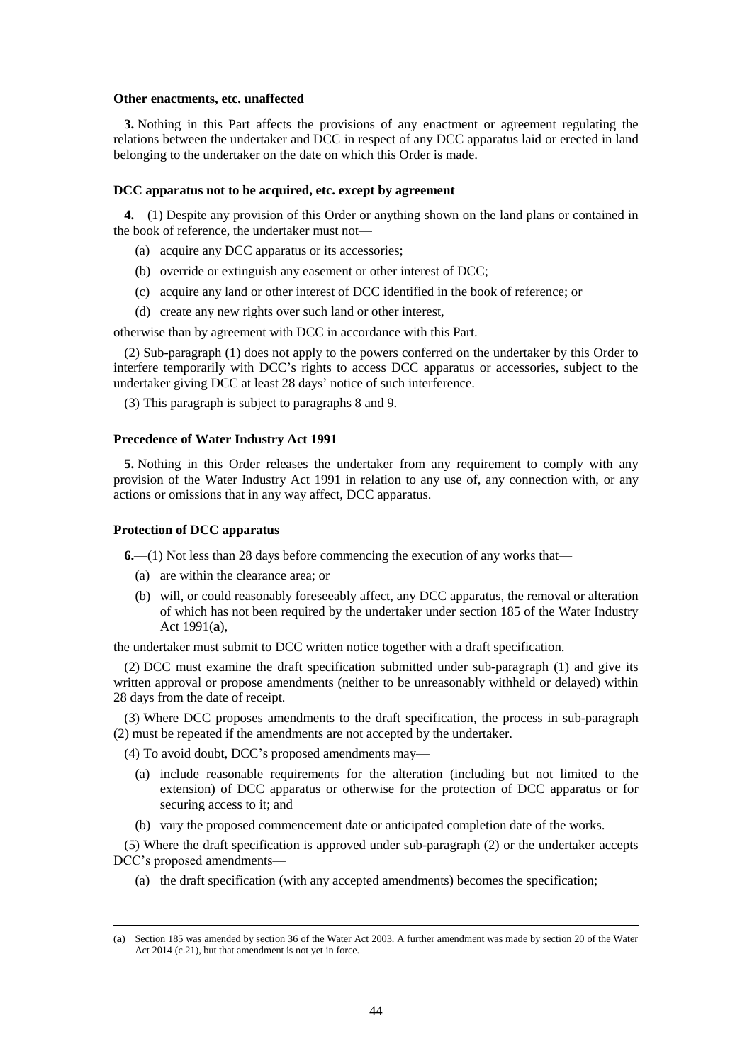**Other enactments, etc. unaffected**

**3.** Nothing in this Part affects the provisions of any enactment or agreement regulating the relations between the undertaker and DCC in respect of any DCC apparatus laid or erected in land belonging to the undertaker on the date on which this Order is made.

**DCC apparatus not to be acquired, etc. except by agreement**

**4.**—(1) Despite any provision of this Order or anything shown on the land plans or contained in the book of reference, the undertaker must not—

- (a) acquire any DCC apparatus or its accessories;
- (b) override or extinguish any easement or other interest of DCC;
- (c) acquire any land or other interest of DCC identified in the book of reference; or
- (d) create any new rights over such land or other interest,

otherwise than by agreement with DCC in accordance with this Part.

(2) Sub-paragraph (1) does not apply to the powers conferred on the undertaker by this Order to interfere temporarily with DCC's rights to access DCC apparatus or accessories, subject to the undertaker giving DCC at least 28 days' notice of such interference.

(3) This paragraph is subject to paragraphs 8 and 9.

**Precedence of Water Industry Act 1991**

**5.** Nothing in this Order releases the undertaker from any requirement to comply with any provision of the Water Industry Act 1991 in relation to any use of, any connection with, or any actions or omissions that in any way affect, DCC apparatus.

**Protection of DCC apparatus**

**6.**—(1) Not less than 28 days before commencing the execution of any works that—

- (a) are within the clearance area; or
- (b) will, or could reasonably foreseeably affect, any DCC apparatus, the removal or alteration of which has not been required by the undertaker under section 185 of the Water Industry Act 1991(**a**),

the undertaker must submit to DCC written notice together with a draft specification.

(2) DCC must examine the draft specification submitted under sub-paragraph (1) and give its written approval or propose amendments (neither to be unreasonably withheld or delayed) within 28 days from the date of receipt.

(3) Where DCC proposes amendments to the draft specification, the process in sub-paragraph (2) must be repeated if the amendments are not accepted by the undertaker.

(4) To avoid doubt, DCC's proposed amendments may—

- (a) include reasonable requirements for the alteration (including but not limited to the extension) of DCC apparatus or otherwise for the protection of DCC apparatus or for securing access to it; and
- (b) vary the proposed commencement date or anticipated completion date of the works.

(5) Where the draft specification is approved under sub-paragraph (2) or the undertaker accepts DCC's proposed amendments—

- (a) the draft specification (with any accepted amendments) becomes the specification;

---

(**a**) Section 185 was amended by section 36 of the Water Act 2003. A further amendment was made by section 20 of the Water Act 2014 (c.21), but that amendment is not yet in force.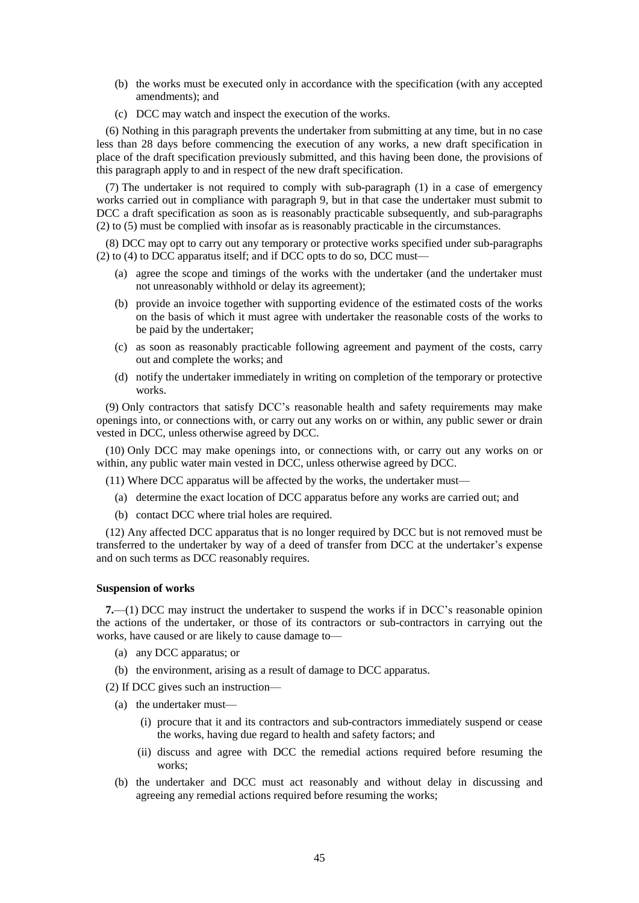(b) the works must be executed only in accordance with the specification (with any accepted amendments); and

(c) DCC may watch and inspect the execution of the works.

(6) Nothing in this paragraph prevents the undertaker from submitting at any time, but in no case less than 28 days before commencing the execution of any works, a new draft specification in place of the draft specification previously submitted, and this having been done, the provisions of this paragraph apply to and in respect of the new draft specification.

(7) The undertaker is not required to comply with sub-paragraph (1) in a case of emergency works carried out in compliance with paragraph 9, but in that case the undertaker must submit to DCC a draft specification as soon as is reasonably practicable subsequently, and sub-paragraphs (2) to (5) must be complied with insofar as is reasonably practicable in the circumstances.

(8) DCC may opt to carry out any temporary or protective works specified under sub-paragraphs (2) to (4) to DCC apparatus itself; and if DCC opts to do so, DCC must—

(a) agree the scope and timings of the works with the undertaker (and the undertaker must not unreasonably withhold or delay its agreement);

(b) provide an invoice together with supporting evidence of the estimated costs of the works on the basis of which it must agree with undertaker the reasonable costs of the works to be paid by the undertaker;

(c) as soon as reasonably practicable following agreement and payment of the costs, carry out and complete the works; and

(d) notify the undertaker immediately in writing on completion of the temporary or protective works.

(9) Only contractors that satisfy DCC's reasonable health and safety requirements may make openings into, or connections with, or carry out any works on or within, any public sewer or drain vested in DCC, unless otherwise agreed by DCC.

(10) Only DCC may make openings into, or connections with, or carry out any works on or within, any public water main vested in DCC, unless otherwise agreed by DCC.

(11) Where DCC apparatus will be affected by the works, the undertaker must—

(a) determine the exact location of DCC apparatus before any works are carried out; and

(b) contact DCC where trial holes are required.

(12) Any affected DCC apparatus that is no longer required by DCC but is not removed must be transferred to the undertaker by way of a deed of transfer from DCC at the undertaker's expense and on such terms as DCC reasonably requires.

**Suspension of works**

**7.**—(1) DCC may instruct the undertaker to suspend the works if in DCC's reasonable opinion the actions of the undertaker, or those of its contractors or sub-contractors in carrying out the works, have caused or are likely to cause damage to—

(a) any DCC apparatus; or

(b) the environment, arising as a result of damage to DCC apparatus.

(2) If DCC gives such an instruction—

(a) the undertaker must—

(i) procure that it and its contractors and sub-contractors immediately suspend or cease the works, having due regard to health and safety factors; and

(ii) discuss and agree with DCC the remedial actions required before resuming the works;

(b) the undertaker and DCC must act reasonably and without delay in discussing and agreeing any remedial actions required before resuming the works;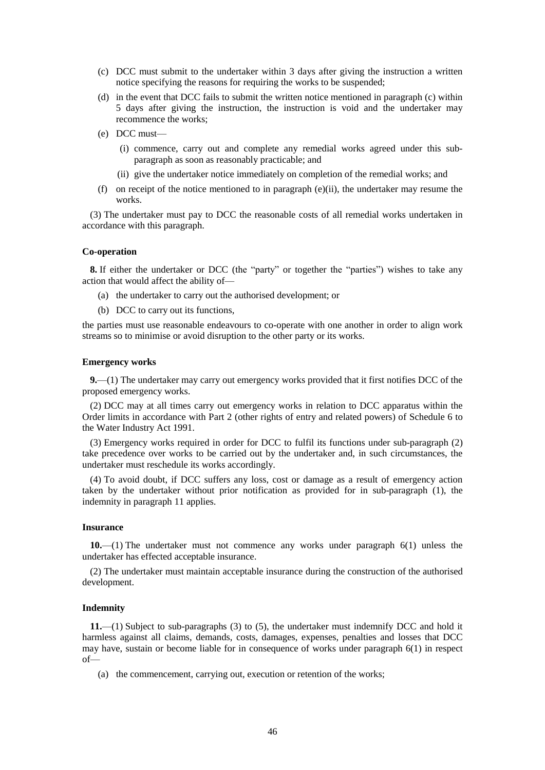(c) DCC must submit to the undertaker within 3 days after giving the instruction a written notice specifying the reasons for requiring the works to be suspended;

(d) in the event that DCC fails to submit the written notice mentioned in paragraph (c) within 5 days after giving the instruction, the instruction is void and the undertaker may recommence the works;

(e) DCC must—

  (i) commence, carry out and complete any remedial works agreed under this sub-paragraph as soon as reasonably practicable; and

  (ii) give the undertaker notice immediately on completion of the remedial works; and

(f) on receipt of the notice mentioned to in paragraph (e)(ii), the undertaker may resume the works.

(3) The undertaker must pay to DCC the reasonable costs of all remedial works undertaken in accordance with this paragraph.

**Co-operation**

**8.** If either the undertaker or DCC (the "party" or together the "parties") wishes to take any action that would affect the ability of—

(a) the undertaker to carry out the authorised development; or

(b) DCC to carry out its functions,

the parties must use reasonable endeavours to co-operate with one another in order to align work streams so to minimise or avoid disruption to the other party or its works.

**Emergency works**

**9.**—(1) The undertaker may carry out emergency works provided that it first notifies DCC of the proposed emergency works.

(2) DCC may at all times carry out emergency works in relation to DCC apparatus within the Order limits in accordance with Part 2 (other rights of entry and related powers) of Schedule 6 to the Water Industry Act 1991.

(3) Emergency works required in order for DCC to fulfil its functions under sub-paragraph (2) take precedence over works to be carried out by the undertaker and, in such circumstances, the undertaker must reschedule its works accordingly.

(4) To avoid doubt, if DCC suffers any loss, cost or damage as a result of emergency action taken by the undertaker without prior notification as provided for in sub-paragraph (1), the indemnity in paragraph 11 applies.

**Insurance**

**10.**—(1) The undertaker must not commence any works under paragraph 6(1) unless the undertaker has effected acceptable insurance.

(2) The undertaker must maintain acceptable insurance during the construction of the authorised development.

**Indemnity**

**11.**—(1) Subject to sub-paragraphs (3) to (5), the undertaker must indemnify DCC and hold it harmless against all claims, demands, costs, damages, expenses, penalties and losses that DCC may have, sustain or become liable for in consequence of works under paragraph 6(1) in respect of—

(a) the commencement, carrying out, execution or retention of the works;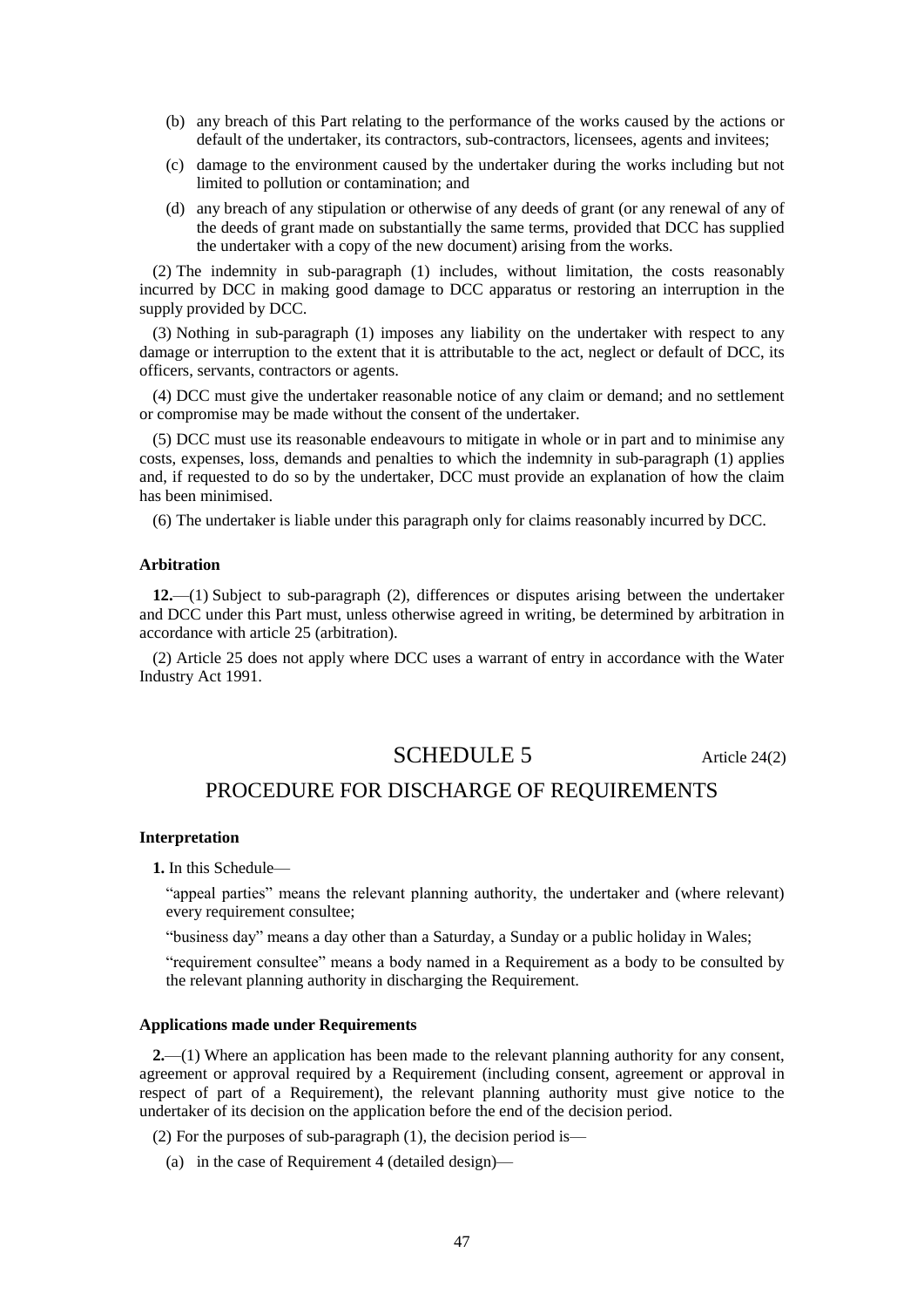(b) any breach of this Part relating to the performance of the works caused by the actions or default of the undertaker, its contractors, sub-contractors, licensees, agents and invitees;

(c) damage to the environment caused by the undertaker during the works including but not limited to pollution or contamination; and

(d) any breach of any stipulation or otherwise of any deeds of grant (or any renewal of any of the deeds of grant made on substantially the same terms, provided that DCC has supplied the undertaker with a copy of the new document) arising from the works.

(2) The indemnity in sub-paragraph (1) includes, without limitation, the costs reasonably incurred by DCC in making good damage to DCC apparatus or restoring an interruption in the supply provided by DCC.

(3) Nothing in sub-paragraph (1) imposes any liability on the undertaker with respect to any damage or interruption to the extent that it is attributable to the act, neglect or default of DCC, its officers, servants, contractors or agents.

(4) DCC must give the undertaker reasonable notice of any claim or demand; and no settlement or compromise may be made without the consent of the undertaker.

(5) DCC must use its reasonable endeavours to mitigate in whole or in part and to minimise any costs, expenses, loss, demands and penalties to which the indemnity in sub-paragraph (1) applies and, if requested to do so by the undertaker, DCC must provide an explanation of how the claim has been minimised.

(6) The undertaker is liable under this paragraph only for claims reasonably incurred by DCC.

#### Arbitration

**12.**—(1) Subject to sub-paragraph (2), differences or disputes arising between the undertaker and DCC under this Part must, unless otherwise agreed in writing, be determined by arbitration in accordance with article 25 (arbitration).

(2) Article 25 does not apply where DCC uses a warrant of entry in accordance with the Water Industry Act 1991.

## SCHEDULE 5

Article 24(2)

## PROCEDURE FOR DISCHARGE OF REQUIREMENTS

#### Interpretation

**1.** In this Schedule—

"appeal parties" means the relevant planning authority, the undertaker and (where relevant) every requirement consultee;

"business day" means a day other than a Saturday, a Sunday or a public holiday in Wales;

"requirement consultee" means a body named in a Requirement as a body to be consulted by the relevant planning authority in discharging the Requirement.

#### Applications made under Requirements

**2.**—(1) Where an application has been made to the relevant planning authority for any consent, agreement or approval required by a Requirement (including consent, agreement or approval in respect of part of a Requirement), the relevant planning authority must give notice to the undertaker of its decision on the application before the end of the decision period.

(2) For the purposes of sub-paragraph (1), the decision period is—

(a) in the case of Requirement 4 (detailed design)—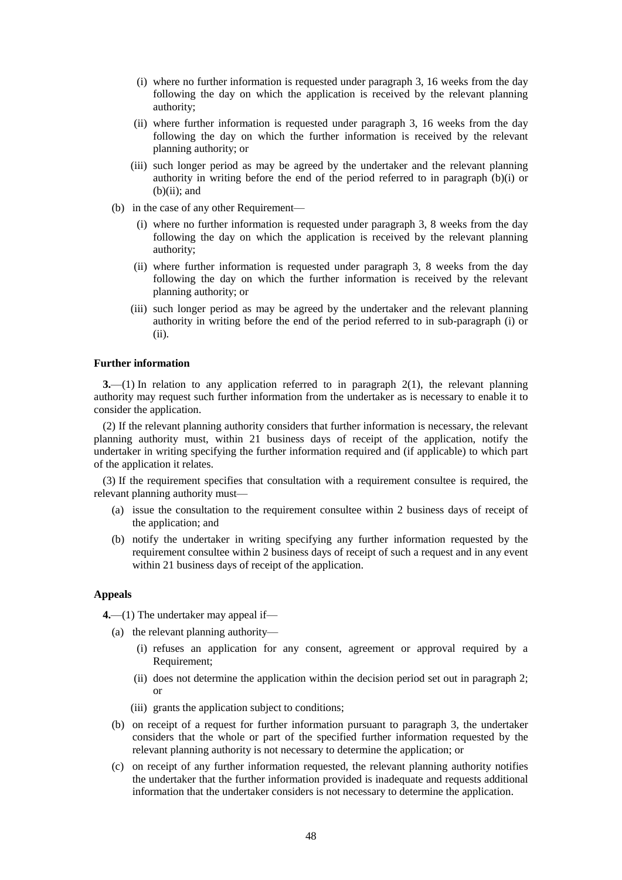(i) where no further information is requested under paragraph 3, 16 weeks from the day following the day on which the application is received by the relevant planning authority;

(ii) where further information is requested under paragraph 3, 16 weeks from the day following the day on which the further information is received by the relevant planning authority; or

(iii) such longer period as may be agreed by the undertaker and the relevant planning authority in writing before the end of the period referred to in paragraph (b)(i) or (b)(ii); and

(b) in the case of any other Requirement—

(i) where no further information is requested under paragraph 3, 8 weeks from the day following the day on which the application is received by the relevant planning authority;

(ii) where further information is requested under paragraph 3, 8 weeks from the day following the day on which the further information is received by the relevant planning authority; or

(iii) such longer period as may be agreed by the undertaker and the relevant planning authority in writing before the end of the period referred to in sub-paragraph (i) or (ii).

**Further information**

**3.**—(1) In relation to any application referred to in paragraph 2(1), the relevant planning authority may request such further information from the undertaker as is necessary to enable it to consider the application.

(2) If the relevant planning authority considers that further information is necessary, the relevant planning authority must, within 21 business days of receipt of the application, notify the undertaker in writing specifying the further information required and (if applicable) to which part of the application it relates.

(3) If the requirement specifies that consultation with a requirement consultee is required, the relevant planning authority must—

(a) issue the consultation to the requirement consultee within 2 business days of receipt of the application; and

(b) notify the undertaker in writing specifying any further information requested by the requirement consultee within 2 business days of receipt of such a request and in any event within 21 business days of receipt of the application.

**Appeals**

**4.**—(1) The undertaker may appeal if—

(a) the relevant planning authority—

(i) refuses an application for any consent, agreement or approval required by a Requirement;

(ii) does not determine the application within the decision period set out in paragraph 2; or

(iii) grants the application subject to conditions;

(b) on receipt of a request for further information pursuant to paragraph 3, the undertaker considers that the whole or part of the specified further information requested by the relevant planning authority is not necessary to determine the application; or

(c) on receipt of any further information requested, the relevant planning authority notifies the undertaker that the further information provided is inadequate and requests additional information that the undertaker considers is not necessary to determine the application.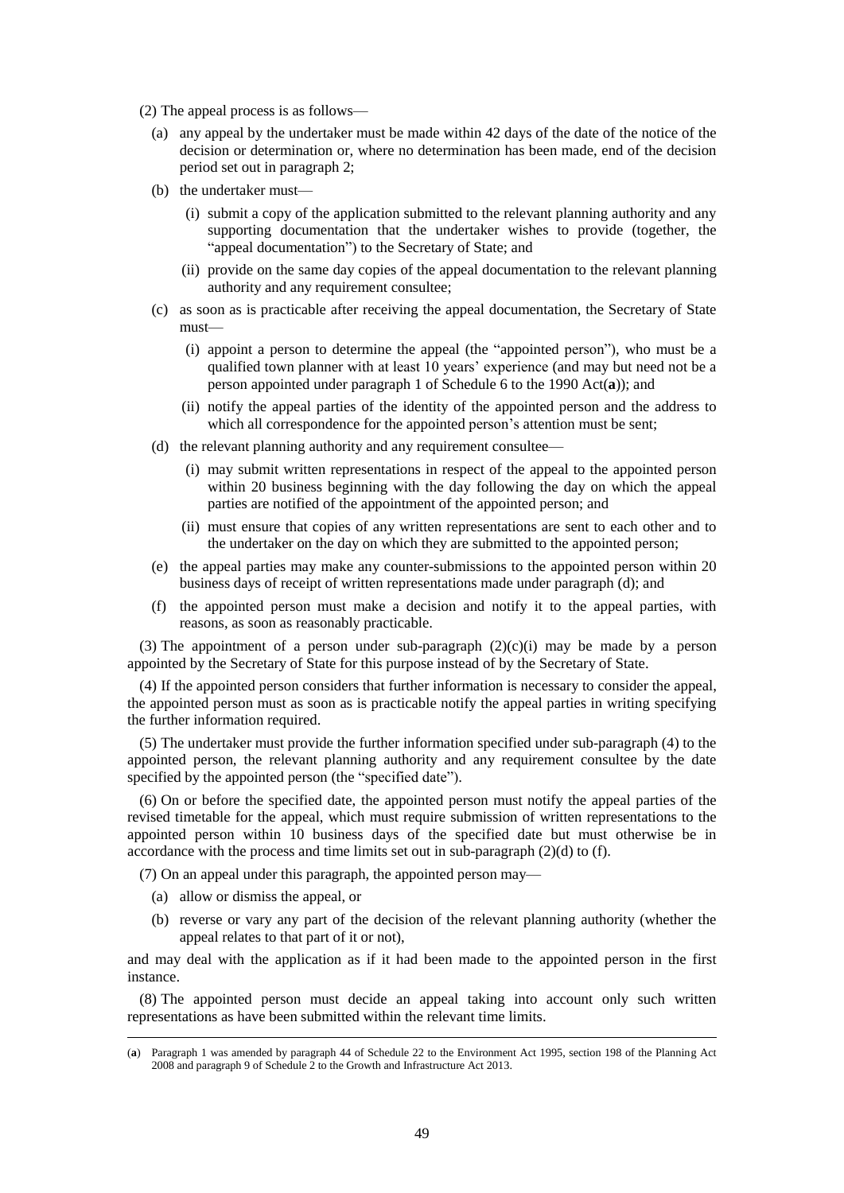(2) The appeal process is as follows—

(a) any appeal by the undertaker must be made within 42 days of the date of the notice of the decision or determination or, where no determination has been made, end of the decision period set out in paragraph 2;

(b) the undertaker must—

(i) submit a copy of the application submitted to the relevant planning authority and any supporting documentation that the undertaker wishes to provide (together, the "appeal documentation") to the Secretary of State; and

(ii) provide on the same day copies of the appeal documentation to the relevant planning authority and any requirement consultee;

(c) as soon as is practicable after receiving the appeal documentation, the Secretary of State must—

(i) appoint a person to determine the appeal (the "appointed person"), who must be a qualified town planner with at least 10 years' experience (and may but need not be a person appointed under paragraph 1 of Schedule 6 to the 1990 Act(**a**)); and

(ii) notify the appeal parties of the identity of the appointed person and the address to which all correspondence for the appointed person's attention must be sent;

(d) the relevant planning authority and any requirement consultee—

(i) may submit written representations in respect of the appeal to the appointed person within 20 business beginning with the day following the day on which the appeal parties are notified of the appointment of the appointed person; and

(ii) must ensure that copies of any written representations are sent to each other and to the undertaker on the day on which they are submitted to the appointed person;

(e) the appeal parties may make any counter-submissions to the appointed person within 20 business days of receipt of written representations made under paragraph (d); and

(f) the appointed person must make a decision and notify it to the appeal parties, with reasons, as soon as reasonably practicable.

(3) The appointment of a person under sub-paragraph (2)(c)(i) may be made by a person appointed by the Secretary of State for this purpose instead of by the Secretary of State.

(4) If the appointed person considers that further information is necessary to consider the appeal, the appointed person must as soon as is practicable notify the appeal parties in writing specifying the further information required.

(5) The undertaker must provide the further information specified under sub-paragraph (4) to the appointed person, the relevant planning authority and any requirement consultee by the date specified by the appointed person (the "specified date").

(6) On or before the specified date, the appointed person must notify the appeal parties of the revised timetable for the appeal, which must require submission of written representations to the appointed person within 10 business days of the specified date but must otherwise be in accordance with the process and time limits set out in sub-paragraph (2)(d) to (f).

(7) On an appeal under this paragraph, the appointed person may—

(a) allow or dismiss the appeal, or

(b) reverse or vary any part of the decision of the relevant planning authority (whether the appeal relates to that part of it or not),

and may deal with the application as if it had been made to the appointed person in the first instance.

(8) The appointed person must decide an appeal taking into account only such written representations as have been submitted within the relevant time limits.

---

(**a**) Paragraph 1 was amended by paragraph 44 of Schedule 22 to the Environment Act 1995, section 198 of the Planning Act 2008 and paragraph 9 of Schedule 2 to the Growth and Infrastructure Act 2013.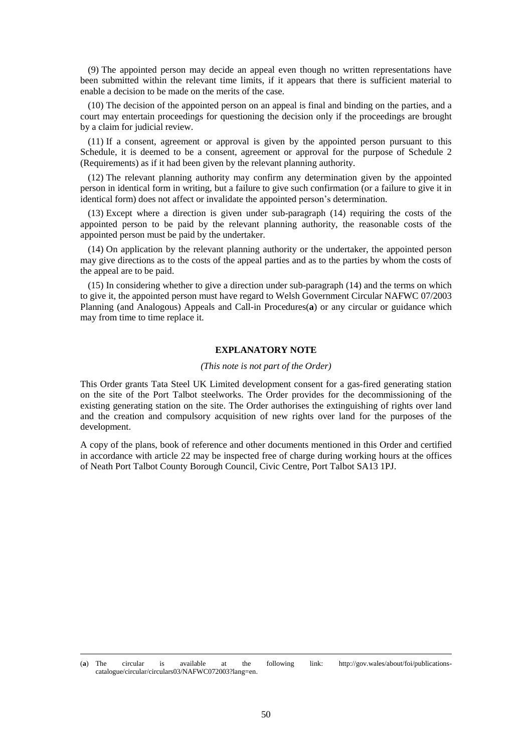(9) The appointed person may decide an appeal even though no written representations have been submitted within the relevant time limits, if it appears that there is sufficient material to enable a decision to be made on the merits of the case.

(10) The decision of the appointed person on an appeal is final and binding on the parties, and a court may entertain proceedings for questioning the decision only if the proceedings are brought by a claim for judicial review.

(11) If a consent, agreement or approval is given by the appointed person pursuant to this Schedule, it is deemed to be a consent, agreement or approval for the purpose of Schedule 2 (Requirements) as if it had been given by the relevant planning authority.

(12) The relevant planning authority may confirm any determination given by the appointed person in identical form in writing, but a failure to give such confirmation (or a failure to give it in identical form) does not affect or invalidate the appointed person's determination.

(13) Except where a direction is given under sub-paragraph (14) requiring the costs of the appointed person to be paid by the relevant planning authority, the reasonable costs of the appointed person must be paid by the undertaker.

(14) On application by the relevant planning authority or the undertaker, the appointed person may give directions as to the costs of the appeal parties and as to the parties by whom the costs of the appeal are to be paid.

(15) In considering whether to give a direction under sub-paragraph (14) and the terms on which to give it, the appointed person must have regard to Welsh Government Circular NAFWC 07/2003 Planning (and Analogous) Appeals and Call-in Procedures(**a**) or any circular or guidance which may from time to time replace it.

## EXPLANATORY NOTE

*(This note is not part of the Order)*

This Order grants Tata Steel UK Limited development consent for a gas-fired generating station on the site of the Port Talbot steelworks. The Order provides for the decommissioning of the existing generating station on the site. The Order authorises the extinguishing of rights over land and the creation and compulsory acquisition of new rights over land for the purposes of the development.

A copy of the plans, book of reference and other documents mentioned in this Order and certified in accordance with article 22 may be inspected free of charge during working hours at the offices of Neath Port Talbot County Borough Council, Civic Centre, Port Talbot SA13 1PJ.

(**a**) The circular is available at the following link: http://gov.wales/about/foi/publications-catalogue/circular/circulars03/NAFWC072003?lang=en.